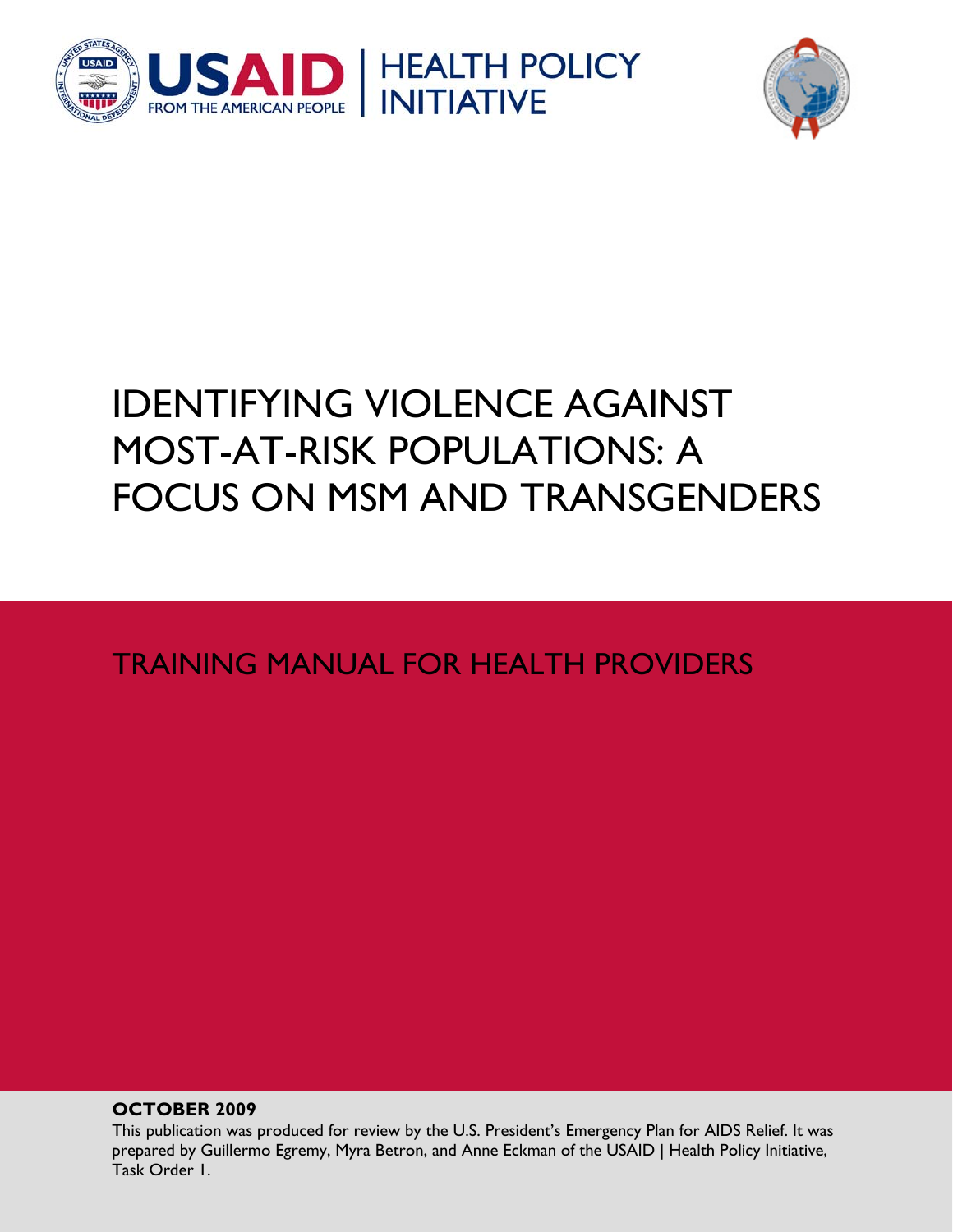USAID | HEALTH POLICY INITIATIVE

FROM THE AMERICAN PEOPLE

# IDENTIFYING VIOLENCE AGAINST MOST-AT-RISK POPULATIONS: A FOCUS ON MSM AND TRANSGENDERS

## TRAINING MANUAL FOR HEALTH PROVIDERS

**OCTOBER 2009**

This publication was produced for review by the U.S. President's Emergency Plan for AIDS Relief. It was prepared by Guillermo Egremy, Myra Betron, and Anne Eckman of the USAID | Health Policy Initiative, Task Order 1.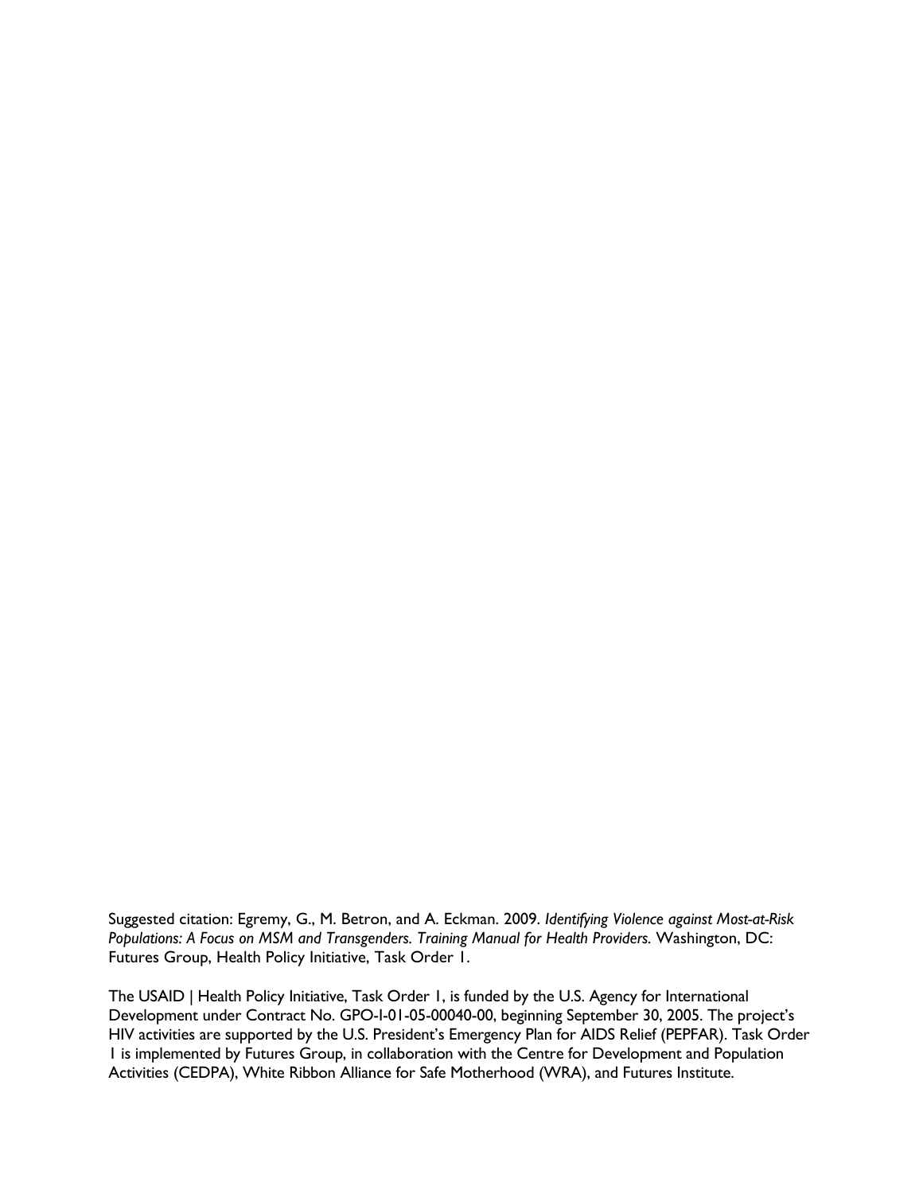Suggested citation: Egremy, G., M. Betron, and A. Eckman. 2009. *Identifying Violence against Most-at-Risk Populations: A Focus on MSM and Transgenders. Training Manual for Health Providers.* Washington, DC: Futures Group, Health Policy Initiative, Task Order 1.

The USAID | Health Policy Initiative, Task Order 1, is funded by the U.S. Agency for International Development under Contract No. GPO-I-01-05-00040-00, beginning September 30, 2005. The project's HIV activities are supported by the U.S. President's Emergency Plan for AIDS Relief (PEPFAR). Task Order 1 is implemented by Futures Group, in collaboration with the Centre for Development and Population Activities (CEDPA), White Ribbon Alliance for Safe Motherhood (WRA), and Futures Institute.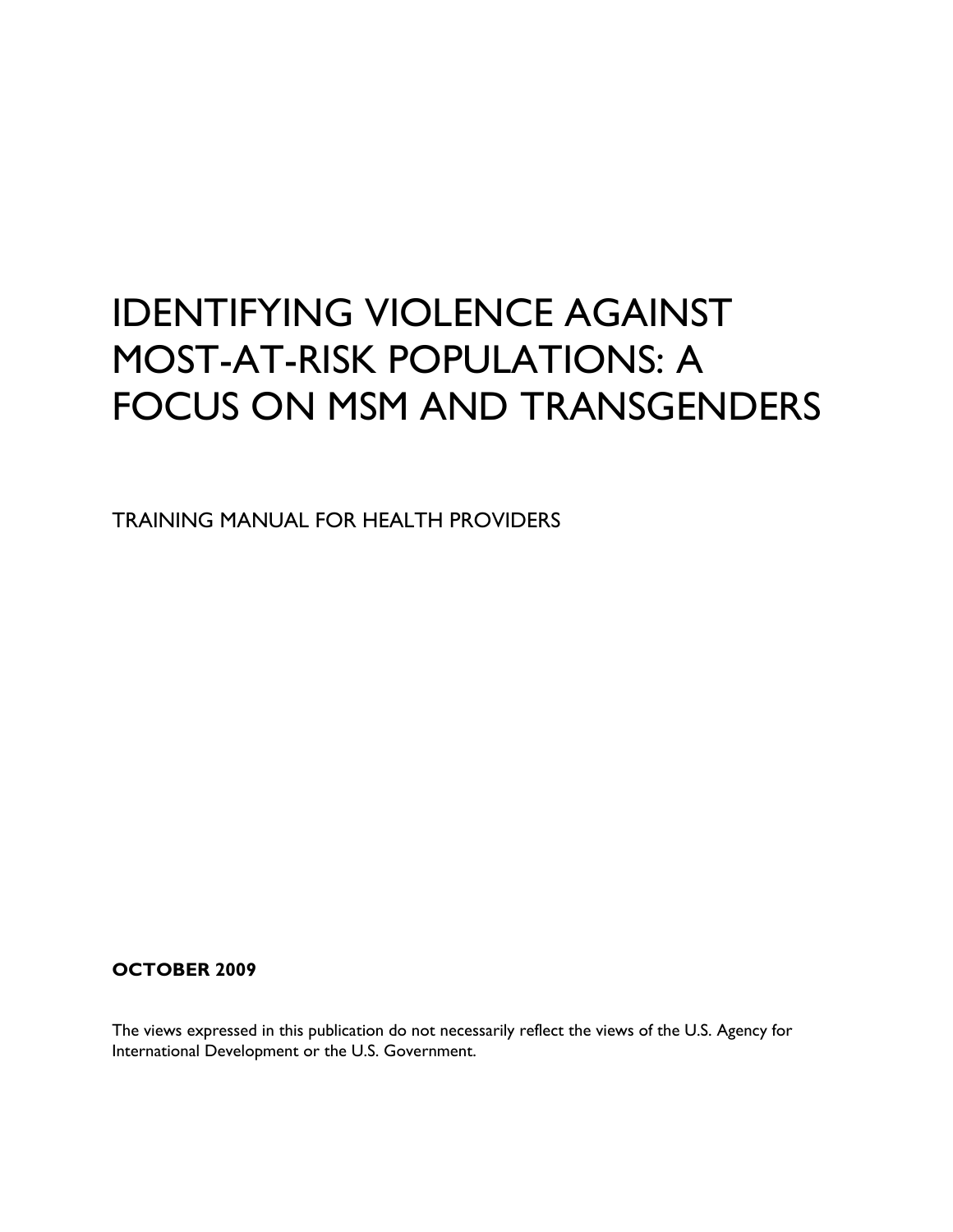# IDENTIFYING VIOLENCE AGAINST MOST-AT-RISK POPULATIONS: A FOCUS ON MSM AND TRANSGENDERS

TRAINING MANUAL FOR HEALTH PROVIDERS

**OCTOBER 2009**

The views expressed in this publication do not necessarily reflect the views of the U.S. Agency for International Development or the U.S. Government.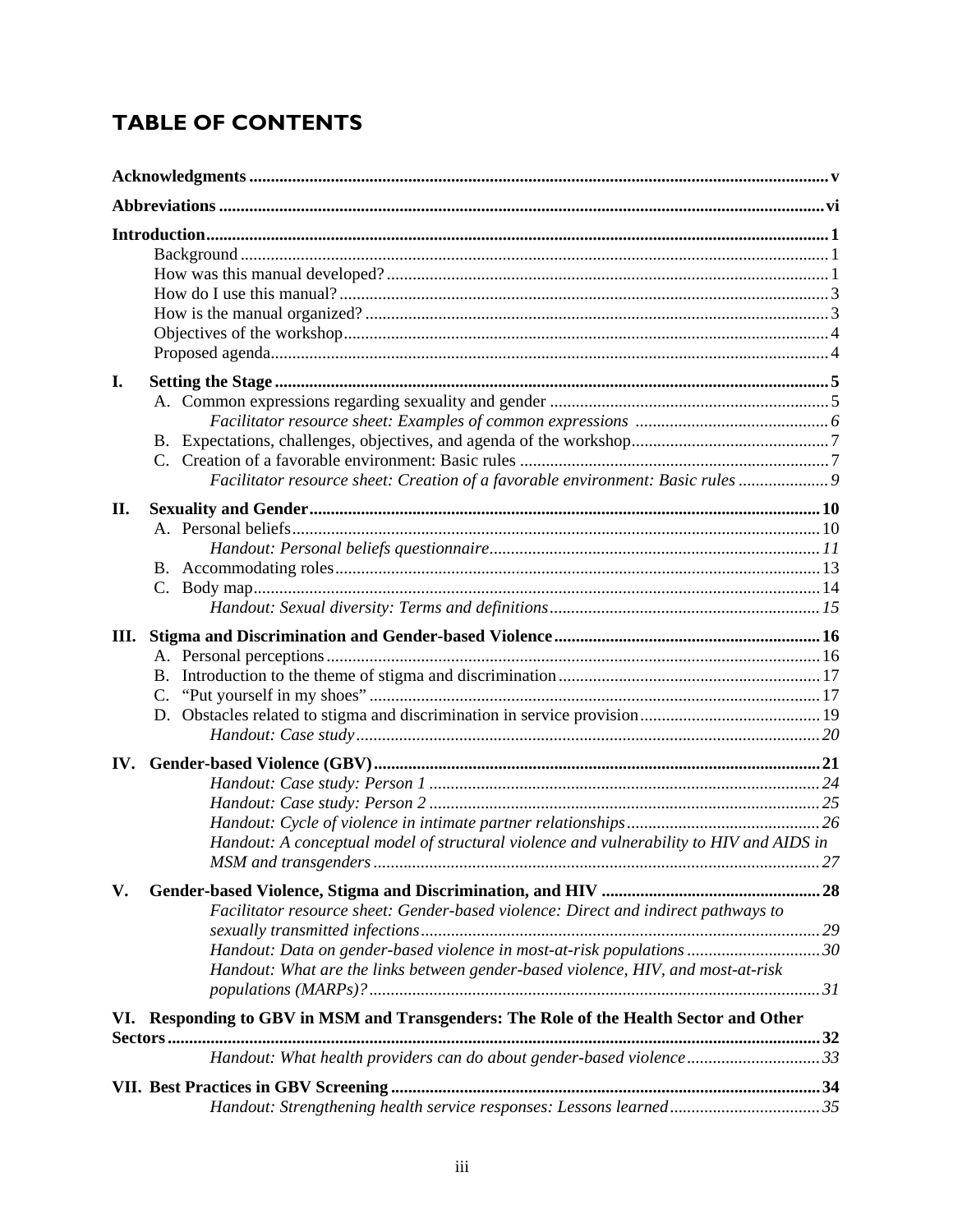# TABLE OF CONTENTS

**Acknowledgments** .......... **v**

**Abbreviations** .......... **vi**

**Introduction** .......... **1**

- Background .......... 1
- How was this manual developed? .......... 1
- How do I use this manual? .......... 3
- How is the manual organized? .......... 3
- Objectives of the workshop .......... 4
- Proposed agenda .......... 4

**I. Setting the Stage** .......... **5**

- A. Common expressions regarding sexuality and gender .......... 5
  - *Facilitator resource sheet: Examples of common expressions* .......... *6*
- B. Expectations, challenges, objectives, and agenda of the workshop .......... 7
- C. Creation of a favorable environment: Basic rules .......... 7
  - *Facilitator resource sheet: Creation of a favorable environment: Basic rules* .......... *9*

**II. Sexuality and Gender** .......... **10**

- A. Personal beliefs .......... 10
  - *Handout: Personal beliefs questionnaire* .......... *11*
- B. Accommodating roles .......... 13
- C. Body map .......... 14
  - *Handout: Sexual diversity: Terms and definitions* .......... *15*

**III. Stigma and Discrimination and Gender-based Violence** .......... **16**

- A. Personal perceptions .......... 16
- B. Introduction to the theme of stigma and discrimination .......... 17
- C. "Put yourself in my shoes" .......... 17
- D. Obstacles related to stigma and discrimination in service provision .......... 19
  - *Handout: Case study* .......... *20*

**IV. Gender-based Violence (GBV)** .......... **21**

- *Handout: Case study: Person 1* .......... *24*
- *Handout: Case study: Person 2* .......... *25*
- *Handout: Cycle of violence in intimate partner relationships* .......... *26*
- *Handout: A conceptual model of structural violence and vulnerability to HIV and AIDS in MSM and transgenders* .......... *27*

**V. Gender-based Violence, Stigma and Discrimination, and HIV** .......... **28**

- *Facilitator resource sheet: Gender-based violence: Direct and indirect pathways to sexually transmitted infections* .......... *29*
- *Handout: Data on gender-based violence in most-at-risk populations* .......... *30*
- *Handout: What are the links between gender-based violence, HIV, and most-at-risk populations (MARPs)?* .......... *31*

**VI. Responding to GBV in MSM and Transgenders: The Role of the Health Sector and Other Sectors** .......... **32**

- *Handout: What health providers can do about gender-based violence* .......... *33*

**VII. Best Practices in GBV Screening** .......... **34**

- *Handout: Strengthening health service responses: Lessons learned* .......... *35*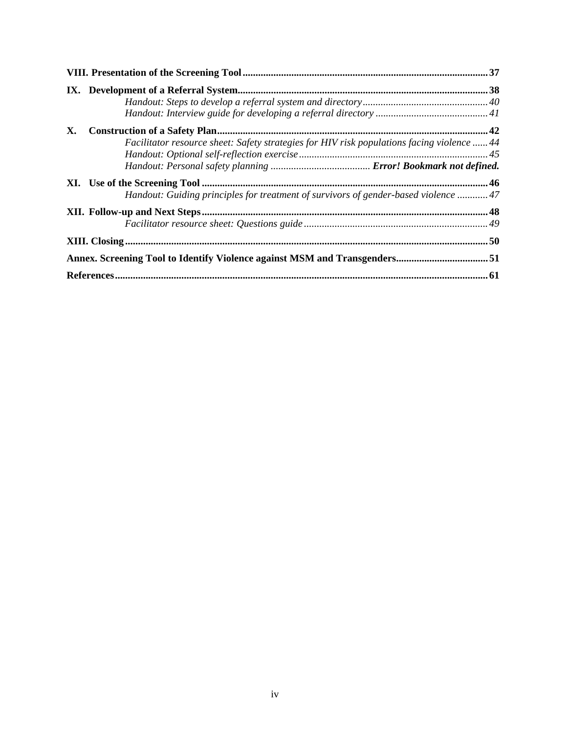**VIII. Presentation of the Screening Tool** ..... 37

**IX. Development of a Referral System** ..... 38

*Handout: Steps to develop a referral system and directory* ..... 40

*Handout: Interview guide for developing a referral directory* ..... 41

**X. Construction of a Safety Plan** ..... 42

*Facilitator resource sheet: Safety strategies for HIV risk populations facing violence* ..... 44

*Handout: Optional self-reflection exercise* ..... 45

*Handout: Personal safety planning* ..... ***Error! Bookmark not defined.***

**XI. Use of the Screening Tool** ..... 46

*Handout: Guiding principles for treatment of survivors of gender-based violence* ..... 47

**XII. Follow-up and Next Steps** ..... 48

*Facilitator resource sheet: Questions guide* ..... 49

**XIII. Closing** ..... 50

**Annex. Screening Tool to Identify Violence against MSM and Transgenders** ..... 51

**References** ..... 61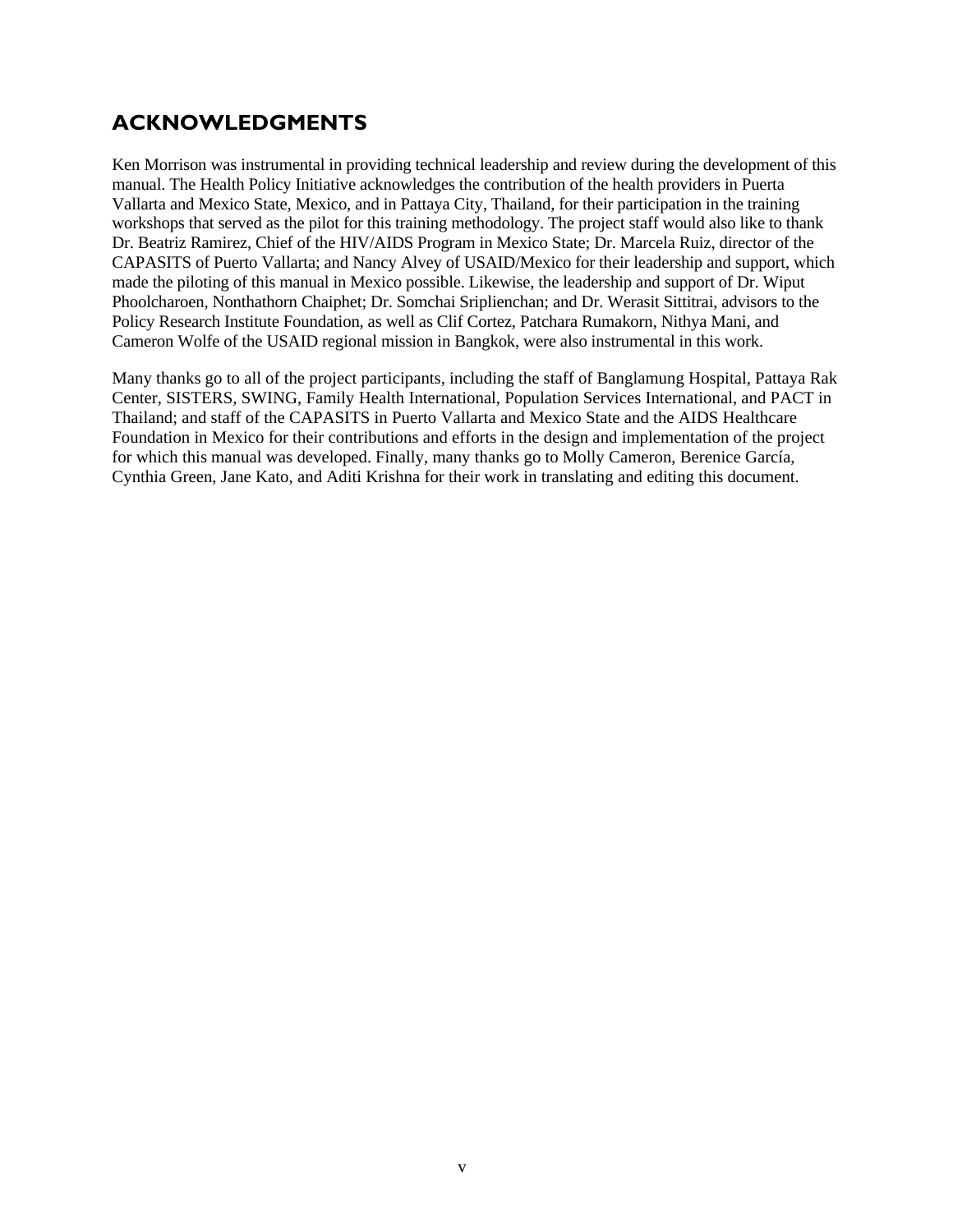## ACKNOWLEDGMENTS

Ken Morrison was instrumental in providing technical leadership and review during the development of this manual. The Health Policy Initiative acknowledges the contribution of the health providers in Puerta Vallarta and Mexico State, Mexico, and in Pattaya City, Thailand, for their participation in the training workshops that served as the pilot for this training methodology. The project staff would also like to thank Dr. Beatriz Ramirez, Chief of the HIV/AIDS Program in Mexico State; Dr. Marcela Ruiz, director of the CAPASITS of Puerto Vallarta; and Nancy Alvey of USAID/Mexico for their leadership and support, which made the piloting of this manual in Mexico possible. Likewise, the leadership and support of Dr. Wiput Phoolcharoen, Nonthathorn Chaiphet; Dr. Somchai Sriplienchan; and Dr. Werasit Sittitrai, advisors to the Policy Research Institute Foundation, as well as Clif Cortez, Patchara Rumakorn, Nithya Mani, and Cameron Wolfe of the USAID regional mission in Bangkok, were also instrumental in this work.

Many thanks go to all of the project participants, including the staff of Banglamung Hospital, Pattaya Rak Center, SISTERS, SWING, Family Health International, Population Services International, and PACT in Thailand; and staff of the CAPASITS in Puerto Vallarta and Mexico State and the AIDS Healthcare Foundation in Mexico for their contributions and efforts in the design and implementation of the project for which this manual was developed. Finally, many thanks go to Molly Cameron, Berenice García, Cynthia Green, Jane Kato, and Aditi Krishna for their work in translating and editing this document.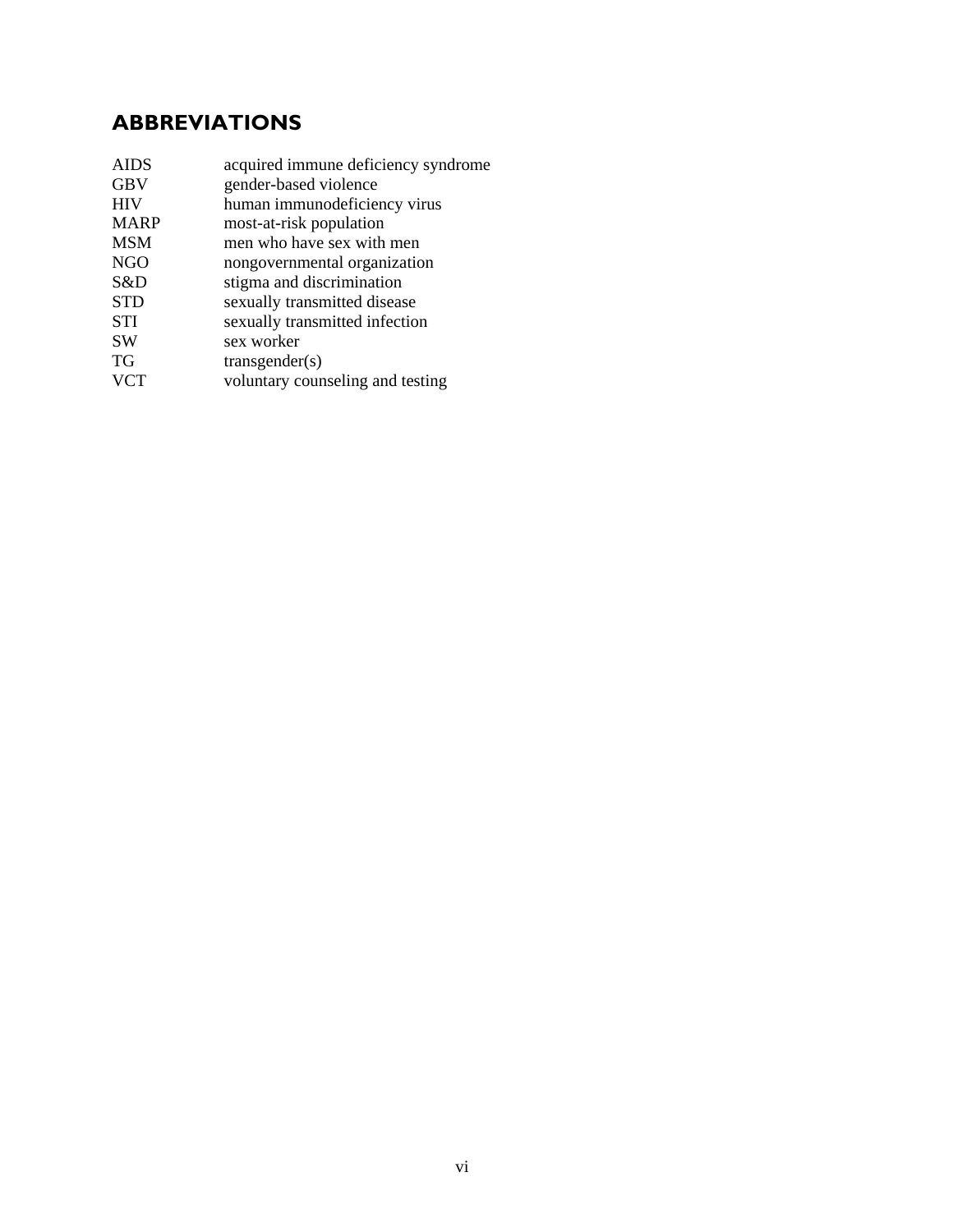# ABBREVIATIONS

| | |
|---|---|
| AIDS | acquired immune deficiency syndrome |
| GBV | gender-based violence |
| HIV | human immunodeficiency virus |
| MARP | most-at-risk population |
| MSM | men who have sex with men |
| NGO | nongovernmental organization |
| S&D | stigma and discrimination |
| STD | sexually transmitted disease |
| STI | sexually transmitted infection |
| SW | sex worker |
| TG | transgender(s) |
| VCT | voluntary counseling and testing |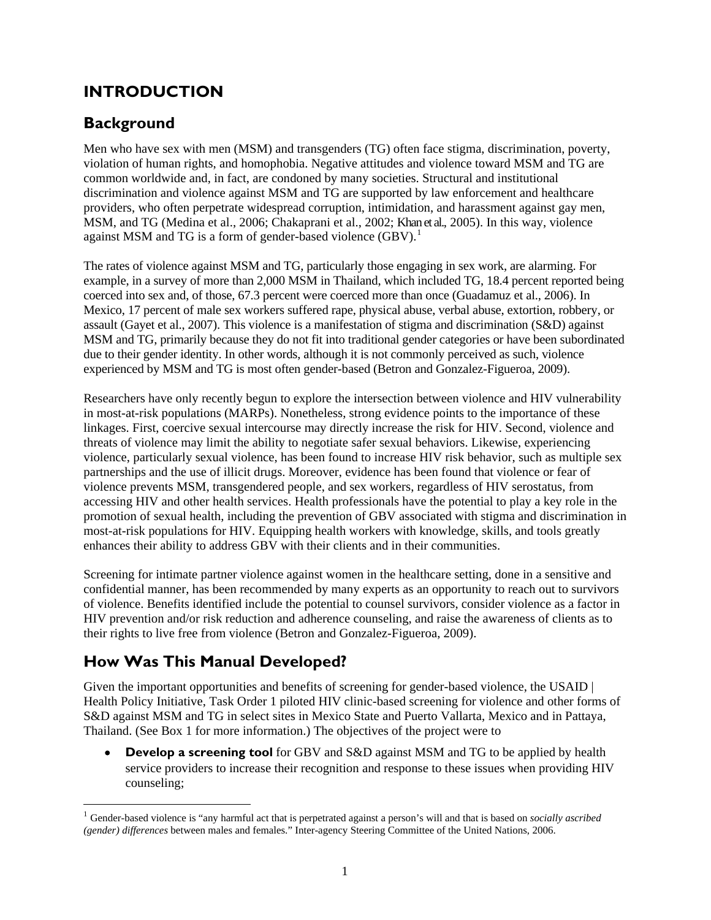# INTRODUCTION

## Background

Men who have sex with men (MSM) and transgenders (TG) often face stigma, discrimination, poverty, violation of human rights, and homophobia. Negative attitudes and violence toward MSM and TG are common worldwide and, in fact, are condoned by many societies. Structural and institutional discrimination and violence against MSM and TG are supported by law enforcement and healthcare providers, who often perpetrate widespread corruption, intimidation, and harassment against gay men, MSM, and TG (Medina et al., 2006; Chakaprani et al., 2002; Khan et al., 2005). In this way, violence against MSM and TG is a form of gender-based violence (GBV).[1]

The rates of violence against MSM and TG, particularly those engaging in sex work, are alarming. For example, in a survey of more than 2,000 MSM in Thailand, which included TG, 18.4 percent reported being coerced into sex and, of those, 67.3 percent were coerced more than once (Guadamuz et al., 2006). In Mexico, 17 percent of male sex workers suffered rape, physical abuse, verbal abuse, extortion, robbery, or assault (Gayet et al., 2007). This violence is a manifestation of stigma and discrimination (S&D) against MSM and TG, primarily because they do not fit into traditional gender categories or have been subordinated due to their gender identity. In other words, although it is not commonly perceived as such, violence experienced by MSM and TG is most often gender-based (Betron and Gonzalez-Figueroa, 2009).

Researchers have only recently begun to explore the intersection between violence and HIV vulnerability in most-at-risk populations (MARPs). Nonetheless, strong evidence points to the importance of these linkages. First, coercive sexual intercourse may directly increase the risk for HIV. Second, violence and threats of violence may limit the ability to negotiate safer sexual behaviors. Likewise, experiencing violence, particularly sexual violence, has been found to increase HIV risk behavior, such as multiple sex partnerships and the use of illicit drugs. Moreover, evidence has been found that violence or fear of violence prevents MSM, transgendered people, and sex workers, regardless of HIV serostatus, from accessing HIV and other health services. Health professionals have the potential to play a key role in the promotion of sexual health, including the prevention of GBV associated with stigma and discrimination in most-at-risk populations for HIV. Equipping health workers with knowledge, skills, and tools greatly enhances their ability to address GBV with their clients and in their communities.

Screening for intimate partner violence against women in the healthcare setting, done in a sensitive and confidential manner, has been recommended by many experts as an opportunity to reach out to survivors of violence. Benefits identified include the potential to counsel survivors, consider violence as a factor in HIV prevention and/or risk reduction and adherence counseling, and raise the awareness of clients as to their rights to live free from violence (Betron and Gonzalez-Figueroa, 2009).

## How Was This Manual Developed?

Given the important opportunities and benefits of screening for gender-based violence, the USAID | Health Policy Initiative, Task Order 1 piloted HIV clinic-based screening for violence and other forms of S&D against MSM and TG in select sites in Mexico State and Puerto Vallarta, Mexico and in Pattaya, Thailand. (See Box 1 for more information.) The objectives of the project were to

- **Develop a screening tool** for GBV and S&D against MSM and TG to be applied by health service providers to increase their recognition and response to these issues when providing HIV counseling;

[1] Gender-based violence is "any harmful act that is perpetrated against a person's will and that is based on *socially ascribed (gender) differences* between males and females." Inter-agency Steering Committee of the United Nations, 2006.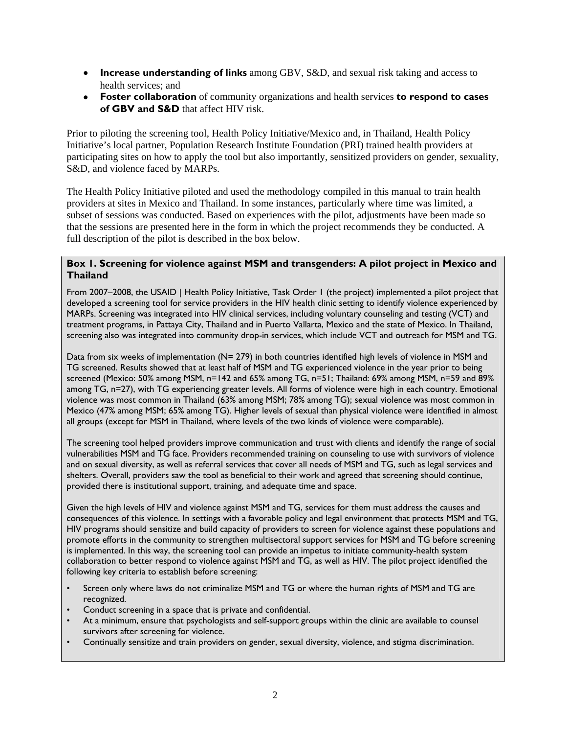- **Increase understanding of links** among GBV, S&D, and sexual risk taking and access to health services; and
- **Foster collaboration** of community organizations and health services **to respond to cases of GBV and S&D** that affect HIV risk.

Prior to piloting the screening tool, Health Policy Initiative/Mexico and, in Thailand, Health Policy Initiative's local partner, Population Research Institute Foundation (PRI) trained health providers at participating sites on how to apply the tool but also importantly, sensitized providers on gender, sexuality, S&D, and violence faced by MARPs.

The Health Policy Initiative piloted and used the methodology compiled in this manual to train health providers at sites in Mexico and Thailand. In some instances, particularly where time was limited, a subset of sessions was conducted. Based on experiences with the pilot, adjustments have been made so that the sessions are presented here in the form in which the project recommends they be conducted. A full description of the pilot is described in the box below.

**Box 1. Screening for violence against MSM and transgenders: A pilot project in Mexico and Thailand**

From 2007–2008, the USAID | Health Policy Initiative, Task Order 1 (the project) implemented a pilot project that developed a screening tool for service providers in the HIV health clinic setting to identify violence experienced by MARPs. Screening was integrated into HIV clinical services, including voluntary counseling and testing (VCT) and treatment programs, in Pattaya City, Thailand and in Puerto Vallarta, Mexico and the state of Mexico. In Thailand, screening also was integrated into community drop-in services, which include VCT and outreach for MSM and TG.

Data from six weeks of implementation (N= 279) in both countries identified high levels of violence in MSM and TG screened. Results showed that at least half of MSM and TG experienced violence in the year prior to being screened (Mexico: 50% among MSM, n=142 and 65% among TG, n=51; Thailand: 69% among MSM, n=59 and 89% among TG, n=27), with TG experiencing greater levels. All forms of violence were high in each country. Emotional violence was most common in Thailand (63% among MSM; 78% among TG); sexual violence was most common in Mexico (47% among MSM; 65% among TG). Higher levels of sexual than physical violence were identified in almost all groups (except for MSM in Thailand, where levels of the two kinds of violence were comparable).

The screening tool helped providers improve communication and trust with clients and identify the range of social vulnerabilities MSM and TG face. Providers recommended training on counseling to use with survivors of violence and on sexual diversity, as well as referral services that cover all needs of MSM and TG, such as legal services and shelters. Overall, providers saw the tool as beneficial to their work and agreed that screening should continue, provided there is institutional support, training, and adequate time and space.

Given the high levels of HIV and violence against MSM and TG, services for them must address the causes and consequences of this violence. In settings with a favorable policy and legal environment that protects MSM and TG, HIV programs should sensitize and build capacity of providers to screen for violence against these populations and promote efforts in the community to strengthen multisectoral support services for MSM and TG before screening is implemented. In this way, the screening tool can provide an impetus to initiate community-health system collaboration to better respond to violence against MSM and TG, as well as HIV. The pilot project identified the following key criteria to establish before screening:

- Screen only where laws do not criminalize MSM and TG or where the human rights of MSM and TG are recognized.
- Conduct screening in a space that is private and confidential.
- At a minimum, ensure that psychologists and self-support groups within the clinic are available to counsel survivors after screening for violence.
- Continually sensitize and train providers on gender, sexual diversity, violence, and stigma discrimination.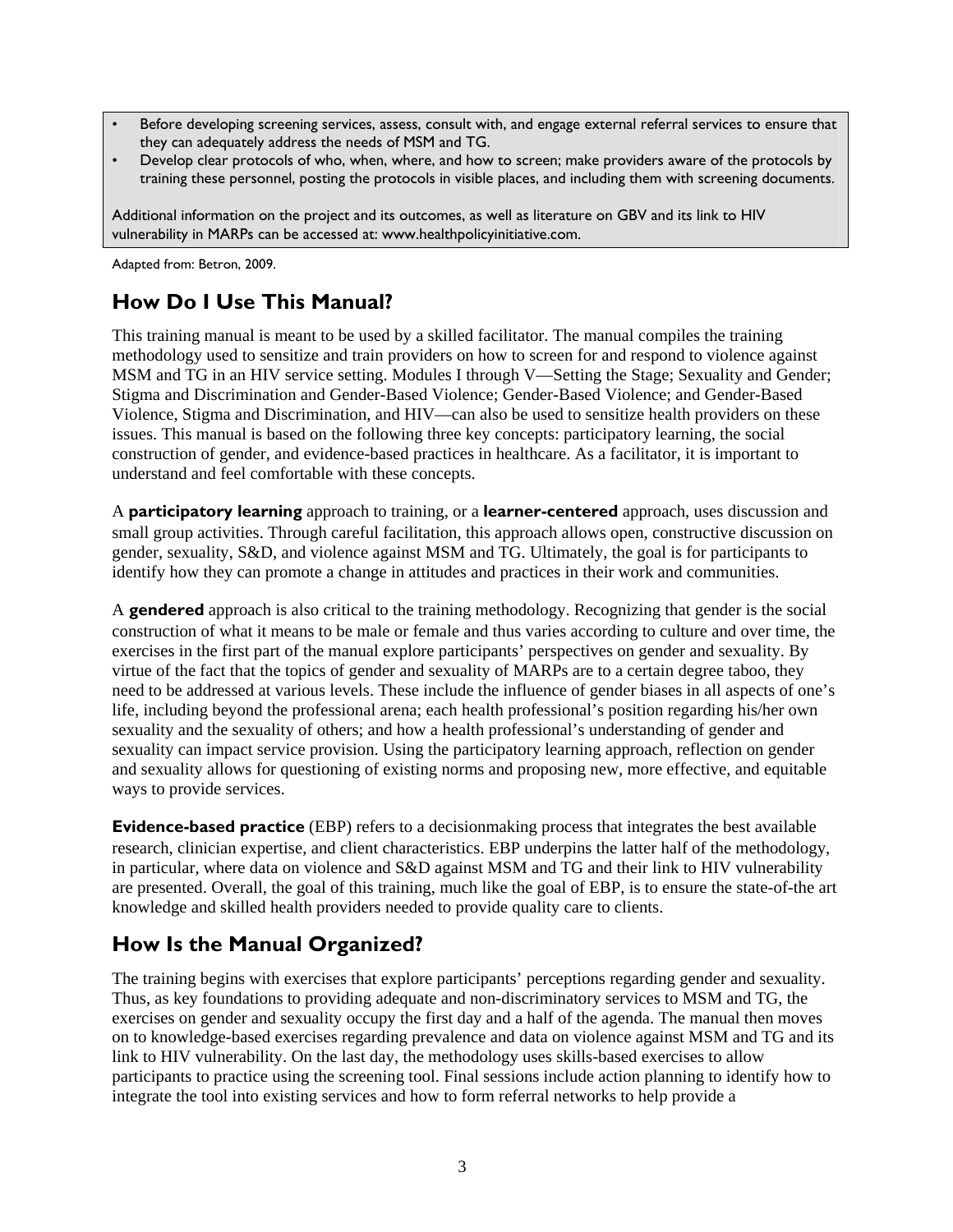- Before developing screening services, assess, consult with, and engage external referral services to ensure that they can adequately address the needs of MSM and TG.
- Develop clear protocols of who, when, where, and how to screen; make providers aware of the protocols by training these personnel, posting the protocols in visible places, and including them with screening documents.

Additional information on the project and its outcomes, as well as literature on GBV and its link to HIV vulnerability in MARPs can be accessed at: www.healthpolicyinitiative.com.

Adapted from: Betron, 2009.

## How Do I Use This Manual?

This training manual is meant to be used by a skilled facilitator. The manual compiles the training methodology used to sensitize and train providers on how to screen for and respond to violence against MSM and TG in an HIV service setting. Modules I through V—Setting the Stage; Sexuality and Gender; Stigma and Discrimination and Gender-Based Violence; Gender-Based Violence; and Gender-Based Violence, Stigma and Discrimination, and HIV—can also be used to sensitize health providers on these issues. This manual is based on the following three key concepts: participatory learning, the social construction of gender, and evidence-based practices in healthcare. As a facilitator, it is important to understand and feel comfortable with these concepts.

A **participatory learning** approach to training, or a **learner-centered** approach, uses discussion and small group activities. Through careful facilitation, this approach allows open, constructive discussion on gender, sexuality, S&D, and violence against MSM and TG. Ultimately, the goal is for participants to identify how they can promote a change in attitudes and practices in their work and communities.

A **gendered** approach is also critical to the training methodology. Recognizing that gender is the social construction of what it means to be male or female and thus varies according to culture and over time, the exercises in the first part of the manual explore participants' perspectives on gender and sexuality. By virtue of the fact that the topics of gender and sexuality of MARPs are to a certain degree taboo, they need to be addressed at various levels. These include the influence of gender biases in all aspects of one's life, including beyond the professional arena; each health professional's position regarding his/her own sexuality and the sexuality of others; and how a health professional's understanding of gender and sexuality can impact service provision. Using the participatory learning approach, reflection on gender and sexuality allows for questioning of existing norms and proposing new, more effective, and equitable ways to provide services.

**Evidence-based practice** (EBP) refers to a decisionmaking process that integrates the best available research, clinician expertise, and client characteristics. EBP underpins the latter half of the methodology, in particular, where data on violence and S&D against MSM and TG and their link to HIV vulnerability are presented. Overall, the goal of this training, much like the goal of EBP, is to ensure the state-of-the art knowledge and skilled health providers needed to provide quality care to clients.

## How Is the Manual Organized?

The training begins with exercises that explore participants' perceptions regarding gender and sexuality. Thus, as key foundations to providing adequate and non-discriminatory services to MSM and TG, the exercises on gender and sexuality occupy the first day and a half of the agenda. The manual then moves on to knowledge-based exercises regarding prevalence and data on violence against MSM and TG and its link to HIV vulnerability. On the last day, the methodology uses skills-based exercises to allow participants to practice using the screening tool. Final sessions include action planning to identify how to integrate the tool into existing services and how to form referral networks to help provide a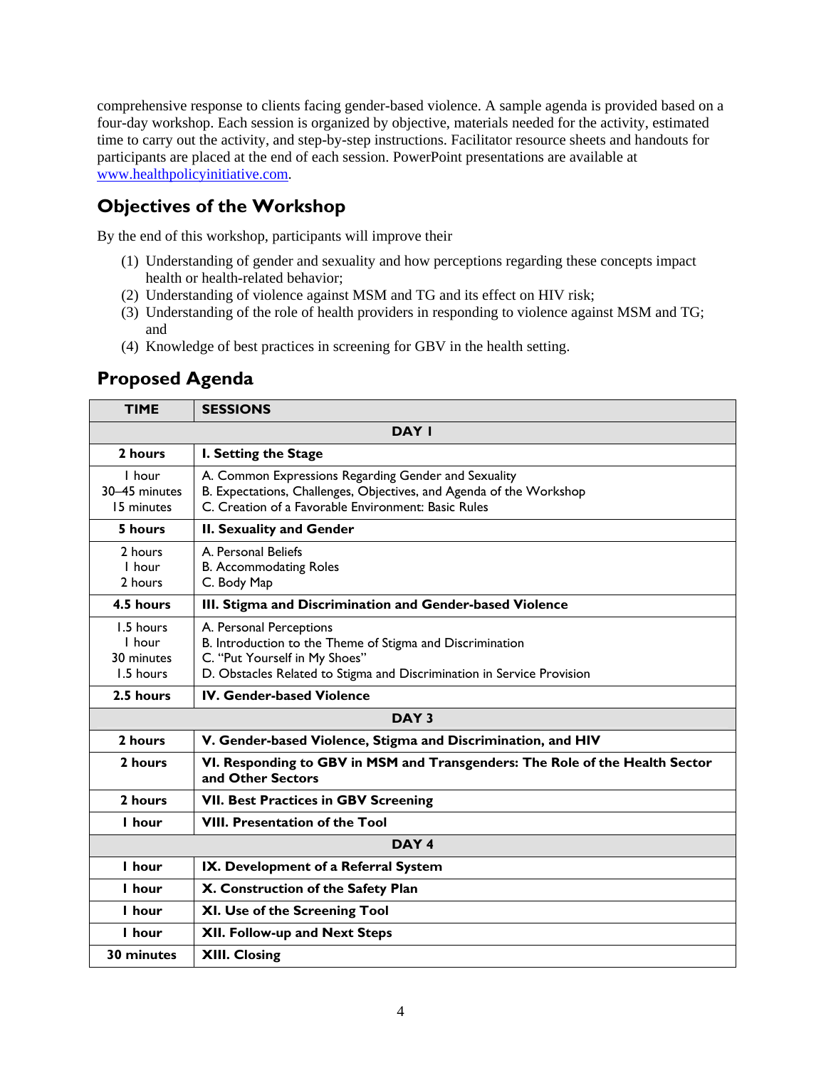comprehensive response to clients facing gender-based violence. A sample agenda is provided based on a four-day workshop. Each session is organized by objective, materials needed for the activity, estimated time to carry out the activity, and step-by-step instructions. Facilitator resource sheets and handouts for participants are placed at the end of each session. PowerPoint presentations are available at www.healthpolicyinitiative.com.

## Objectives of the Workshop

By the end of this workshop, participants will improve their

(1) Understanding of gender and sexuality and how perceptions regarding these concepts impact health or health-related behavior;
(2) Understanding of violence against MSM and TG and its effect on HIV risk;
(3) Understanding of the role of health providers in responding to violence against MSM and TG; and
(4) Knowledge of best practices in screening for GBV in the health setting.

## Proposed Agenda

| TIME | SESSIONS |
|---|---|
| | **DAY I** |
| **2 hours** | **I. Setting the Stage** |
| I hour<br>30–45 minutes<br>15 minutes | A. Common Expressions Regarding Gender and Sexuality<br>B. Expectations, Challenges, Objectives, and Agenda of the Workshop<br>C. Creation of a Favorable Environment: Basic Rules |
| **5 hours** | **II. Sexuality and Gender** |
| 2 hours<br>I hour<br>2 hours | A. Personal Beliefs<br>B. Accommodating Roles<br>C. Body Map |
| **4.5 hours** | **III. Stigma and Discrimination and Gender-based Violence** |
| 1.5 hours<br>I hour<br>30 minutes<br>1.5 hours | A. Personal Perceptions<br>B. Introduction to the Theme of Stigma and Discrimination<br>C. "Put Yourself in My Shoes"<br>D. Obstacles Related to Stigma and Discrimination in Service Provision |
| **2.5 hours** | **IV. Gender-based Violence** |
| | **DAY 3** |
| **2 hours** | **V. Gender-based Violence, Stigma and Discrimination, and HIV** |
| **2 hours** | **VI. Responding to GBV in MSM and Transgenders: The Role of the Health Sector and Other Sectors** |
| **2 hours** | **VII. Best Practices in GBV Screening** |
| **I hour** | **VIII. Presentation of the Tool** |
| | **DAY 4** |
| **I hour** | **IX. Development of a Referral System** |
| **I hour** | **X. Construction of the Safety Plan** |
| **I hour** | **XI. Use of the Screening Tool** |
| **I hour** | **XII. Follow-up and Next Steps** |
| **30 minutes** | **XIII. Closing** |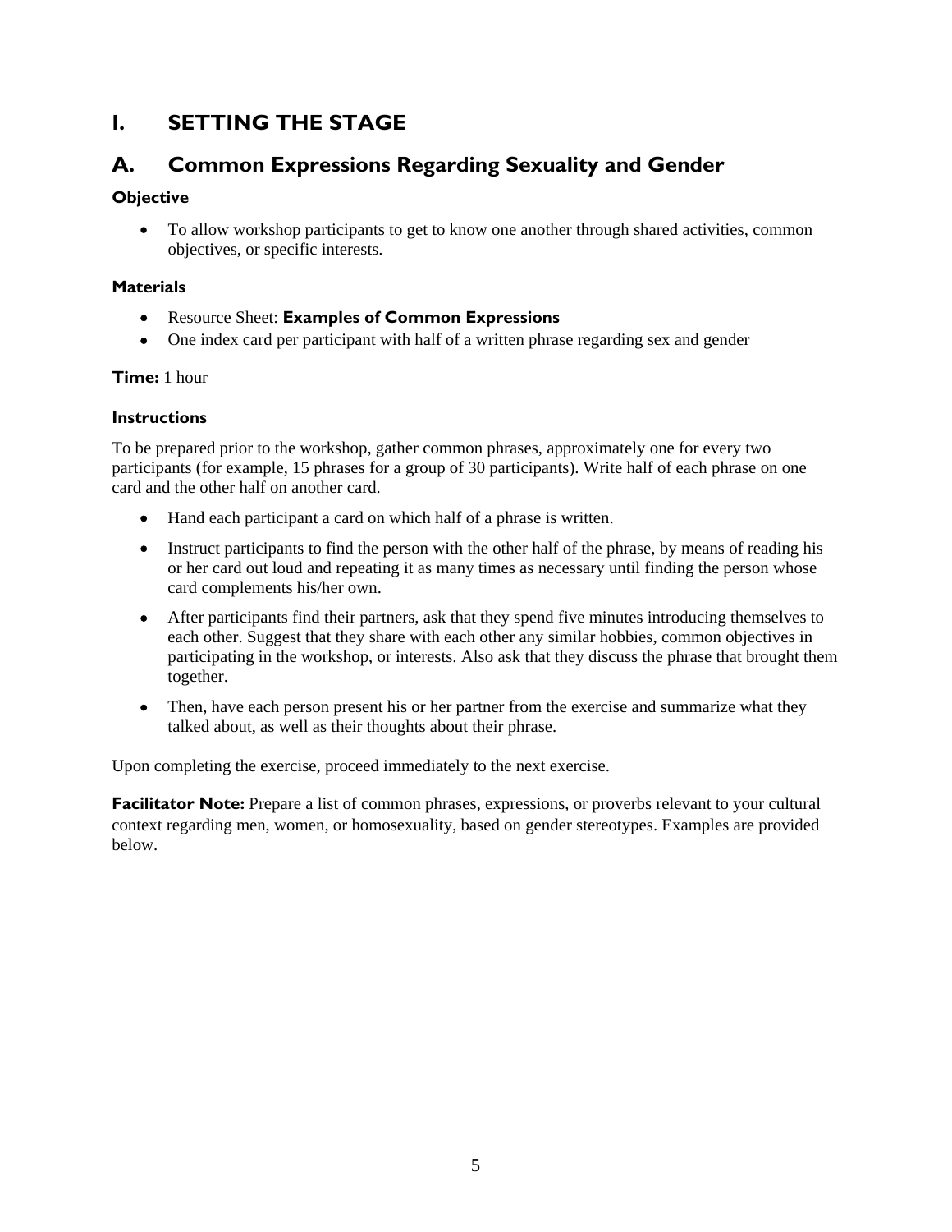# I. SETTING THE STAGE

## A. Common Expressions Regarding Sexuality and Gender

**Objective**

- To allow workshop participants to get to know one another through shared activities, common objectives, or specific interests.

**Materials**

- Resource Sheet: **Examples of Common Expressions**
- One index card per participant with half of a written phrase regarding sex and gender

**Time:** 1 hour

**Instructions**

To be prepared prior to the workshop, gather common phrases, approximately one for every two participants (for example, 15 phrases for a group of 30 participants). Write half of each phrase on one card and the other half on another card.

- Hand each participant a card on which half of a phrase is written.
- Instruct participants to find the person with the other half of the phrase, by means of reading his or her card out loud and repeating it as many times as necessary until finding the person whose card complements his/her own.
- After participants find their partners, ask that they spend five minutes introducing themselves to each other. Suggest that they share with each other any similar hobbies, common objectives in participating in the workshop, or interests. Also ask that they discuss the phrase that brought them together.
- Then, have each person present his or her partner from the exercise and summarize what they talked about, as well as their thoughts about their phrase.

Upon completing the exercise, proceed immediately to the next exercise.

**Facilitator Note:** Prepare a list of common phrases, expressions, or proverbs relevant to your cultural context regarding men, women, or homosexuality, based on gender stereotypes. Examples are provided below.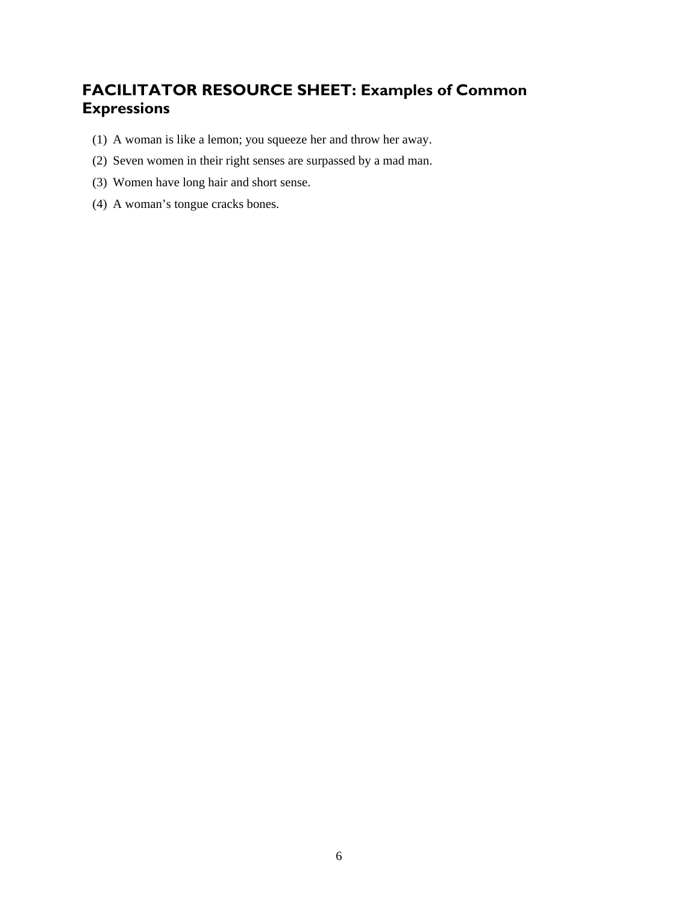## FACILITATOR RESOURCE SHEET: Examples of Common Expressions

(1) A woman is like a lemon; you squeeze her and throw her away.

(2) Seven women in their right senses are surpassed by a mad man.

(3) Women have long hair and short sense.

(4) A woman’s tongue cracks bones.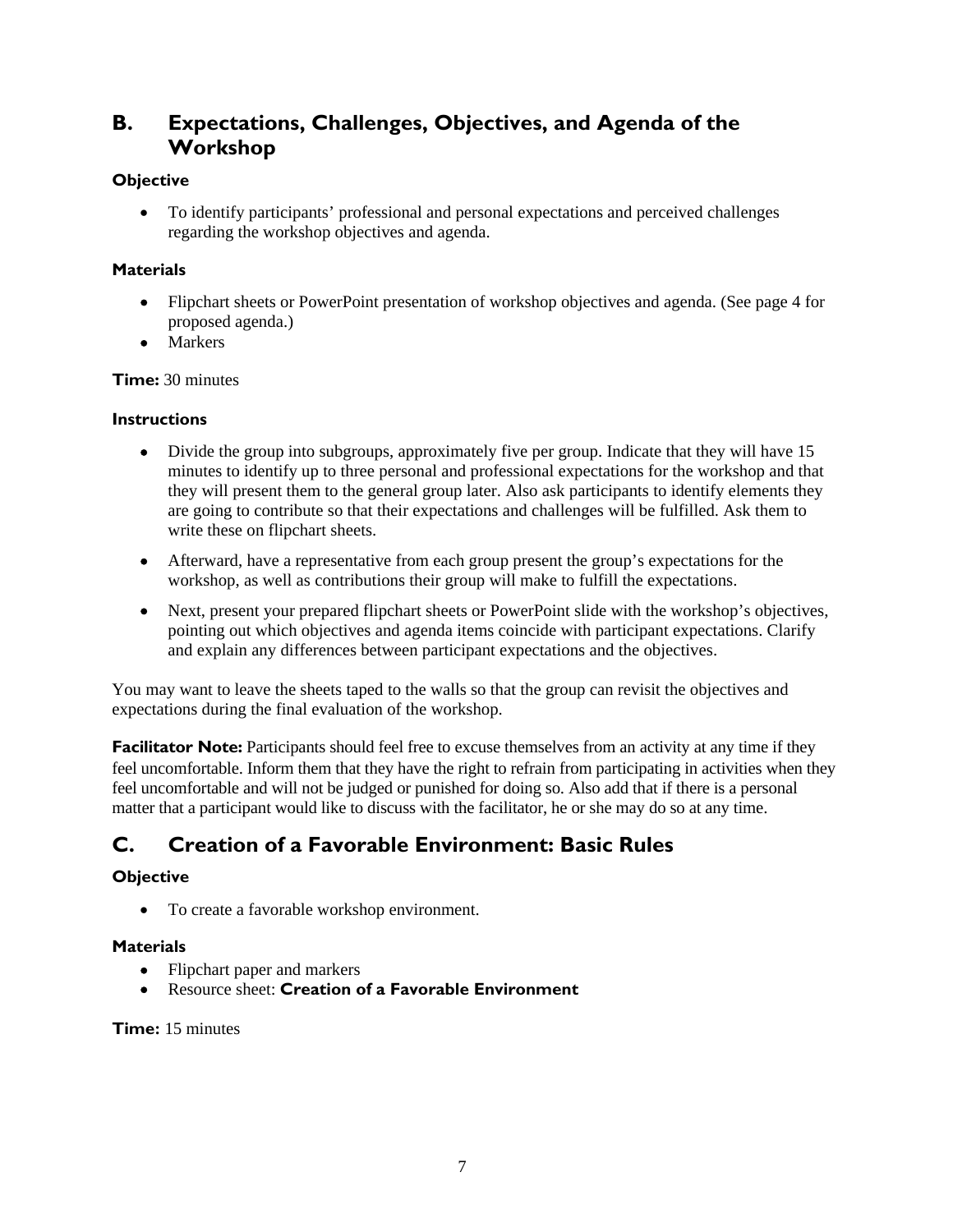## B. Expectations, Challenges, Objectives, and Agenda of the Workshop

**Objective**

- To identify participants' professional and personal expectations and perceived challenges regarding the workshop objectives and agenda.

**Materials**

- Flipchart sheets or PowerPoint presentation of workshop objectives and agenda. (See page 4 for proposed agenda.)
- Markers

**Time:** 30 minutes

**Instructions**

- Divide the group into subgroups, approximately five per group. Indicate that they will have 15 minutes to identify up to three personal and professional expectations for the workshop and that they will present them to the general group later. Also ask participants to identify elements they are going to contribute so that their expectations and challenges will be fulfilled. Ask them to write these on flipchart sheets.
- Afterward, have a representative from each group present the group's expectations for the workshop, as well as contributions their group will make to fulfill the expectations.
- Next, present your prepared flipchart sheets or PowerPoint slide with the workshop's objectives, pointing out which objectives and agenda items coincide with participant expectations. Clarify and explain any differences between participant expectations and the objectives.

You may want to leave the sheets taped to the walls so that the group can revisit the objectives and expectations during the final evaluation of the workshop.

**Facilitator Note:** Participants should feel free to excuse themselves from an activity at any time if they feel uncomfortable. Inform them that they have the right to refrain from participating in activities when they feel uncomfortable and will not be judged or punished for doing so. Also add that if there is a personal matter that a participant would like to discuss with the facilitator, he or she may do so at any time.

## C. Creation of a Favorable Environment: Basic Rules

**Objective**

- To create a favorable workshop environment.

**Materials**

- Flipchart paper and markers
- Resource sheet: **Creation of a Favorable Environment**

**Time:** 15 minutes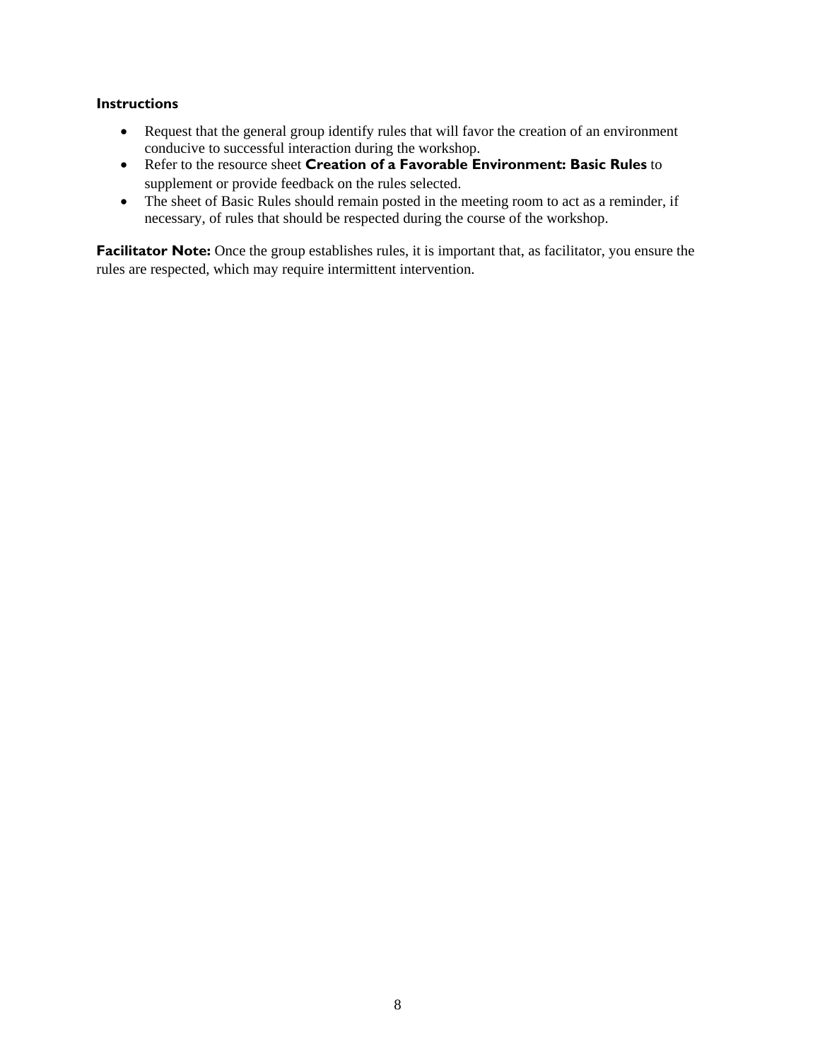**Instructions**

- Request that the general group identify rules that will favor the creation of an environment conducive to successful interaction during the workshop.
- Refer to the resource sheet **Creation of a Favorable Environment: Basic Rules** to supplement or provide feedback on the rules selected.
- The sheet of Basic Rules should remain posted in the meeting room to act as a reminder, if necessary, of rules that should be respected during the course of the workshop.

**Facilitator Note:** Once the group establishes rules, it is important that, as facilitator, you ensure the rules are respected, which may require intermittent intervention.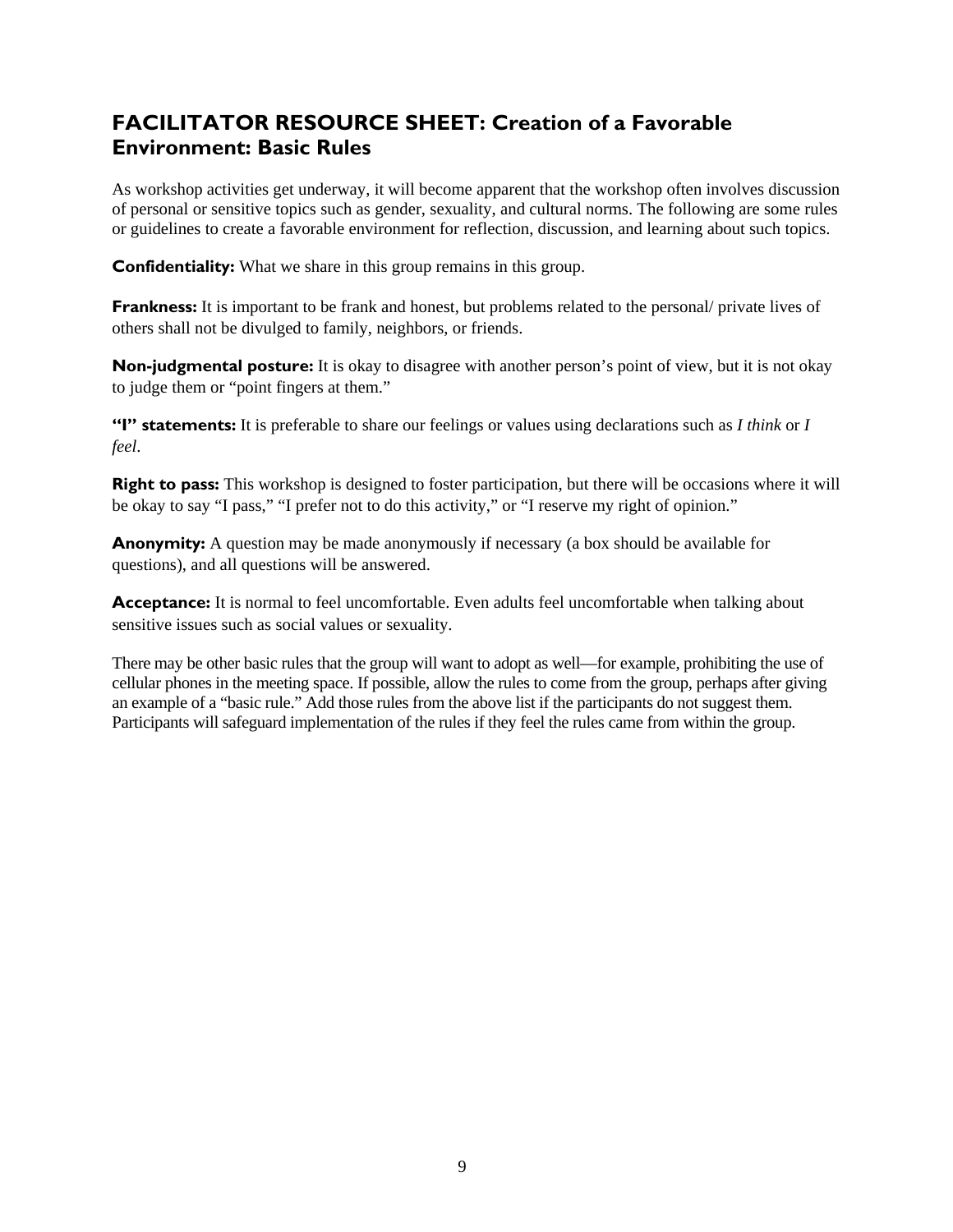## FACILITATOR RESOURCE SHEET: Creation of a Favorable Environment: Basic Rules

As workshop activities get underway, it will become apparent that the workshop often involves discussion of personal or sensitive topics such as gender, sexuality, and cultural norms. The following are some rules or guidelines to create a favorable environment for reflection, discussion, and learning about such topics.

**Confidentiality:** What we share in this group remains in this group.

**Frankness:** It is important to be frank and honest, but problems related to the personal/ private lives of others shall not be divulged to family, neighbors, or friends.

**Non-judgmental posture:** It is okay to disagree with another person's point of view, but it is not okay to judge them or "point fingers at them."

**"I" statements:** It is preferable to share our feelings or values using declarations such as *I think* or *I feel*.

**Right to pass:** This workshop is designed to foster participation, but there will be occasions where it will be okay to say "I pass," "I prefer not to do this activity," or "I reserve my right of opinion."

**Anonymity:** A question may be made anonymously if necessary (a box should be available for questions), and all questions will be answered.

**Acceptance:** It is normal to feel uncomfortable. Even adults feel uncomfortable when talking about sensitive issues such as social values or sexuality.

There may be other basic rules that the group will want to adopt as well—for example, prohibiting the use of cellular phones in the meeting space. If possible, allow the rules to come from the group, perhaps after giving an example of a "basic rule." Add those rules from the above list if the participants do not suggest them. Participants will safeguard implementation of the rules if they feel the rules came from within the group.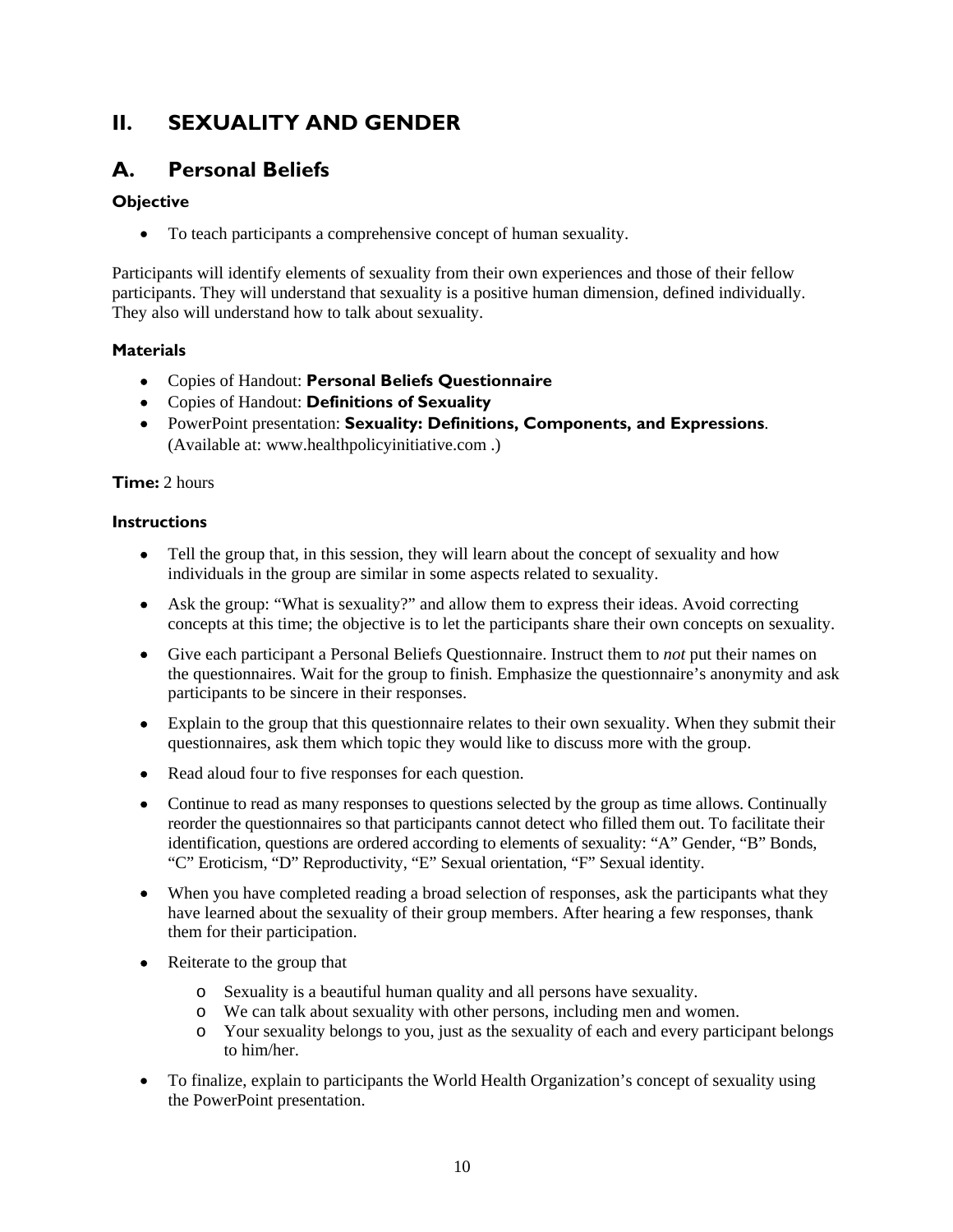# II. SEXUALITY AND GENDER

## A. Personal Beliefs

### Objective

- To teach participants a comprehensive concept of human sexuality.

Participants will identify elements of sexuality from their own experiences and those of their fellow participants. They will understand that sexuality is a positive human dimension, defined individually. They also will understand how to talk about sexuality.

### Materials

- Copies of Handout: **Personal Beliefs Questionnaire**
- Copies of Handout: **Definitions of Sexuality**
- PowerPoint presentation: **Sexuality: Definitions, Components, and Expressions**. (Available at: www.healthpolicyinitiative.com .)

**Time:** 2 hours

### Instructions

- Tell the group that, in this session, they will learn about the concept of sexuality and how individuals in the group are similar in some aspects related to sexuality.
- Ask the group: "What is sexuality?" and allow them to express their ideas. Avoid correcting concepts at this time; the objective is to let the participants share their own concepts on sexuality.
- Give each participant a Personal Beliefs Questionnaire. Instruct them to *not* put their names on the questionnaires. Wait for the group to finish. Emphasize the questionnaire's anonymity and ask participants to be sincere in their responses.
- Explain to the group that this questionnaire relates to their own sexuality. When they submit their questionnaires, ask them which topic they would like to discuss more with the group.
- Read aloud four to five responses for each question.
- Continue to read as many responses to questions selected by the group as time allows. Continually reorder the questionnaires so that participants cannot detect who filled them out. To facilitate their identification, questions are ordered according to elements of sexuality: "A" Gender, "B" Bonds, "C" Eroticism, "D" Reproductivity, "E" Sexual orientation, "F" Sexual identity.
- When you have completed reading a broad selection of responses, ask the participants what they have learned about the sexuality of their group members. After hearing a few responses, thank them for their participation.
- Reiterate to the group that
  - Sexuality is a beautiful human quality and all persons have sexuality.
  - We can talk about sexuality with other persons, including men and women.
  - Your sexuality belongs to you, just as the sexuality of each and every participant belongs to him/her.
- To finalize, explain to participants the World Health Organization's concept of sexuality using the PowerPoint presentation.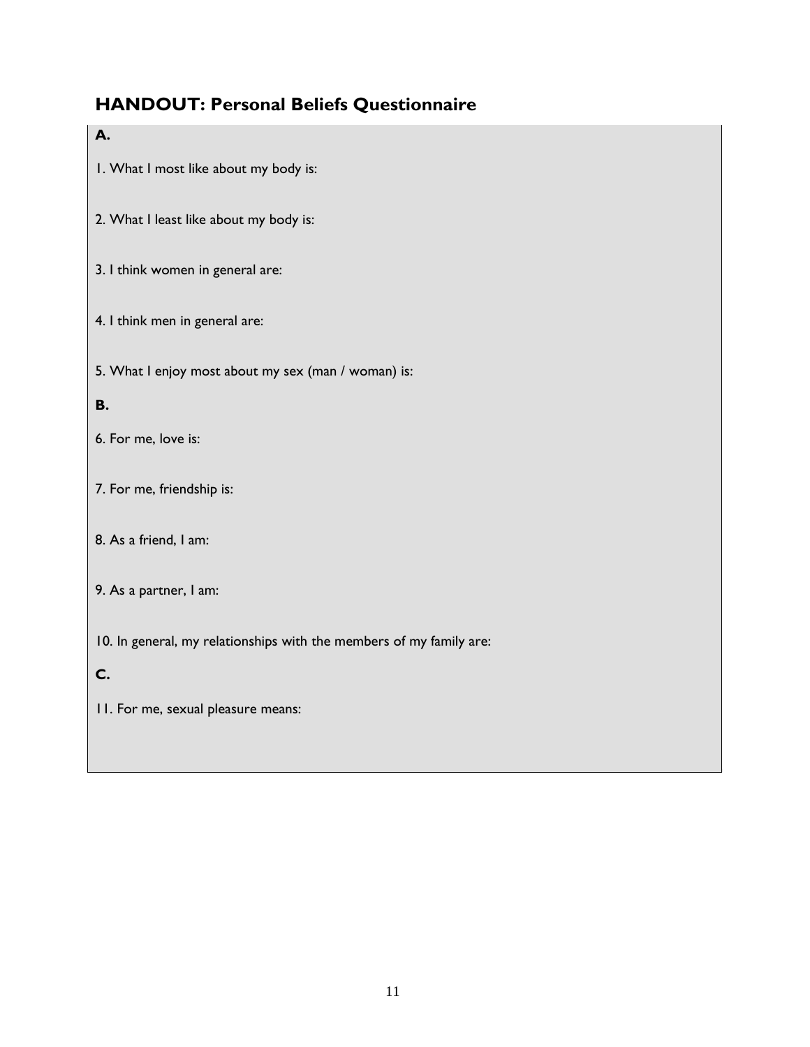## HANDOUT: Personal Beliefs Questionnaire

**A.**

1. What I most like about my body is:

2. What I least like about my body is:

3. I think women in general are:

4. I think men in general are:

5. What I enjoy most about my sex (man / woman) is:

**B.**

6. For me, love is:

7. For me, friendship is:

8. As a friend, I am:

9. As a partner, I am:

10. In general, my relationships with the members of my family are:

**C.**

11. For me, sexual pleasure means: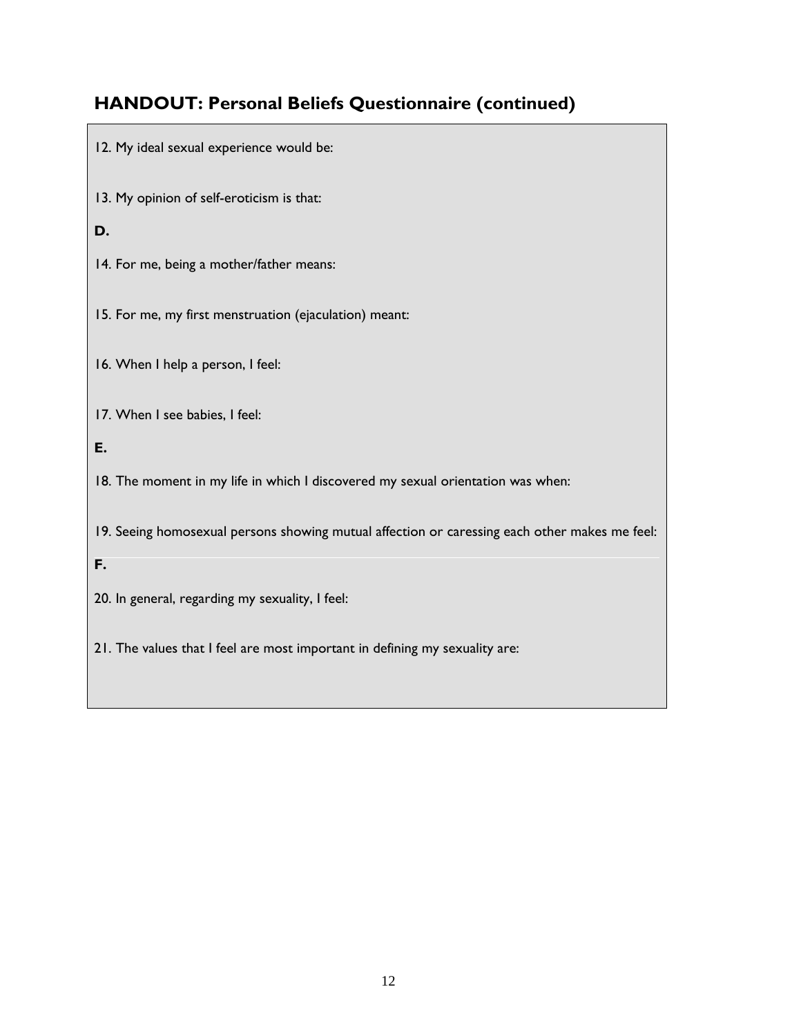## HANDOUT: Personal Beliefs Questionnaire (continued)

12. My ideal sexual experience would be:

13. My opinion of self-eroticism is that:

**D.**

14. For me, being a mother/father means:

15. For me, my first menstruation (ejaculation) meant:

16. When I help a person, I feel:

17. When I see babies, I feel:

**E.**

18. The moment in my life in which I discovered my sexual orientation was when:

19. Seeing homosexual persons showing mutual affection or caressing each other makes me feel:

**F.**

20. In general, regarding my sexuality, I feel:

21. The values that I feel are most important in defining my sexuality are: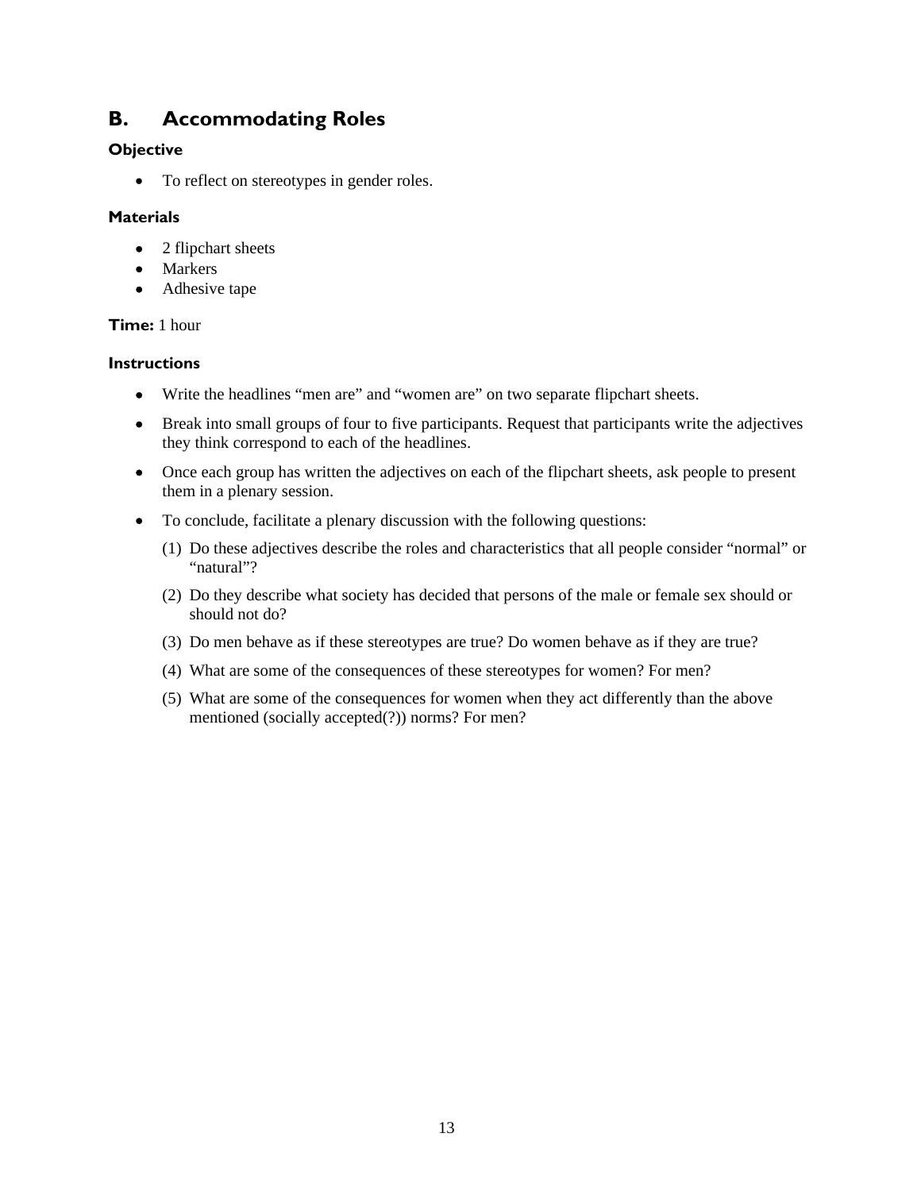## B. Accommodating Roles

### Objective

- To reflect on stereotypes in gender roles.

### Materials

- 2 flipchart sheets
- Markers
- Adhesive tape

**Time:** 1 hour

### Instructions

- Write the headlines “men are” and “women are” on two separate flipchart sheets.
- Break into small groups of four to five participants. Request that participants write the adjectives they think correspond to each of the headlines.
- Once each group has written the adjectives on each of the flipchart sheets, ask people to present them in a plenary session.
- To conclude, facilitate a plenary discussion with the following questions:
  (1) Do these adjectives describe the roles and characteristics that all people consider “normal” or “natural”?
  (2) Do they describe what society has decided that persons of the male or female sex should or should not do?
  (3) Do men behave as if these stereotypes are true? Do women behave as if they are true?
  (4) What are some of the consequences of these stereotypes for women? For men?
  (5) What are some of the consequences for women when they act differently than the above mentioned (socially accepted(?)) norms? For men?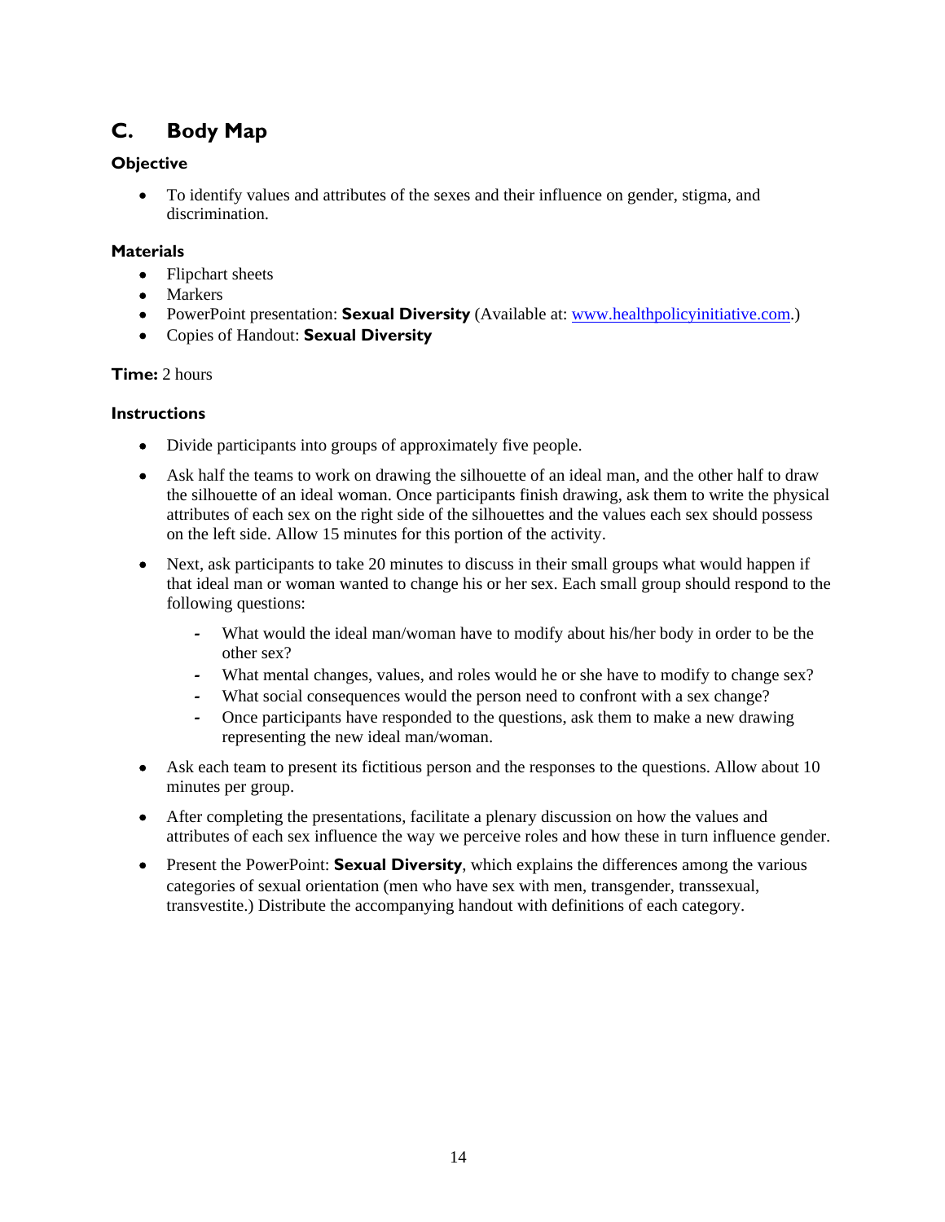## C. Body Map

### Objective

- To identify values and attributes of the sexes and their influence on gender, stigma, and discrimination.

### Materials

- Flipchart sheets
- Markers
- PowerPoint presentation: **Sexual Diversity** (Available at: [www.healthpolicyinitiative.com](http://www.healthpolicyinitiative.com).)
- Copies of Handout: **Sexual Diversity**

**Time:** 2 hours

### Instructions

- Divide participants into groups of approximately five people.
- Ask half the teams to work on drawing the silhouette of an ideal man, and the other half to draw the silhouette of an ideal woman. Once participants finish drawing, ask them to write the physical attributes of each sex on the right side of the silhouettes and the values each sex should possess on the left side. Allow 15 minutes for this portion of the activity.
- Next, ask participants to take 20 minutes to discuss in their small groups what would happen if that ideal man or woman wanted to change his or her sex. Each small group should respond to the following questions:
  - What would the ideal man/woman have to modify about his/her body in order to be the other sex?
  - What mental changes, values, and roles would he or she have to modify to change sex?
  - What social consequences would the person need to confront with a sex change?
  - Once participants have responded to the questions, ask them to make a new drawing representing the new ideal man/woman.
- Ask each team to present its fictitious person and the responses to the questions. Allow about 10 minutes per group.
- After completing the presentations, facilitate a plenary discussion on how the values and attributes of each sex influence the way we perceive roles and how these in turn influence gender.
- Present the PowerPoint: **Sexual Diversity**, which explains the differences among the various categories of sexual orientation (men who have sex with men, transgender, transsexual, transvestite.) Distribute the accompanying handout with definitions of each category.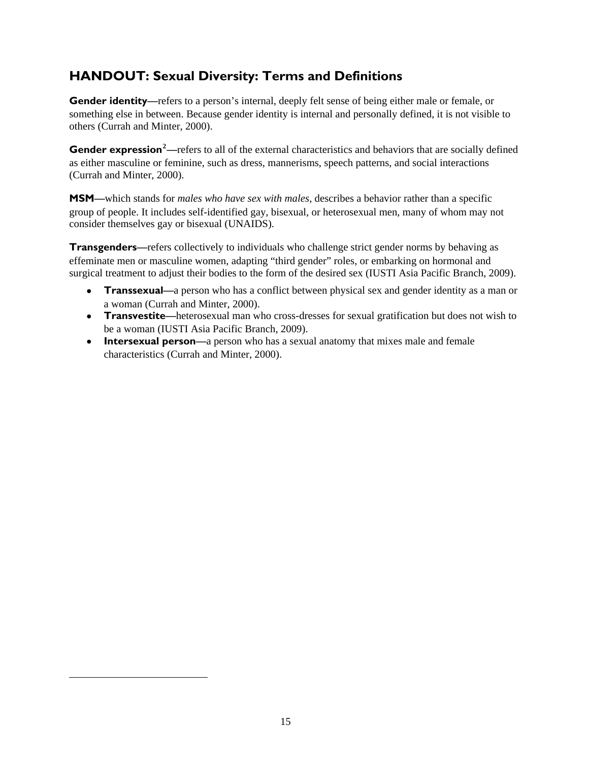## HANDOUT: Sexual Diversity: Terms and Definitions

**Gender identity**—refers to a person's internal, deeply felt sense of being either male or female, or something else in between. Because gender identity is internal and personally defined, it is not visible to others (Currah and Minter, 2000).

**Gender expression**[2]—refers to all of the external characteristics and behaviors that are socially defined as either masculine or feminine, such as dress, mannerisms, speech patterns, and social interactions (Currah and Minter, 2000).

**MSM**—which stands for *males who have sex with males*, describes a behavior rather than a specific group of people. It includes self-identified gay, bisexual, or heterosexual men, many of whom may not consider themselves gay or bisexual (UNAIDS).

**Transgenders**—refers collectively to individuals who challenge strict gender norms by behaving as effeminate men or masculine women, adapting "third gender" roles, or embarking on hormonal and surgical treatment to adjust their bodies to the form of the desired sex (IUSTI Asia Pacific Branch, 2009).

- **Transsexual**—a person who has a conflict between physical sex and gender identity as a man or a woman (Currah and Minter, 2000).
- **Transvestite**—heterosexual man who cross-dresses for sexual gratification but does not wish to be a woman (IUSTI Asia Pacific Branch, 2009).
- **Intersexual person**—a person who has a sexual anatomy that mixes male and female characteristics (Currah and Minter, 2000).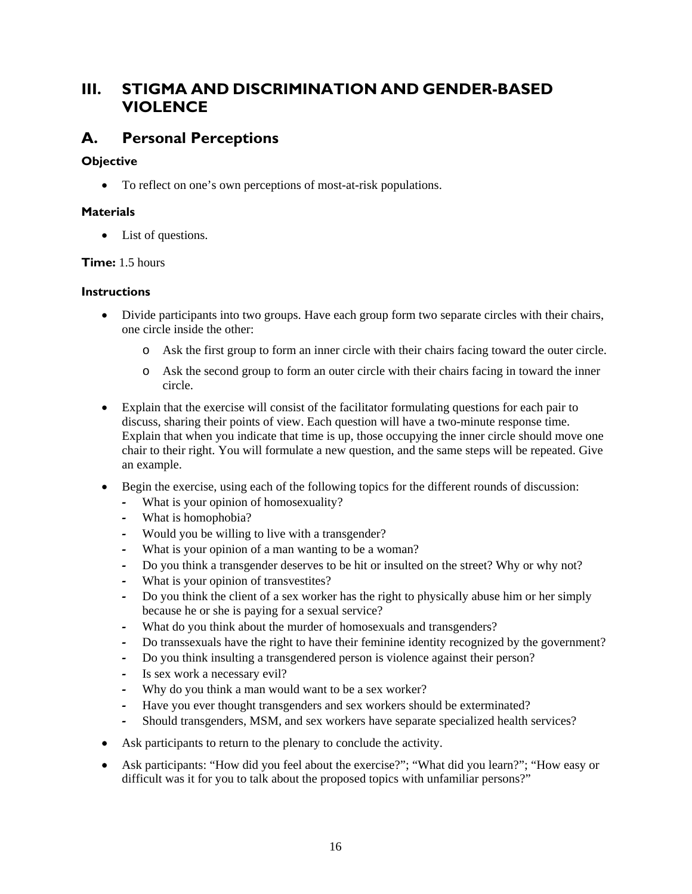## III. STIGMA AND DISCRIMINATION AND GENDER-BASED VIOLENCE

## A. Personal Perceptions

#### Objective

- To reflect on one's own perceptions of most-at-risk populations.

#### Materials

- List of questions.

**Time:** 1.5 hours

#### Instructions

- Divide participants into two groups. Have each group form two separate circles with their chairs, one circle inside the other:
  - o Ask the first group to form an inner circle with their chairs facing toward the outer circle.
  - o Ask the second group to form an outer circle with their chairs facing in toward the inner circle.
- Explain that the exercise will consist of the facilitator formulating questions for each pair to discuss, sharing their points of view. Each question will have a two-minute response time. Explain that when you indicate that time is up, those occupying the inner circle should move one chair to their right. You will formulate a new question, and the same steps will be repeated. Give an example.
- Begin the exercise, using each of the following topics for the different rounds of discussion:
  - What is your opinion of homosexuality?
  - What is homophobia?
  - Would you be willing to live with a transgender?
  - What is your opinion of a man wanting to be a woman?
  - Do you think a transgender deserves to be hit or insulted on the street? Why or why not?
  - What is your opinion of transvestites?
  - Do you think the client of a sex worker has the right to physically abuse him or her simply because he or she is paying for a sexual service?
  - What do you think about the murder of homosexuals and transgenders?
  - Do transsexuals have the right to have their feminine identity recognized by the government?
  - Do you think insulting a transgendered person is violence against their person?
  - Is sex work a necessary evil?
  - Why do you think a man would want to be a sex worker?
  - Have you ever thought transgenders and sex workers should be exterminated?
  - Should transgenders, MSM, and sex workers have separate specialized health services?
- Ask participants to return to the plenary to conclude the activity.
- Ask participants: "How did you feel about the exercise?"; "What did you learn?"; "How easy or difficult was it for you to talk about the proposed topics with unfamiliar persons?"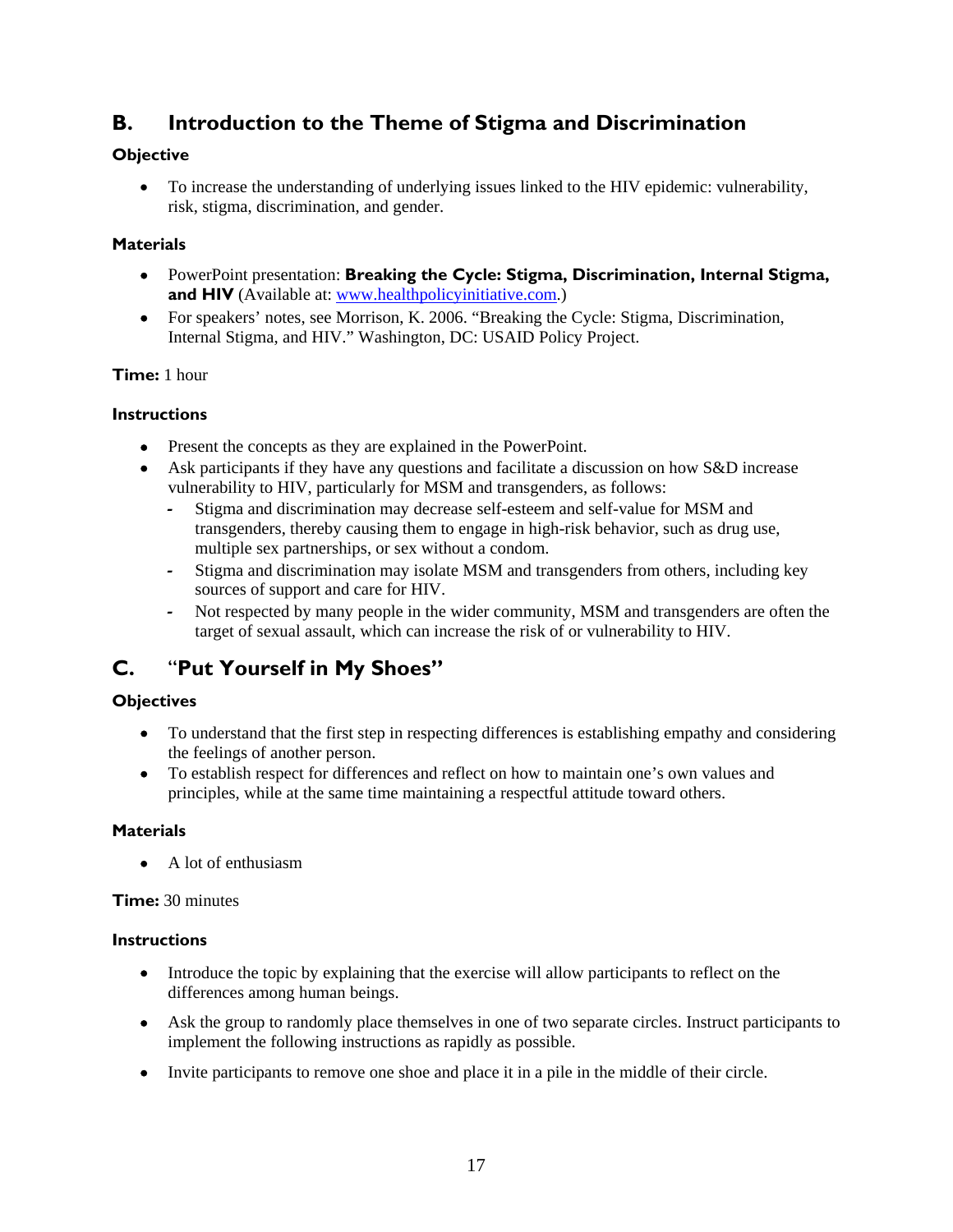## B. Introduction to the Theme of Stigma and Discrimination

**Objective**

- To increase the understanding of underlying issues linked to the HIV epidemic: vulnerability, risk, stigma, discrimination, and gender.

**Materials**

- PowerPoint presentation: **Breaking the Cycle: Stigma, Discrimination, Internal Stigma, and HIV** (Available at: www.healthpolicyinitiative.com.)
- For speakers' notes, see Morrison, K. 2006. "Breaking the Cycle: Stigma, Discrimination, Internal Stigma, and HIV." Washington, DC: USAID Policy Project.

**Time:** 1 hour

**Instructions**

- Present the concepts as they are explained in the PowerPoint.
- Ask participants if they have any questions and facilitate a discussion on how S&D increase vulnerability to HIV, particularly for MSM and transgenders, as follows:
  - Stigma and discrimination may decrease self-esteem and self-value for MSM and transgenders, thereby causing them to engage in high-risk behavior, such as drug use, multiple sex partnerships, or sex without a condom.
  - Stigma and discrimination may isolate MSM and transgenders from others, including key sources of support and care for HIV.
  - Not respected by many people in the wider community, MSM and transgenders are often the target of sexual assault, which can increase the risk of or vulnerability to HIV.

## C. "Put Yourself in My Shoes"

**Objectives**

- To understand that the first step in respecting differences is establishing empathy and considering the feelings of another person.
- To establish respect for differences and reflect on how to maintain one's own values and principles, while at the same time maintaining a respectful attitude toward others.

**Materials**

- A lot of enthusiasm

**Time:** 30 minutes

**Instructions**

- Introduce the topic by explaining that the exercise will allow participants to reflect on the differences among human beings.
- Ask the group to randomly place themselves in one of two separate circles. Instruct participants to implement the following instructions as rapidly as possible.
- Invite participants to remove one shoe and place it in a pile in the middle of their circle.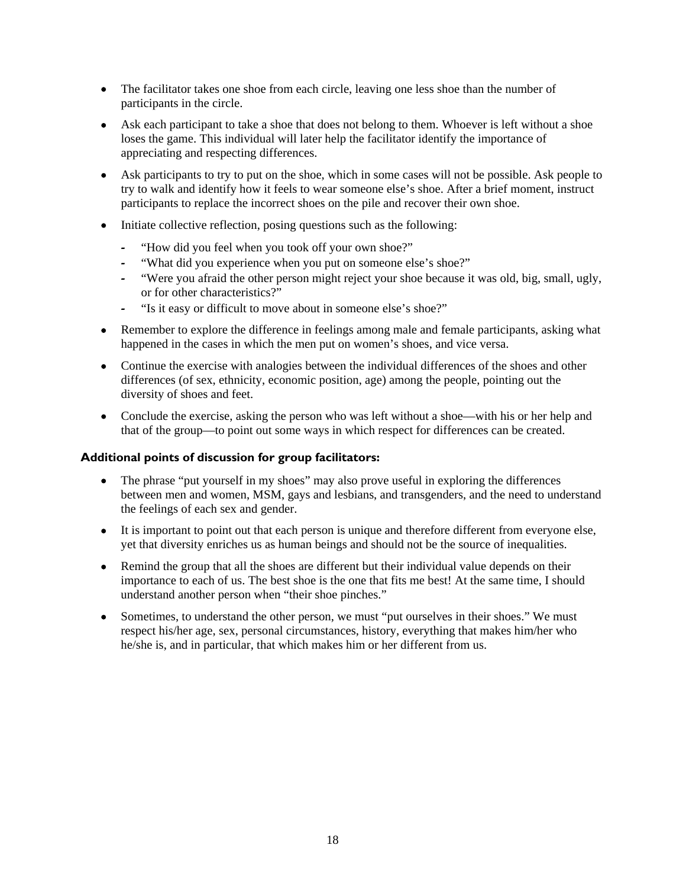- The facilitator takes one shoe from each circle, leaving one less shoe than the number of participants in the circle.
- Ask each participant to take a shoe that does not belong to them. Whoever is left without a shoe loses the game. This individual will later help the facilitator identify the importance of appreciating and respecting differences.
- Ask participants to try to put on the shoe, which in some cases will not be possible. Ask people to try to walk and identify how it feels to wear someone else's shoe. After a brief moment, instruct participants to replace the incorrect shoes on the pile and recover their own shoe.
- Initiate collective reflection, posing questions such as the following:
  - "How did you feel when you took off your own shoe?"
  - "What did you experience when you put on someone else's shoe?"
  - "Were you afraid the other person might reject your shoe because it was old, big, small, ugly, or for other characteristics?"
  - "Is it easy or difficult to move about in someone else's shoe?"
- Remember to explore the difference in feelings among male and female participants, asking what happened in the cases in which the men put on women's shoes, and vice versa.
- Continue the exercise with analogies between the individual differences of the shoes and other differences (of sex, ethnicity, economic position, age) among the people, pointing out the diversity of shoes and feet.
- Conclude the exercise, asking the person who was left without a shoe—with his or her help and that of the group—to point out some ways in which respect for differences can be created.

#### Additional points of discussion for group facilitators:

- The phrase "put yourself in my shoes" may also prove useful in exploring the differences between men and women, MSM, gays and lesbians, and transgenders, and the need to understand the feelings of each sex and gender.
- It is important to point out that each person is unique and therefore different from everyone else, yet that diversity enriches us as human beings and should not be the source of inequalities.
- Remind the group that all the shoes are different but their individual value depends on their importance to each of us. The best shoe is the one that fits me best! At the same time, I should understand another person when "their shoe pinches."
- Sometimes, to understand the other person, we must "put ourselves in their shoes." We must respect his/her age, sex, personal circumstances, history, everything that makes him/her who he/she is, and in particular, that which makes him or her different from us.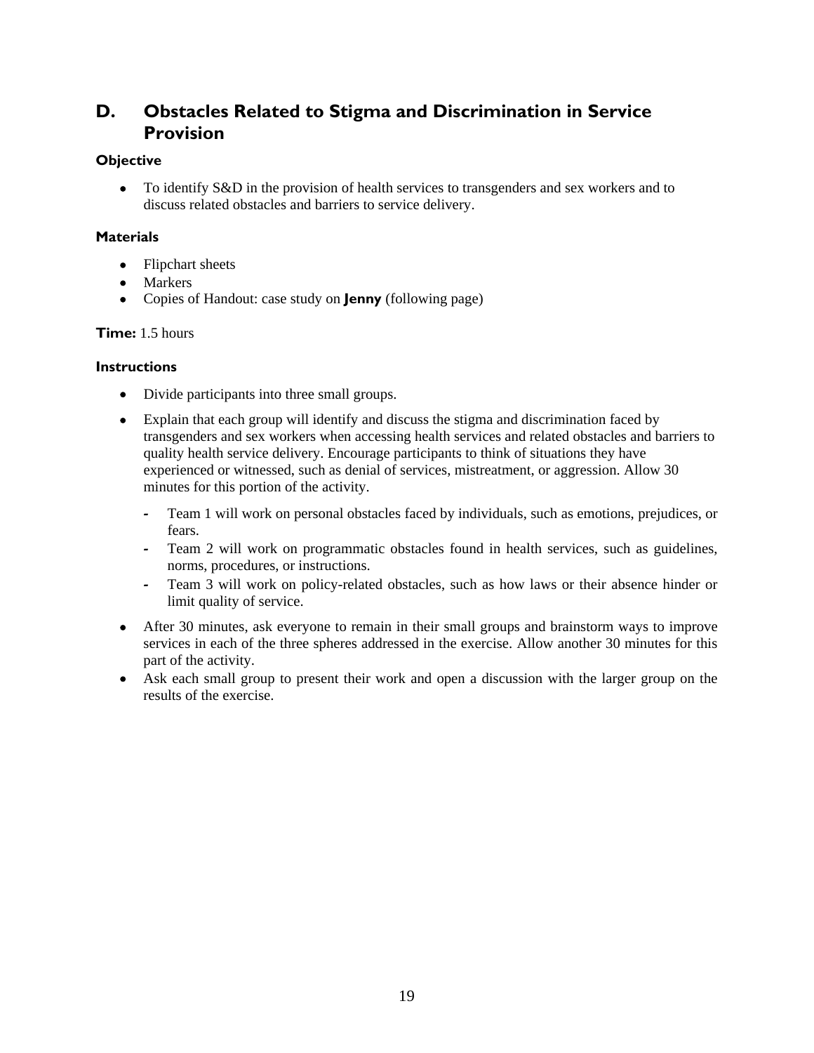## D. Obstacles Related to Stigma and Discrimination in Service Provision

**Objective**

- To identify S&D in the provision of health services to transgenders and sex workers and to discuss related obstacles and barriers to service delivery.

**Materials**

- Flipchart sheets
- Markers
- Copies of Handout: case study on **Jenny** (following page)

**Time:** 1.5 hours

**Instructions**

- Divide participants into three small groups.
- Explain that each group will identify and discuss the stigma and discrimination faced by transgenders and sex workers when accessing health services and related obstacles and barriers to quality health service delivery. Encourage participants to think of situations they have experienced or witnessed, such as denial of services, mistreatment, or aggression. Allow 30 minutes for this portion of the activity.
  - Team 1 will work on personal obstacles faced by individuals, such as emotions, prejudices, or fears.
  - Team 2 will work on programmatic obstacles found in health services, such as guidelines, norms, procedures, or instructions.
  - Team 3 will work on policy-related obstacles, such as how laws or their absence hinder or limit quality of service.
- After 30 minutes, ask everyone to remain in their small groups and brainstorm ways to improve services in each of the three spheres addressed in the exercise. Allow another 30 minutes for this part of the activity.
- Ask each small group to present their work and open a discussion with the larger group on the results of the exercise.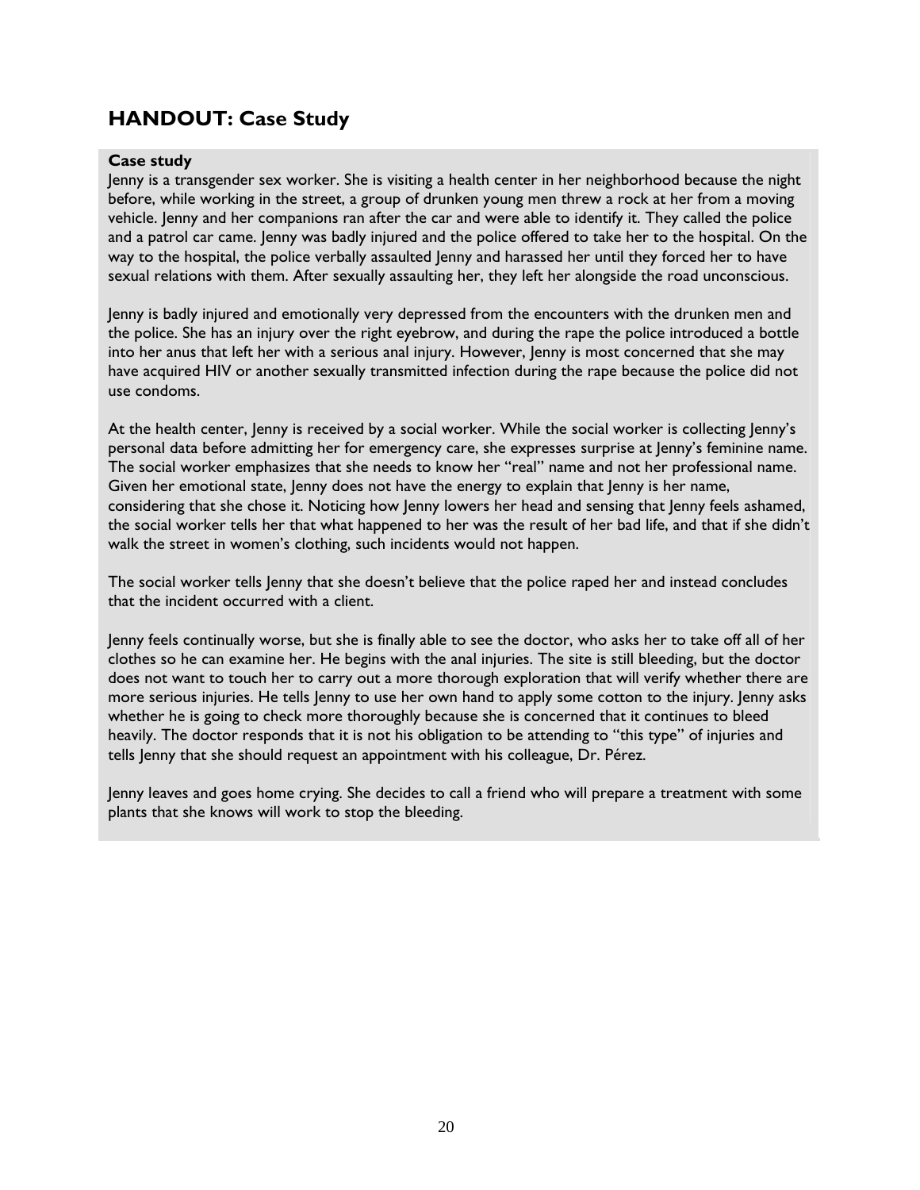## HANDOUT: Case Study

**Case study**

Jenny is a transgender sex worker. She is visiting a health center in her neighborhood because the night before, while working in the street, a group of drunken young men threw a rock at her from a moving vehicle. Jenny and her companions ran after the car and were able to identify it. They called the police and a patrol car came. Jenny was badly injured and the police offered to take her to the hospital. On the way to the hospital, the police verbally assaulted Jenny and harassed her until they forced her to have sexual relations with them. After sexually assaulting her, they left her alongside the road unconscious.

Jenny is badly injured and emotionally very depressed from the encounters with the drunken men and the police. She has an injury over the right eyebrow, and during the rape the police introduced a bottle into her anus that left her with a serious anal injury. However, Jenny is most concerned that she may have acquired HIV or another sexually transmitted infection during the rape because the police did not use condoms.

At the health center, Jenny is received by a social worker. While the social worker is collecting Jenny's personal data before admitting her for emergency care, she expresses surprise at Jenny's feminine name. The social worker emphasizes that she needs to know her "real" name and not her professional name. Given her emotional state, Jenny does not have the energy to explain that Jenny is her name, considering that she chose it. Noticing how Jenny lowers her head and sensing that Jenny feels ashamed, the social worker tells her that what happened to her was the result of her bad life, and that if she didn't walk the street in women's clothing, such incidents would not happen.

The social worker tells Jenny that she doesn't believe that the police raped her and instead concludes that the incident occurred with a client.

Jenny feels continually worse, but she is finally able to see the doctor, who asks her to take off all of her clothes so he can examine her. He begins with the anal injuries. The site is still bleeding, but the doctor does not want to touch her to carry out a more thorough exploration that will verify whether there are more serious injuries. He tells Jenny to use her own hand to apply some cotton to the injury. Jenny asks whether he is going to check more thoroughly because she is concerned that it continues to bleed heavily. The doctor responds that it is not his obligation to be attending to "this type" of injuries and tells Jenny that she should request an appointment with his colleague, Dr. Pérez.

Jenny leaves and goes home crying. She decides to call a friend who will prepare a treatment with some plants that she knows will work to stop the bleeding.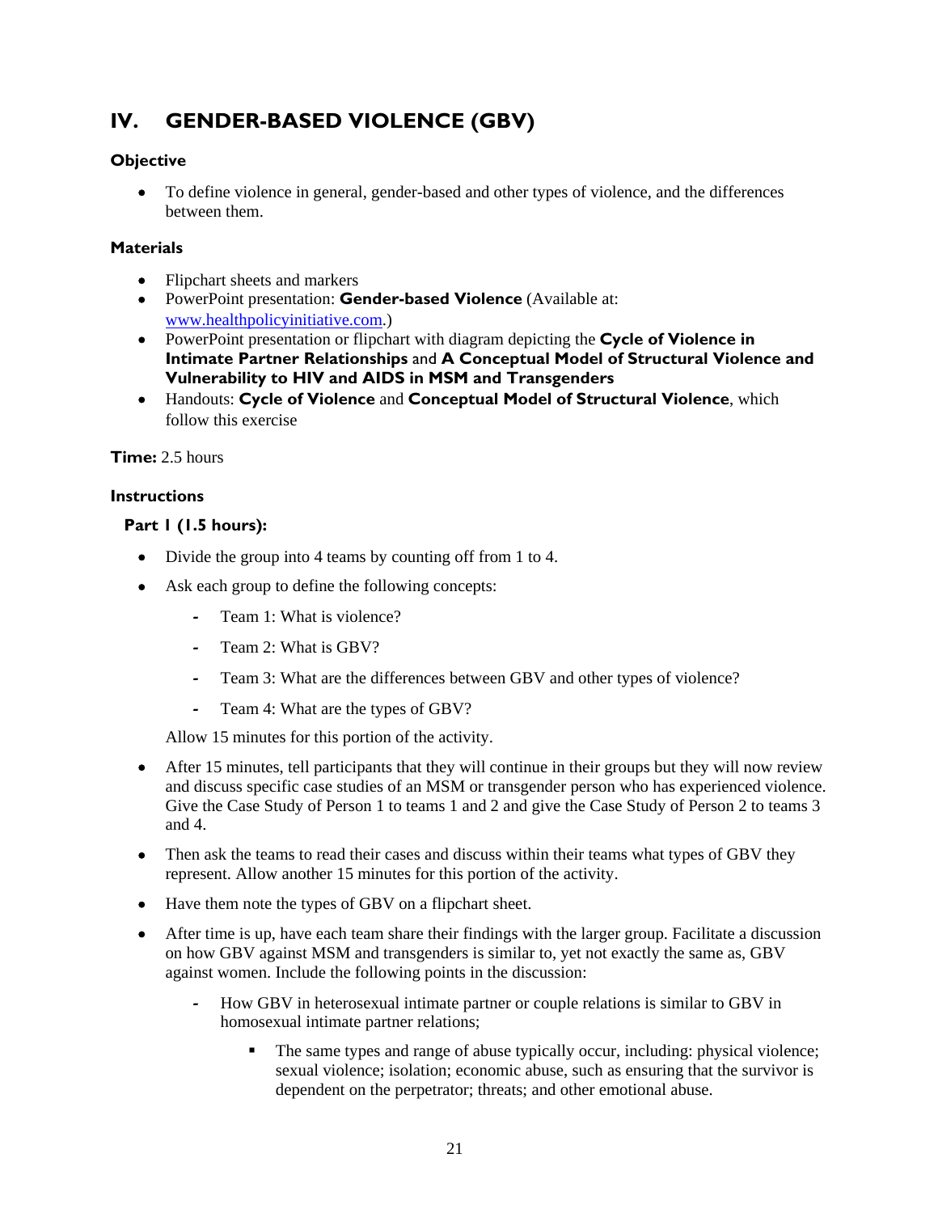## IV. GENDER-BASED VIOLENCE (GBV)

### Objective

- To define violence in general, gender-based and other types of violence, and the differences between them.

### Materials

- Flipchart sheets and markers
- PowerPoint presentation: **Gender-based Violence** (Available at: www.healthpolicyinitiative.com.)
- PowerPoint presentation or flipchart with diagram depicting the **Cycle of Violence in Intimate Partner Relationships** and **A Conceptual Model of Structural Violence and Vulnerability to HIV and AIDS in MSM and Transgenders**
- Handouts: **Cycle of Violence** and **Conceptual Model of Structural Violence**, which follow this exercise

**Time:** 2.5 hours

### Instructions

#### Part I (1.5 hours):

- Divide the group into 4 teams by counting off from 1 to 4.
- Ask each group to define the following concepts:
  - Team 1: What is violence?
  - Team 2: What is GBV?
  - Team 3: What are the differences between GBV and other types of violence?
  - Team 4: What are the types of GBV?

  Allow 15 minutes for this portion of the activity.

- After 15 minutes, tell participants that they will continue in their groups but they will now review and discuss specific case studies of an MSM or transgender person who has experienced violence. Give the Case Study of Person 1 to teams 1 and 2 and give the Case Study of Person 2 to teams 3 and 4.
- Then ask the teams to read their cases and discuss within their teams what types of GBV they represent. Allow another 15 minutes for this portion of the activity.
- Have them note the types of GBV on a flipchart sheet.
- After time is up, have each team share their findings with the larger group. Facilitate a discussion on how GBV against MSM and transgenders is similar to, yet not exactly the same as, GBV against women. Include the following points in the discussion:
  - How GBV in heterosexual intimate partner or couple relations is similar to GBV in homosexual intimate partner relations;
    - The same types and range of abuse typically occur, including: physical violence; sexual violence; isolation; economic abuse, such as ensuring that the survivor is dependent on the perpetrator; threats; and other emotional abuse.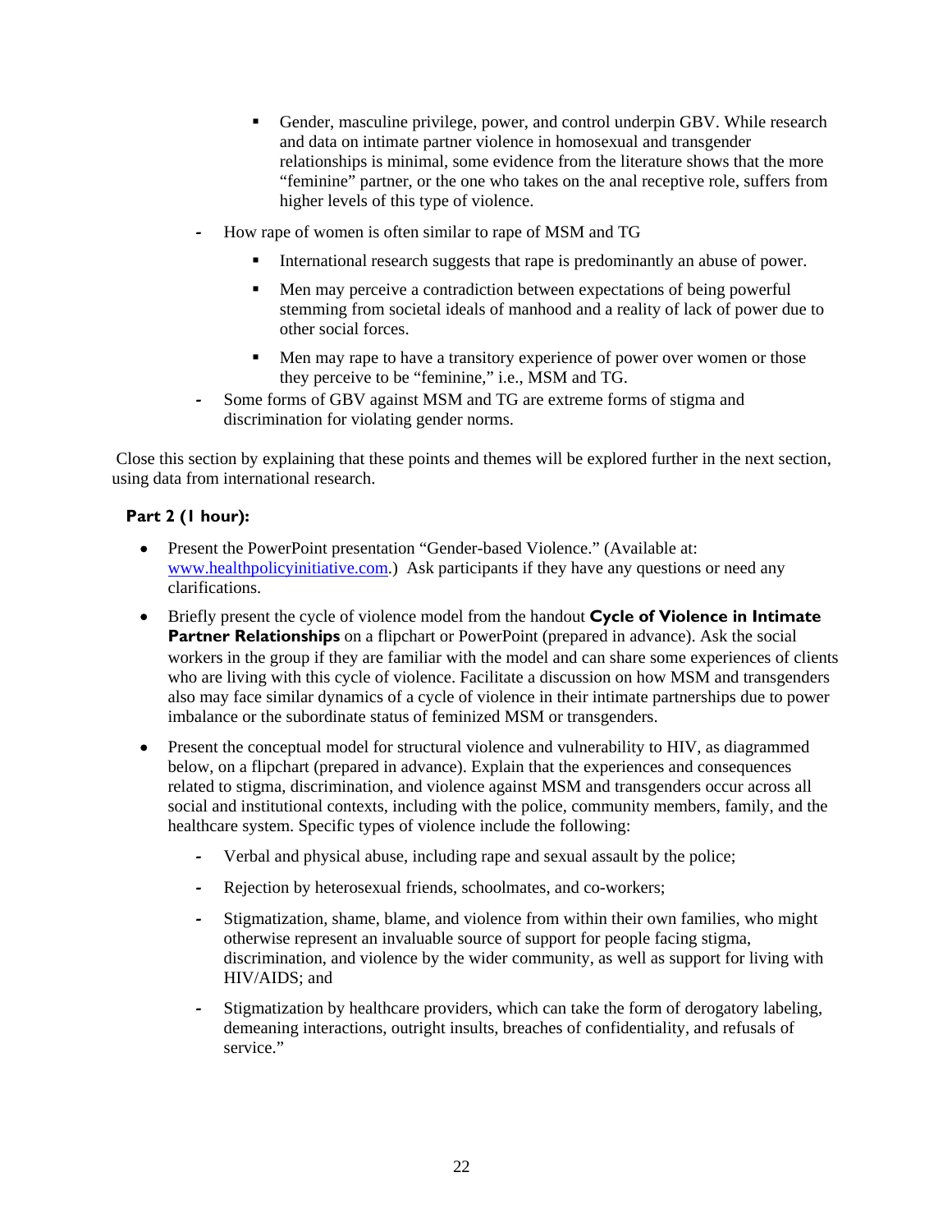- Gender, masculine privilege, power, and control underpin GBV. While research and data on intimate partner violence in homosexual and transgender relationships is minimal, some evidence from the literature shows that the more "feminine" partner, or the one who takes on the anal receptive role, suffers from higher levels of this type of violence.

    - How rape of women is often similar to rape of MSM and TG

        - International research suggests that rape is predominantly an abuse of power.

        - Men may perceive a contradiction between expectations of being powerful stemming from societal ideals of manhood and a reality of lack of power due to other social forces.

        - Men may rape to have a transitory experience of power over women or those they perceive to be "feminine," i.e., MSM and TG.

    - Some forms of GBV against MSM and TG are extreme forms of stigma and discrimination for violating gender norms.

Close this section by explaining that these points and themes will be explored further in the next section, using data from international research.

**Part 2 (1 hour):**

- Present the PowerPoint presentation "Gender-based Violence." (Available at: [www.healthpolicyinitiative.com](http://www.healthpolicyinitiative.com).) Ask participants if they have any questions or need any clarifications.

- Briefly present the cycle of violence model from the handout **Cycle of Violence in Intimate Partner Relationships** on a flipchart or PowerPoint (prepared in advance). Ask the social workers in the group if they are familiar with the model and can share some experiences of clients who are living with this cycle of violence. Facilitate a discussion on how MSM and transgenders also may face similar dynamics of a cycle of violence in their intimate partnerships due to power imbalance or the subordinate status of feminized MSM or transgenders.

- Present the conceptual model for structural violence and vulnerability to HIV, as diagrammed below, on a flipchart (prepared in advance). Explain that the experiences and consequences related to stigma, discrimination, and violence against MSM and transgenders occur across all social and institutional contexts, including with the police, community members, family, and the healthcare system. Specific types of violence include the following:

    - Verbal and physical abuse, including rape and sexual assault by the police;

    - Rejection by heterosexual friends, schoolmates, and co-workers;

    - Stigmatization, shame, blame, and violence from within their own families, who might otherwise represent an invaluable source of support for people facing stigma, discrimination, and violence by the wider community, as well as support for living with HIV/AIDS; and

    - Stigmatization by healthcare providers, which can take the form of derogatory labeling, demeaning interactions, outright insults, breaches of confidentiality, and refusals of service."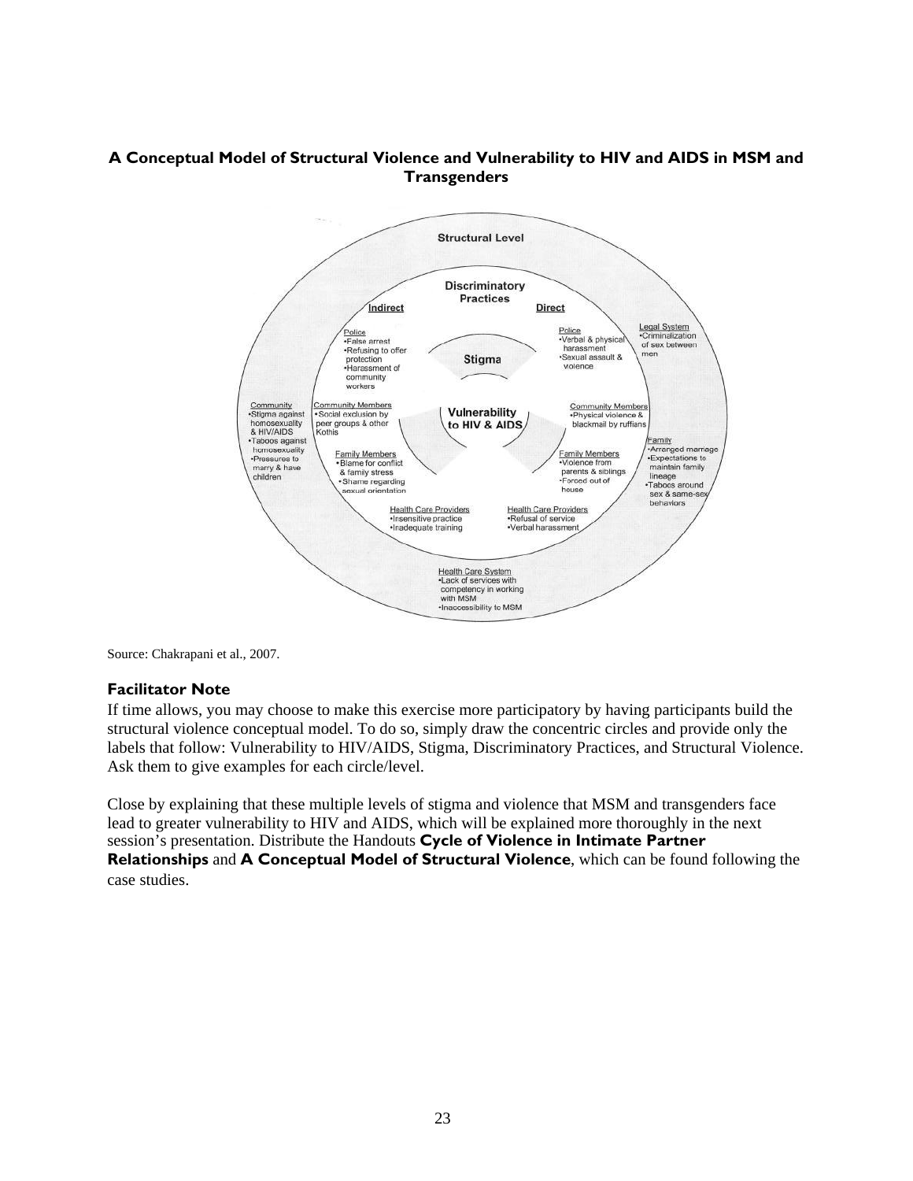**A Conceptual Model of Structural Violence and Vulnerability to HIV and AIDS in MSM and Transgenders**

Structural Level

Discriminatory Practices

Indirect

Direct

Stigma

Vulnerability to HIV & AIDS

Police
•False arrest
•Refusing to offer protection
•Harassment of community workers

Police
•Verbal & physical harassment
•Sexual assault & violence

Legal System
•Criminalization of sex between men

Community
•Stigma against homosexuality & HIV/AIDS
•Taboos against homosexuality
•Pressures to marry & have children

Community Members
•Social exclusion by peer groups & other Kothis

Community Members
•Physical violence & blackmail by ruffians

Family
•Arranged marriage
•Expectations to maintain family lineage
•Taboos around sex & same-sex behaviors

Family Members
•Blame for conflict & family stress
•Shame regarding sexual orientation

Family Members
•Violence from parents & siblings
•Forced out of house

Health Care Providers
•Insensitive practice
•Inadequate training

Health Care Providers
•Refusal of service
•Verbal harassment

Health Care System
•Lack of services with competency in working with MSM
•Inaccessibility to MSM

Source: Chakrapani et al., 2007.

### Facilitator Note

If time allows, you may choose to make this exercise more participatory by having participants build the structural violence conceptual model. To do so, simply draw the concentric circles and provide only the labels that follow: Vulnerability to HIV/AIDS, Stigma, Discriminatory Practices, and Structural Violence. Ask them to give examples for each circle/level.

Close by explaining that these multiple levels of stigma and violence that MSM and transgenders face lead to greater vulnerability to HIV and AIDS, which will be explained more thoroughly in the next session's presentation. Distribute the Handouts **Cycle of Violence in Intimate Partner Relationships** and **A Conceptual Model of Structural Violence**, which can be found following the case studies.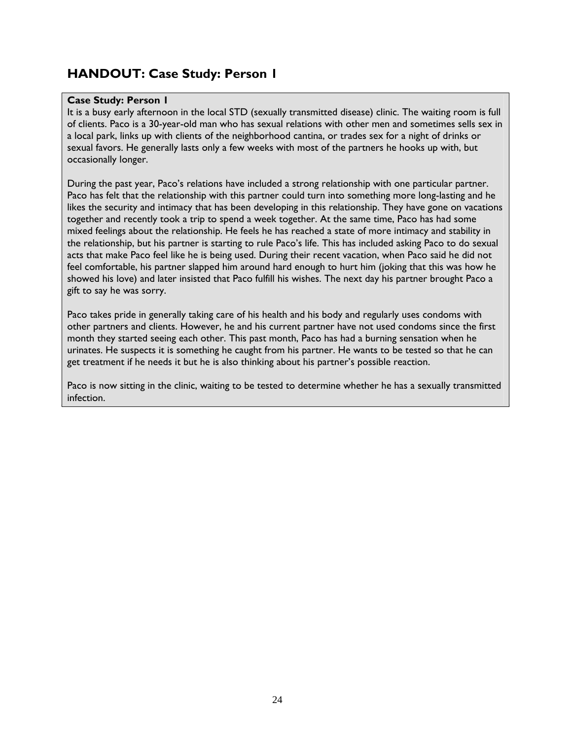## HANDOUT: Case Study: Person 1

**Case Study: Person 1**

It is a busy early afternoon in the local STD (sexually transmitted disease) clinic. The waiting room is full of clients. Paco is a 30-year-old man who has sexual relations with other men and sometimes sells sex in a local park, links up with clients of the neighborhood cantina, or trades sex for a night of drinks or sexual favors. He generally lasts only a few weeks with most of the partners he hooks up with, but occasionally longer.

During the past year, Paco's relations have included a strong relationship with one particular partner. Paco has felt that the relationship with this partner could turn into something more long-lasting and he likes the security and intimacy that has been developing in this relationship. They have gone on vacations together and recently took a trip to spend a week together. At the same time, Paco has had some mixed feelings about the relationship. He feels he has reached a state of more intimacy and stability in the relationship, but his partner is starting to rule Paco's life. This has included asking Paco to do sexual acts that make Paco feel like he is being used. During their recent vacation, when Paco said he did not feel comfortable, his partner slapped him around hard enough to hurt him (joking that this was how he showed his love) and later insisted that Paco fulfill his wishes. The next day his partner brought Paco a gift to say he was sorry.

Paco takes pride in generally taking care of his health and his body and regularly uses condoms with other partners and clients. However, he and his current partner have not used condoms since the first month they started seeing each other. This past month, Paco has had a burning sensation when he urinates. He suspects it is something he caught from his partner. He wants to be tested so that he can get treatment if he needs it but he is also thinking about his partner's possible reaction.

Paco is now sitting in the clinic, waiting to be tested to determine whether he has a sexually transmitted infection.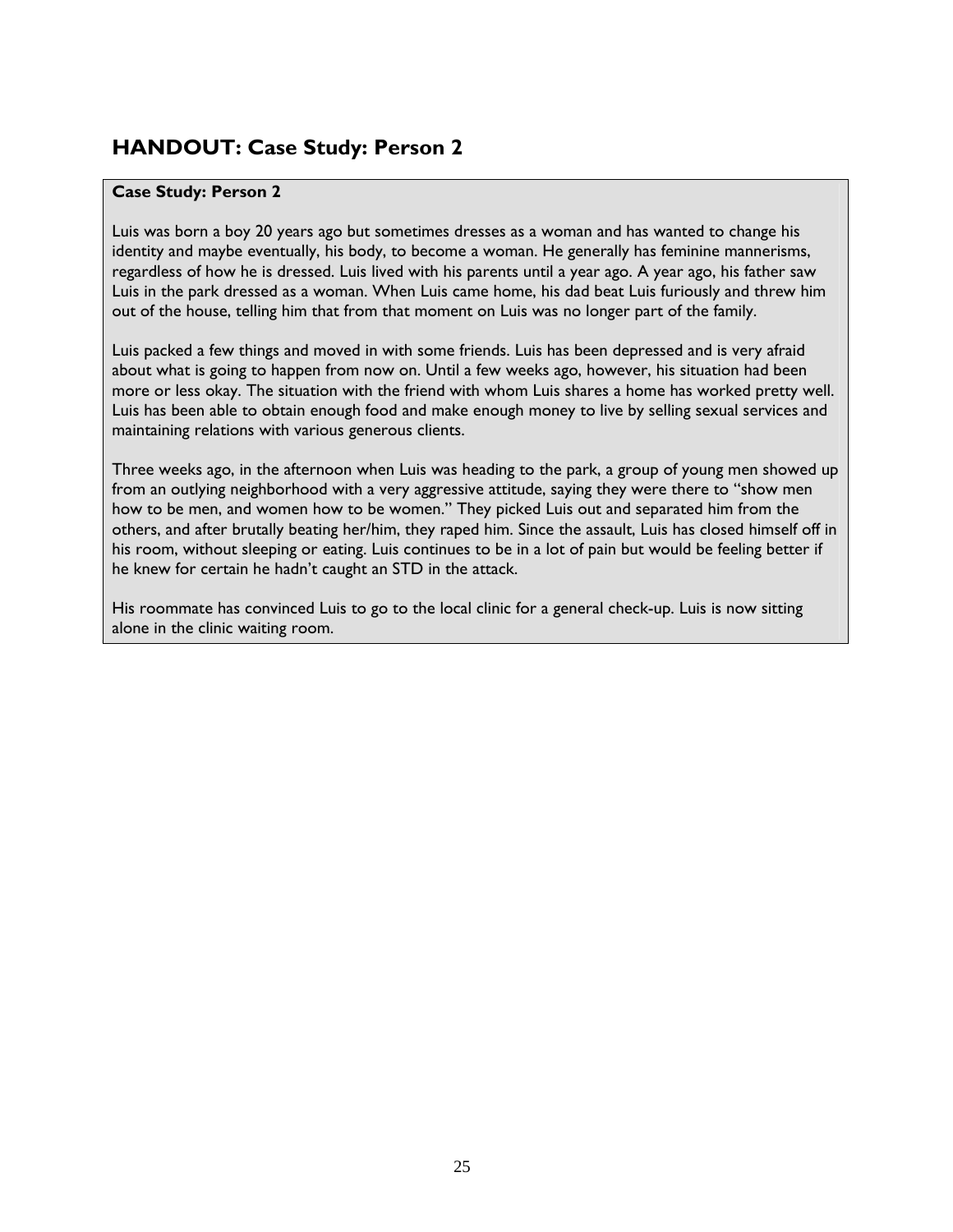## HANDOUT: Case Study: Person 2

**Case Study: Person 2**

Luis was born a boy 20 years ago but sometimes dresses as a woman and has wanted to change his identity and maybe eventually, his body, to become a woman. He generally has feminine mannerisms, regardless of how he is dressed. Luis lived with his parents until a year ago. A year ago, his father saw Luis in the park dressed as a woman. When Luis came home, his dad beat Luis furiously and threw him out of the house, telling him that from that moment on Luis was no longer part of the family.

Luis packed a few things and moved in with some friends. Luis has been depressed and is very afraid about what is going to happen from now on. Until a few weeks ago, however, his situation had been more or less okay. The situation with the friend with whom Luis shares a home has worked pretty well. Luis has been able to obtain enough food and make enough money to live by selling sexual services and maintaining relations with various generous clients.

Three weeks ago, in the afternoon when Luis was heading to the park, a group of young men showed up from an outlying neighborhood with a very aggressive attitude, saying they were there to "show men how to be men, and women how to be women." They picked Luis out and separated him from the others, and after brutally beating her/him, they raped him. Since the assault, Luis has closed himself off in his room, without sleeping or eating. Luis continues to be in a lot of pain but would be feeling better if he knew for certain he hadn't caught an STD in the attack.

His roommate has convinced Luis to go to the local clinic for a general check-up. Luis is now sitting alone in the clinic waiting room.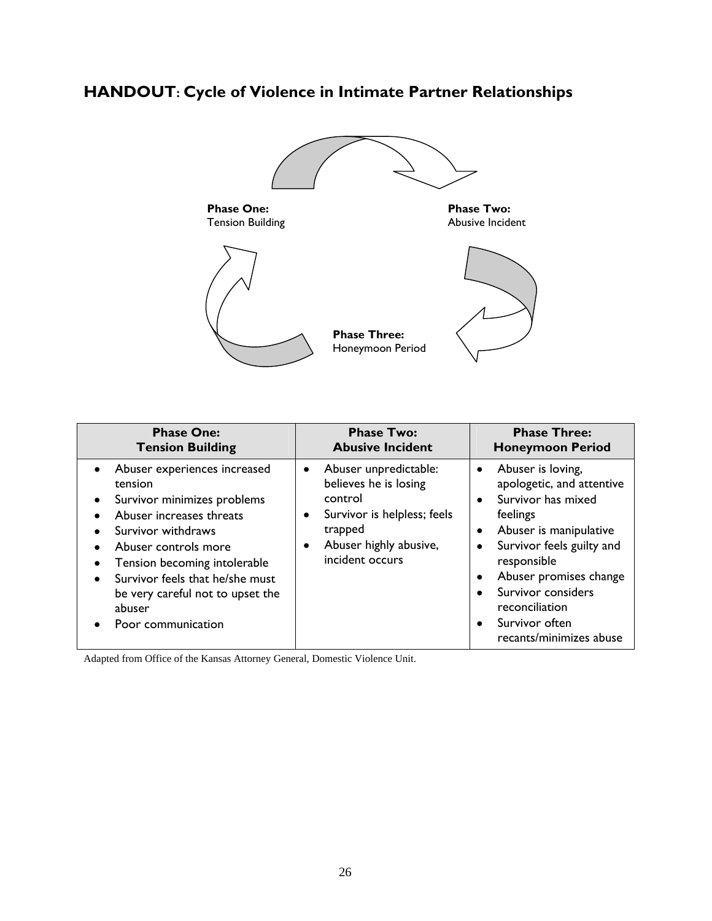## HANDOUT: Cycle of Violence in Intimate Partner Relationships

**Phase One:**
Tension Building

**Phase Two:**
Abusive Incident

**Phase Three:**
Honeymoon Period

| Phase One: Tension Building | Phase Two: Abusive Incident | Phase Three: Honeymoon Period |
|---|---|---|
| • Abuser experiences increased tension<br>• Survivor minimizes problems<br>• Abuser increases threats<br>• Survivor withdraws<br>• Abuser controls more<br>• Tension becoming intolerable<br>• Survivor feels that he/she must be very careful not to upset the abuser<br>• Poor communication | • Abuser unpredictable: believes he is losing control<br>• Survivor is helpless; feels trapped<br>• Abuser highly abusive, incident occurs | • Abuser is loving, apologetic, and attentive<br>• Survivor has mixed feelings<br>• Abuser is manipulative<br>• Survivor feels guilty and responsible<br>• Abuser promises change<br>• Survivor considers reconciliation<br>• Survivor often recants/minimizes abuse |

Adapted from Office of the Kansas Attorney General, Domestic Violence Unit.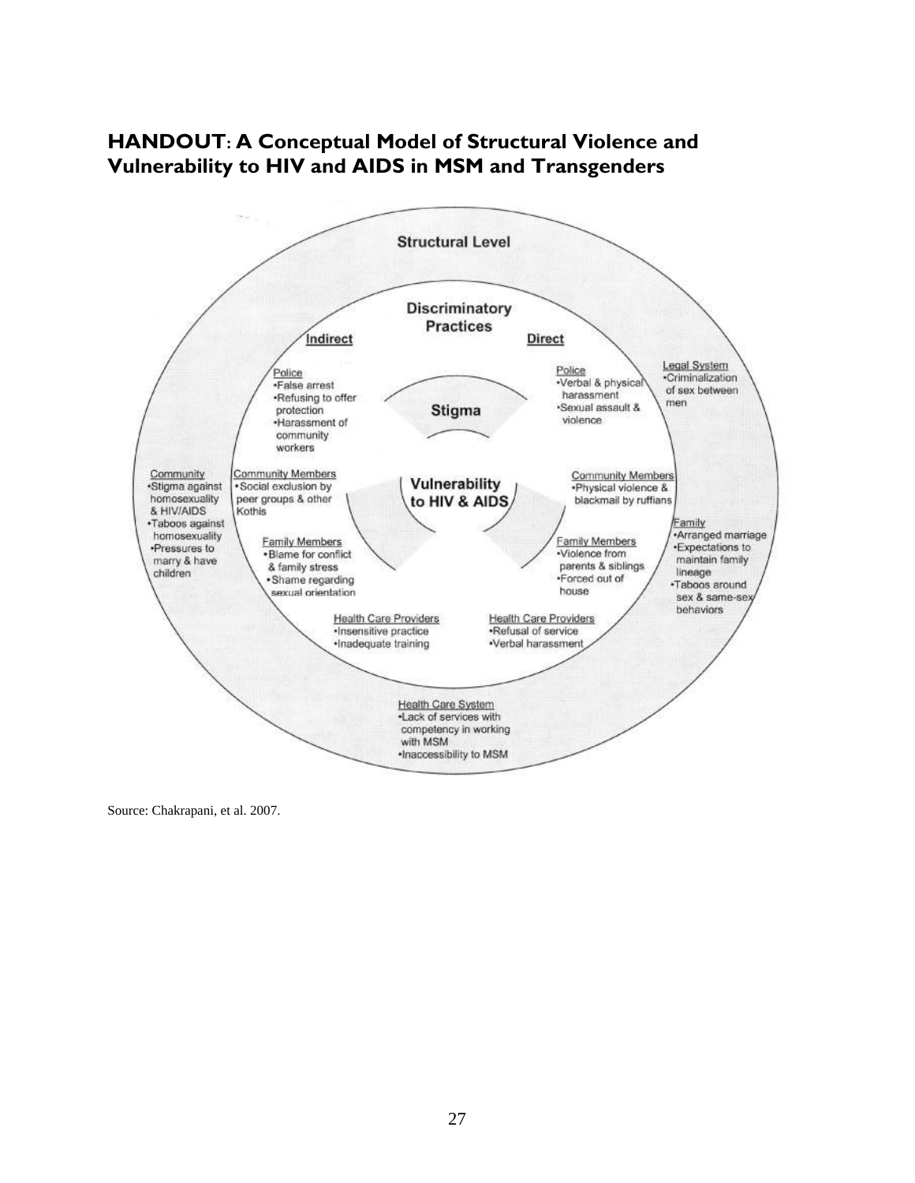## HANDOUT: A Conceptual Model of Structural Violence and Vulnerability to HIV and AIDS in MSM and Transgenders

**Structural Level**

**Discriminatory Practices**

**Indirect**

Police
- False arrest
- Refusing to offer protection
- Harassment of community workers

Community Members
- Social exclusion by peer groups & other Kothis

Family Members
- Blame for conflict & family stress
- Shame regarding sexual orientation

Health Care Providers
- Insensitive practice
- Inadequate training

**Direct**

Police
- Verbal & physical harassment
- Sexual assault & violence

Community Members
- Physical violence & blackmail by ruffians

Family Members
- Violence from parents & siblings
- Forced out of house

Health Care Providers
- Refusal of service
- Verbal harassment

**Stigma**

**Vulnerability to HIV & AIDS**

Legal System
- Criminalization of sex between men

Community
- Stigma against homosexuality & HIV/AIDS
- Taboos against homosexuality
- Pressures to marry & have children

Family
- Arranged marriage
- Expectations to maintain family lineage
- Taboos around sex & same-sex behaviors

Health Care System
- Lack of services with competency in working with MSM
- Inaccessibility to MSM

Source: Chakrapani, et al. 2007.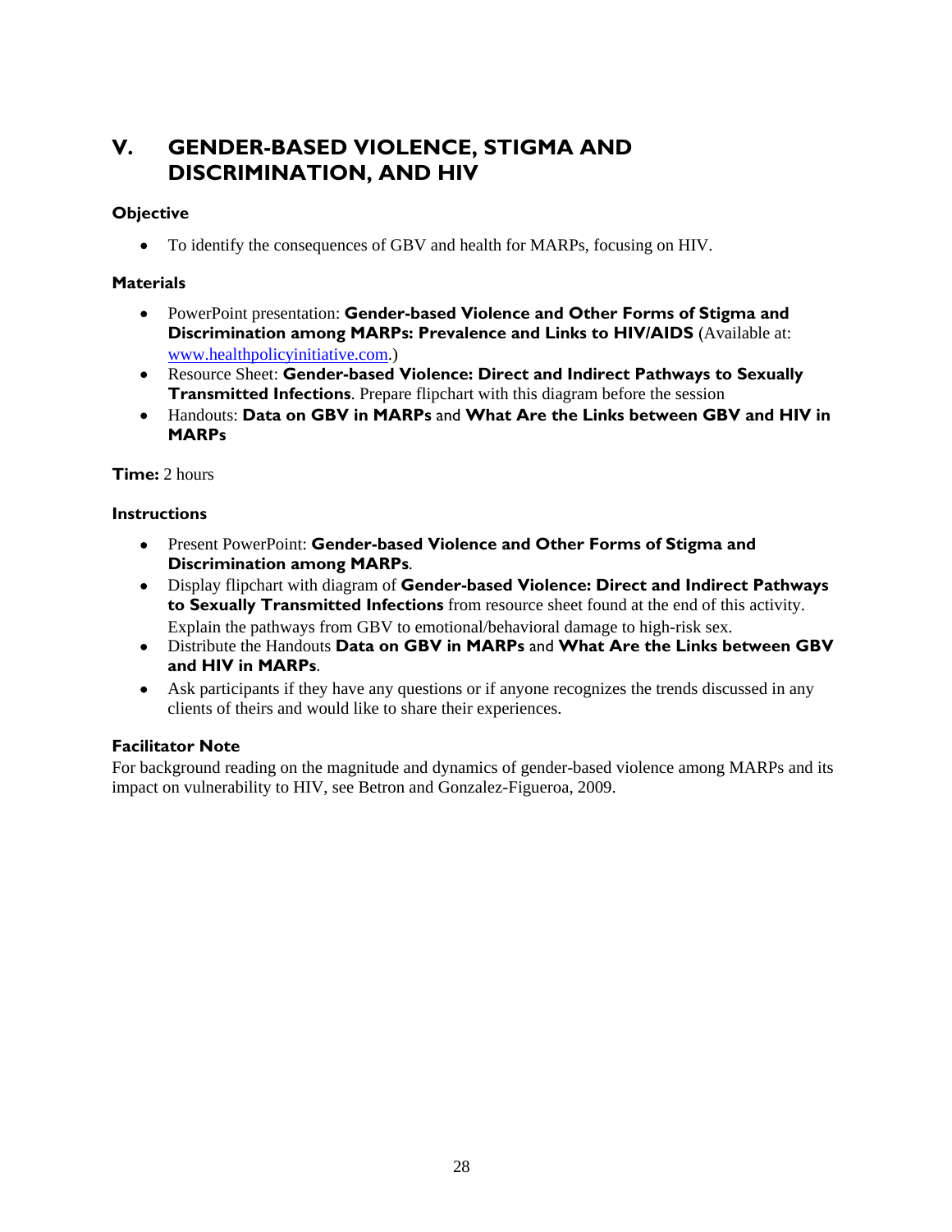# V. GENDER-BASED VIOLENCE, STIGMA AND DISCRIMINATION, AND HIV

**Objective**

- To identify the consequences of GBV and health for MARPs, focusing on HIV.

**Materials**

- PowerPoint presentation: **Gender-based Violence and Other Forms of Stigma and Discrimination among MARPs: Prevalence and Links to HIV/AIDS** (Available at: www.healthpolicyinitiative.com.)
- Resource Sheet: **Gender-based Violence: Direct and Indirect Pathways to Sexually Transmitted Infections**. Prepare flipchart with this diagram before the session
- Handouts: **Data on GBV in MARPs** and **What Are the Links between GBV and HIV in MARPs**

**Time:** 2 hours

**Instructions**

- Present PowerPoint: **Gender-based Violence and Other Forms of Stigma and Discrimination among MARPs**.
- Display flipchart with diagram of **Gender-based Violence: Direct and Indirect Pathways to Sexually Transmitted Infections** from resource sheet found at the end of this activity. Explain the pathways from GBV to emotional/behavioral damage to high-risk sex.
- Distribute the Handouts **Data on GBV in MARPs** and **What Are the Links between GBV and HIV in MARPs**.
- Ask participants if they have any questions or if anyone recognizes the trends discussed in any clients of theirs and would like to share their experiences.

**Facilitator Note**

For background reading on the magnitude and dynamics of gender-based violence among MARPs and its impact on vulnerability to HIV, see Betron and Gonzalez-Figueroa, 2009.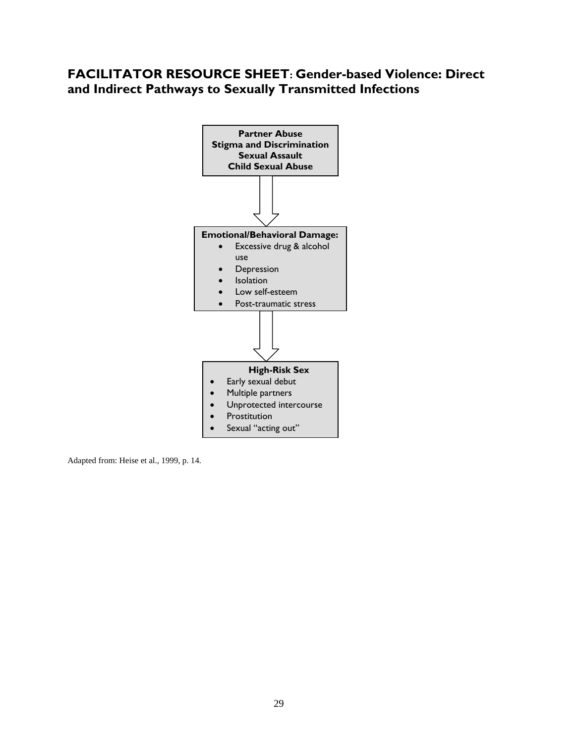## FACILITATOR RESOURCE SHEET: Gender-based Violence: Direct and Indirect Pathways to Sexually Transmitted Infections

**Partner Abuse**
**Stigma and Discrimination**
**Sexual Assault**
**Child Sexual Abuse**

↓

**Emotional/Behavioral Damage:**

- Excessive drug & alcohol use
- Depression
- Isolation
- Low self-esteem
- Post-traumatic stress

↓

**High-Risk Sex**

- Early sexual debut
- Multiple partners
- Unprotected intercourse
- Prostitution
- Sexual "acting out"

Adapted from: Heise et al., 1999, p. 14.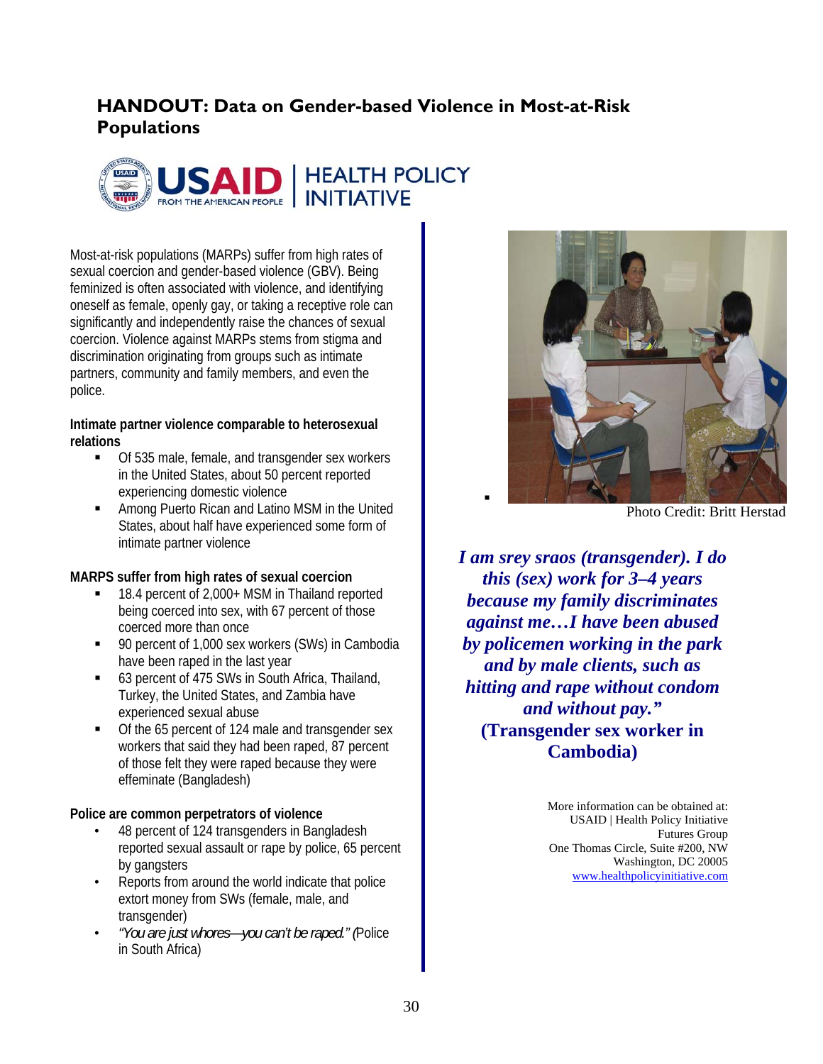## HANDOUT: Data on Gender-based Violence in Most-at-Risk Populations

USAID FROM THE AMERICAN PEOPLE | HEALTH POLICY INITIATIVE

Most-at-risk populations (MARPs) suffer from high rates of sexual coercion and gender-based violence (GBV). Being feminized is often associated with violence, and identifying oneself as female, openly gay, or taking a receptive role can significantly and independently raise the chances of sexual coercion. Violence against MARPs stems from stigma and discrimination originating from groups such as intimate partners, community and family members, and even the police.

**Intimate partner violence comparable to heterosexual relations**

- Of 535 male, female, and transgender sex workers in the United States, about 50 percent reported experiencing domestic violence
- Among Puerto Rican and Latino MSM in the United States, about half have experienced some form of intimate partner violence

**MARPS suffer from high rates of sexual coercion**

- 18.4 percent of 2,000+ MSM in Thailand reported being coerced into sex, with 67 percent of those coerced more than once
- 90 percent of 1,000 sex workers (SWs) in Cambodia have been raped in the last year
- 63 percent of 475 SWs in South Africa, Thailand, Turkey, the United States, and Zambia have experienced sexual abuse
- Of the 65 percent of 124 male and transgender sex workers that said they had been raped, 87 percent of those felt they were raped because they were effeminate (Bangladesh)

**Police are common perpetrators of violence**

- 48 percent of 124 transgenders in Bangladesh reported sexual assault or rape by police, 65 percent by gangsters
- Reports from around the world indicate that police extort money from SWs (female, male, and transgender)
- *"You are just whores—you can't be raped."* (Police in South Africa)

Photo Credit: Britt Herstad

***I am srey sraos (transgender). I do this (sex) work for 3–4 years because my family discriminates against me…I have been abused by policemen working in the park and by male clients, such as hitting and rape without condom and without pay."***
**(Transgender sex worker in Cambodia)**

More information can be obtained at:
USAID | Health Policy Initiative
Futures Group
One Thomas Circle, Suite #200, NW
Washington, DC 20005
www.healthpolicyinitiative.com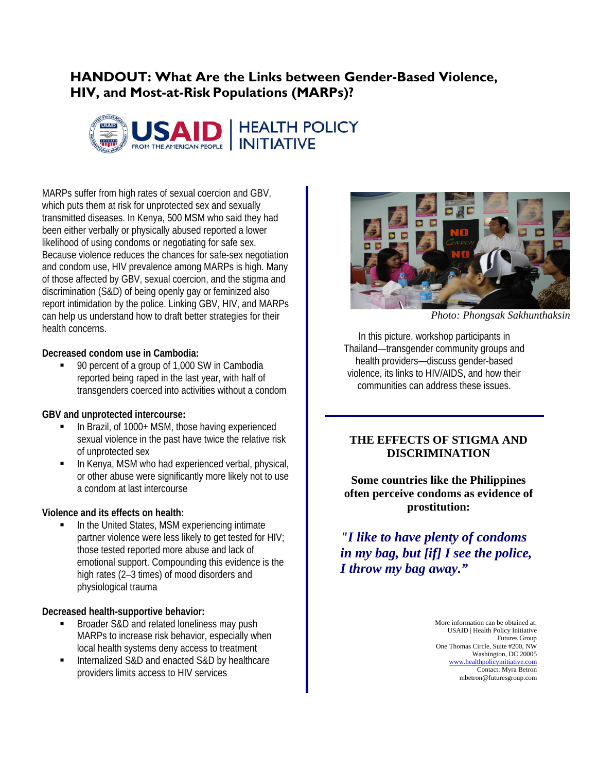# HANDOUT: What Are the Links between Gender-Based Violence, HIV, and Most-at-Risk Populations (MARPs)?

USAID | HEALTH POLICY INITIATIVE
FROM THE AMERICAN PEOPLE

MARPs suffer from high rates of sexual coercion and GBV, which puts them at risk for unprotected sex and sexually transmitted diseases. In Kenya, 500 MSM who said they had been either verbally or physically abused reported a lower likelihood of using condoms or negotiating for safe sex. Because violence reduces the chances for safe-sex negotiation and condom use, HIV prevalence among MARPs is high. Many of those affected by GBV, sexual coercion, and the stigma and discrimination (S&D) of being openly gay or feminized also report intimidation by the police. Linking GBV, HIV, and MARPs can help us understand how to draft better strategies for their health concerns.

**Decreased condom use in Cambodia:**

- 90 percent of a group of 1,000 SW in Cambodia reported being raped in the last year, with half of transgenders coerced into activities without a condom

**GBV and unprotected intercourse:**

- In Brazil, of 1000+ MSM, those having experienced sexual violence in the past have twice the relative risk of unprotected sex
- In Kenya, MSM who had experienced verbal, physical, or other abuse were significantly more likely not to use a condom at last intercourse

**Violence and its effects on health:**

- In the United States, MSM experiencing intimate partner violence were less likely to get tested for HIV; those tested reported more abuse and lack of emotional support. Compounding this evidence is the high rates (2–3 times) of mood disorders and physiological trauma

**Decreased health-supportive behavior:**

- Broader S&D and related loneliness may push MARPs to increase risk behavior, especially when local health systems deny access to treatment
- Internalized S&D and enacted S&D by healthcare providers limits access to HIV services

*Photo: Phongsak Sakhunthaksin*

In this picture, workshop participants in Thailand—transgender community groups and health providers—discuss gender-based violence, its links to HIV/AIDS, and how their communities can address these issues.

## THE EFFECTS OF STIGMA AND DISCRIMINATION

**Some countries like the Philippines often perceive condoms as evidence of prostitution:**

***"I like to have plenty of condoms in my bag, but [if] I see the police, I throw my bag away."***

More information can be obtained at:
USAID | Health Policy Initiative
Futures Group
One Thomas Circle, Suite #200, NW
Washington, DC 20005
www.healthpolicyinitiative.com
Contact: Myra Betron
mbetron@futuresgroup.com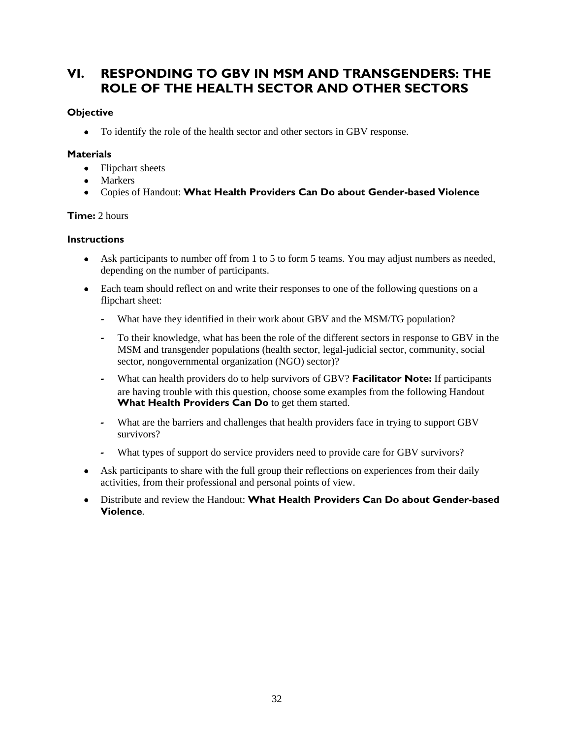## VI. RESPONDING TO GBV IN MSM AND TRANSGENDERS: THE ROLE OF THE HEALTH SECTOR AND OTHER SECTORS

### Objective

- To identify the role of the health sector and other sectors in GBV response.

### Materials

- Flipchart sheets
- Markers
- Copies of Handout: **What Health Providers Can Do about Gender-based Violence**

**Time:** 2 hours

### Instructions

- Ask participants to number off from 1 to 5 to form 5 teams. You may adjust numbers as needed, depending on the number of participants.
- Each team should reflect on and write their responses to one of the following questions on a flipchart sheet:
  - What have they identified in their work about GBV and the MSM/TG population?
  - To their knowledge, what has been the role of the different sectors in response to GBV in the MSM and transgender populations (health sector, legal-judicial sector, community, social sector, nongovernmental organization (NGO) sector)?
  - What can health providers do to help survivors of GBV? **Facilitator Note:** If participants are having trouble with this question, choose some examples from the following Handout **What Health Providers Can Do** to get them started.
  - What are the barriers and challenges that health providers face in trying to support GBV survivors?
  - What types of support do service providers need to provide care for GBV survivors?
- Ask participants to share with the full group their reflections on experiences from their daily activities, from their professional and personal points of view.
- Distribute and review the Handout: **What Health Providers Can Do about Gender-based Violence**.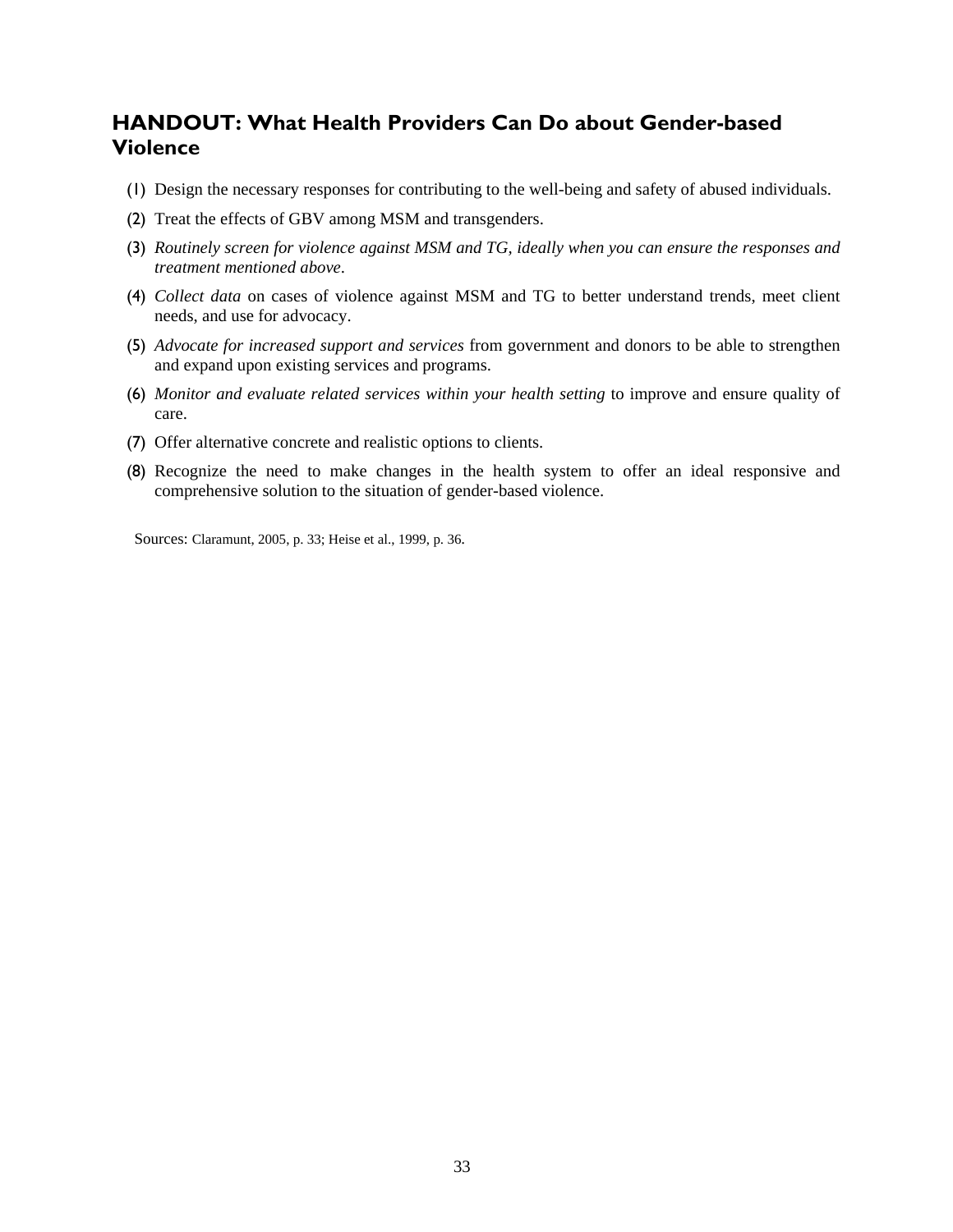## HANDOUT: What Health Providers Can Do about Gender-based Violence

(1) Design the necessary responses for contributing to the well-being and safety of abused individuals.

(2) Treat the effects of GBV among MSM and transgenders.

(3) *Routinely screen for violence against MSM and TG, ideally when you can ensure the responses and treatment mentioned above*.

(4) *Collect data* on cases of violence against MSM and TG to better understand trends, meet client needs, and use for advocacy.

(5) *Advocate for increased support and services* from government and donors to be able to strengthen and expand upon existing services and programs.

(6) *Monitor and evaluate related services within your health setting* to improve and ensure quality of care.

(7) Offer alternative concrete and realistic options to clients.

(8) Recognize the need to make changes in the health system to offer an ideal responsive and comprehensive solution to the situation of gender-based violence.

Sources: Claramunt, 2005, p. 33; Heise et al., 1999, p. 36.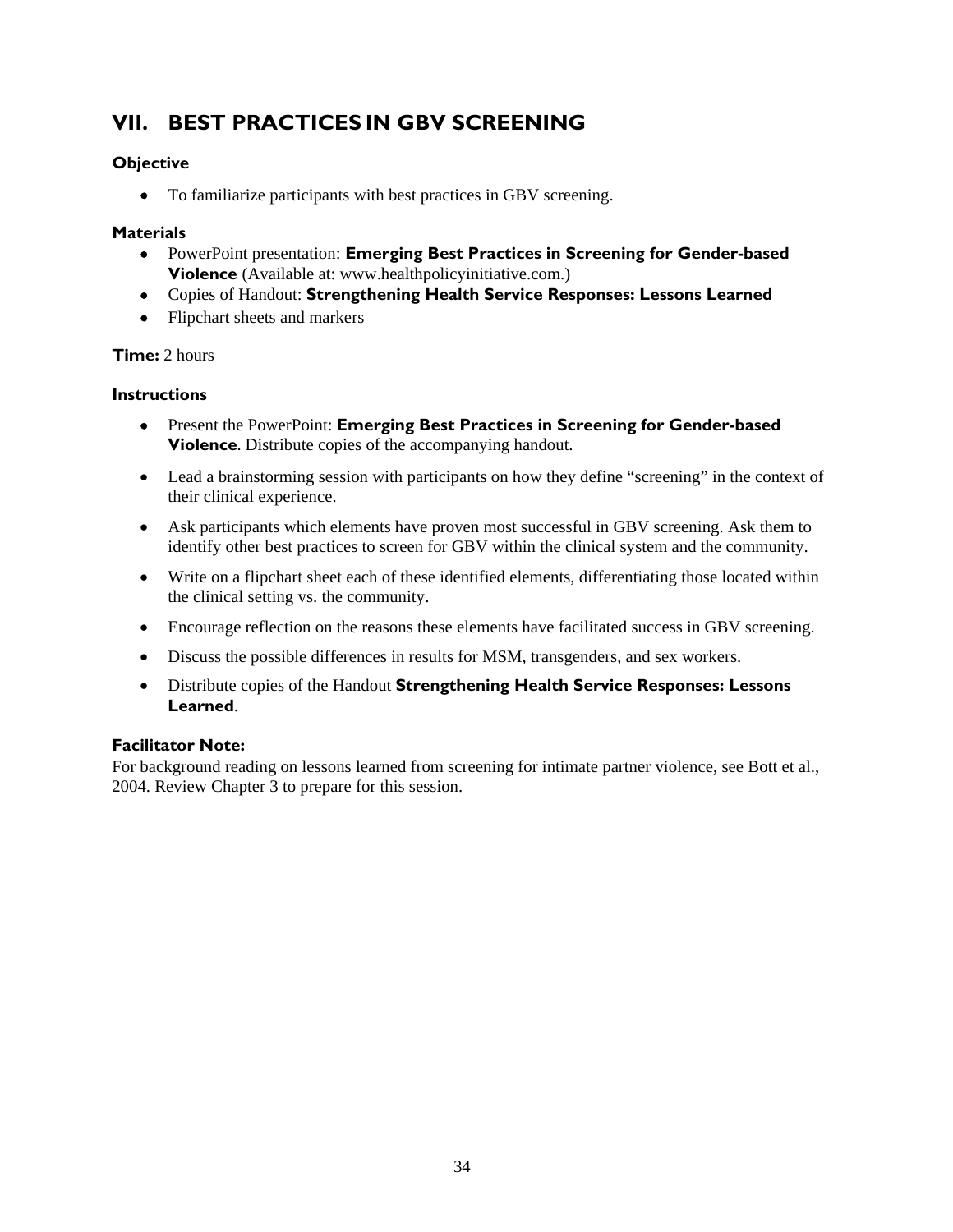## VII. BEST PRACTICES IN GBV SCREENING

### Objective

- To familiarize participants with best practices in GBV screening.

### Materials

- PowerPoint presentation: **Emerging Best Practices in Screening for Gender-based Violence** (Available at: www.healthpolicyinitiative.com.)
- Copies of Handout: **Strengthening Health Service Responses: Lessons Learned**
- Flipchart sheets and markers

**Time:** 2 hours

### Instructions

- Present the PowerPoint: **Emerging Best Practices in Screening for Gender-based Violence**. Distribute copies of the accompanying handout.
- Lead a brainstorming session with participants on how they define "screening" in the context of their clinical experience.
- Ask participants which elements have proven most successful in GBV screening. Ask them to identify other best practices to screen for GBV within the clinical system and the community.
- Write on a flipchart sheet each of these identified elements, differentiating those located within the clinical setting vs. the community.
- Encourage reflection on the reasons these elements have facilitated success in GBV screening.
- Discuss the possible differences in results for MSM, transgenders, and sex workers.
- Distribute copies of the Handout **Strengthening Health Service Responses: Lessons Learned**.

### Facilitator Note:

For background reading on lessons learned from screening for intimate partner violence, see Bott et al., 2004. Review Chapter 3 to prepare for this session.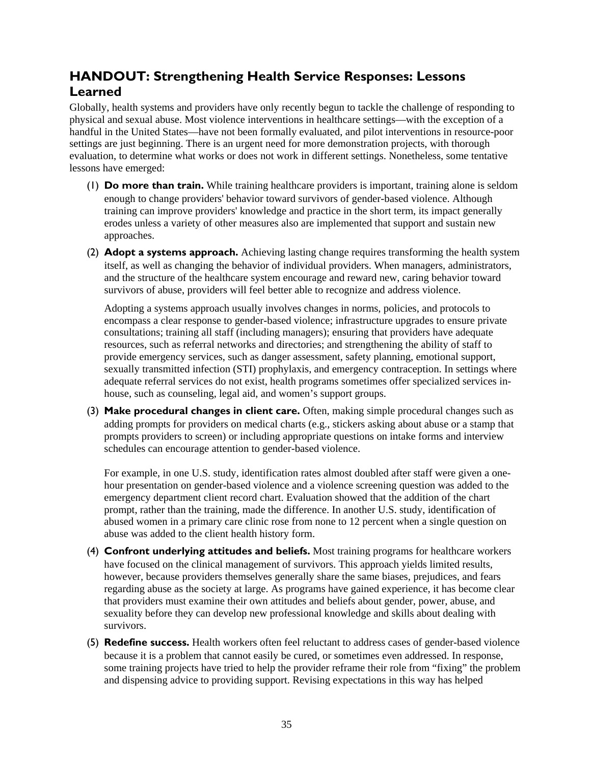## HANDOUT: Strengthening Health Service Responses: Lessons Learned

Globally, health systems and providers have only recently begun to tackle the challenge of responding to physical and sexual abuse. Most violence interventions in healthcare settings—with the exception of a handful in the United States—have not been formally evaluated, and pilot interventions in resource-poor settings are just beginning. There is an urgent need for more demonstration projects, with thorough evaluation, to determine what works or does not work in different settings. Nonetheless, some tentative lessons have emerged:

(1) **Do more than train.** While training healthcare providers is important, training alone is seldom enough to change providers' behavior toward survivors of gender-based violence. Although training can improve providers' knowledge and practice in the short term, its impact generally erodes unless a variety of other measures also are implemented that support and sustain new approaches.

(2) **Adopt a systems approach.** Achieving lasting change requires transforming the health system itself, as well as changing the behavior of individual providers. When managers, administrators, and the structure of the healthcare system encourage and reward new, caring behavior toward survivors of abuse, providers will feel better able to recognize and address violence.

   Adopting a systems approach usually involves changes in norms, policies, and protocols to encompass a clear response to gender-based violence; infrastructure upgrades to ensure private consultations; training all staff (including managers); ensuring that providers have adequate resources, such as referral networks and directories; and strengthening the ability of staff to provide emergency services, such as danger assessment, safety planning, emotional support, sexually transmitted infection (STI) prophylaxis, and emergency contraception. In settings where adequate referral services do not exist, health programs sometimes offer specialized services in-house, such as counseling, legal aid, and women's support groups.

(3) **Make procedural changes in client care.** Often, making simple procedural changes such as adding prompts for providers on medical charts (e.g., stickers asking about abuse or a stamp that prompts providers to screen) or including appropriate questions on intake forms and interview schedules can encourage attention to gender-based violence.

   For example, in one U.S. study, identification rates almost doubled after staff were given a one-hour presentation on gender-based violence and a violence screening question was added to the emergency department client record chart. Evaluation showed that the addition of the chart prompt, rather than the training, made the difference. In another U.S. study, identification of abused women in a primary care clinic rose from none to 12 percent when a single question on abuse was added to the client health history form.

(4) **Confront underlying attitudes and beliefs.** Most training programs for healthcare workers have focused on the clinical management of survivors. This approach yields limited results, however, because providers themselves generally share the same biases, prejudices, and fears regarding abuse as the society at large. As programs have gained experience, it has become clear that providers must examine their own attitudes and beliefs about gender, power, abuse, and sexuality before they can develop new professional knowledge and skills about dealing with survivors.

(5) **Redefine success.** Health workers often feel reluctant to address cases of gender-based violence because it is a problem that cannot easily be cured, or sometimes even addressed. In response, some training projects have tried to help the provider reframe their role from "fixing" the problem and dispensing advice to providing support. Revising expectations in this way has helped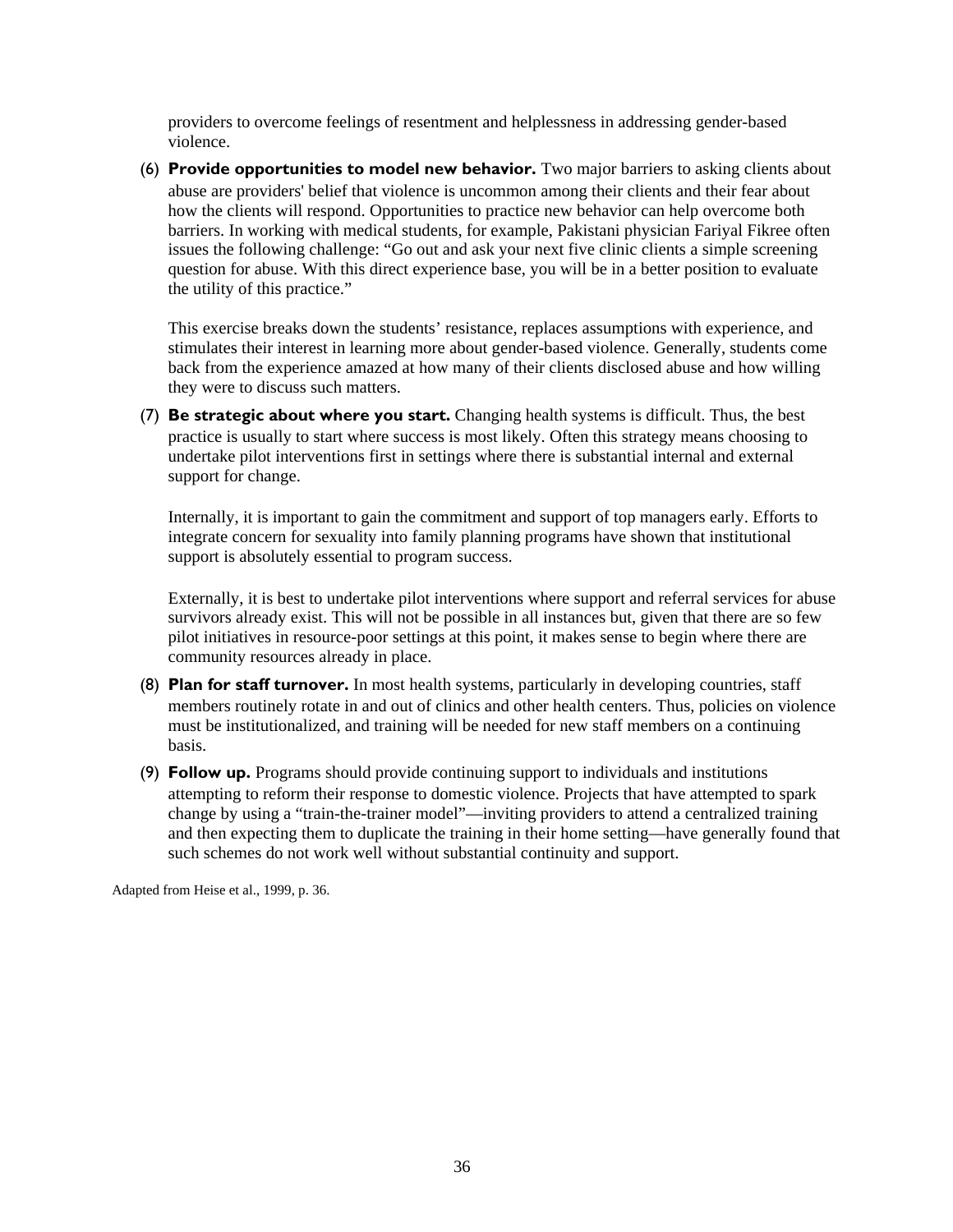providers to overcome feelings of resentment and helplessness in addressing gender-based violence.

(6) **Provide opportunities to model new behavior.** Two major barriers to asking clients about abuse are providers' belief that violence is uncommon among their clients and their fear about how the clients will respond. Opportunities to practice new behavior can help overcome both barriers. In working with medical students, for example, Pakistani physician Fariyal Fikree often issues the following challenge: "Go out and ask your next five clinic clients a simple screening question for abuse. With this direct experience base, you will be in a better position to evaluate the utility of this practice."

   This exercise breaks down the students' resistance, replaces assumptions with experience, and stimulates their interest in learning more about gender-based violence. Generally, students come back from the experience amazed at how many of their clients disclosed abuse and how willing they were to discuss such matters.

(7) **Be strategic about where you start.** Changing health systems is difficult. Thus, the best practice is usually to start where success is most likely. Often this strategy means choosing to undertake pilot interventions first in settings where there is substantial internal and external support for change.

   Internally, it is important to gain the commitment and support of top managers early. Efforts to integrate concern for sexuality into family planning programs have shown that institutional support is absolutely essential to program success.

   Externally, it is best to undertake pilot interventions where support and referral services for abuse survivors already exist. This will not be possible in all instances but, given that there are so few pilot initiatives in resource-poor settings at this point, it makes sense to begin where there are community resources already in place.

(8) **Plan for staff turnover.** In most health systems, particularly in developing countries, staff members routinely rotate in and out of clinics and other health centers. Thus, policies on violence must be institutionalized, and training will be needed for new staff members on a continuing basis.

(9) **Follow up.** Programs should provide continuing support to individuals and institutions attempting to reform their response to domestic violence. Projects that have attempted to spark change by using a "train-the-trainer model"—inviting providers to attend a centralized training and then expecting them to duplicate the training in their home setting—have generally found that such schemes do not work well without substantial continuity and support.

Adapted from Heise et al., 1999, p. 36.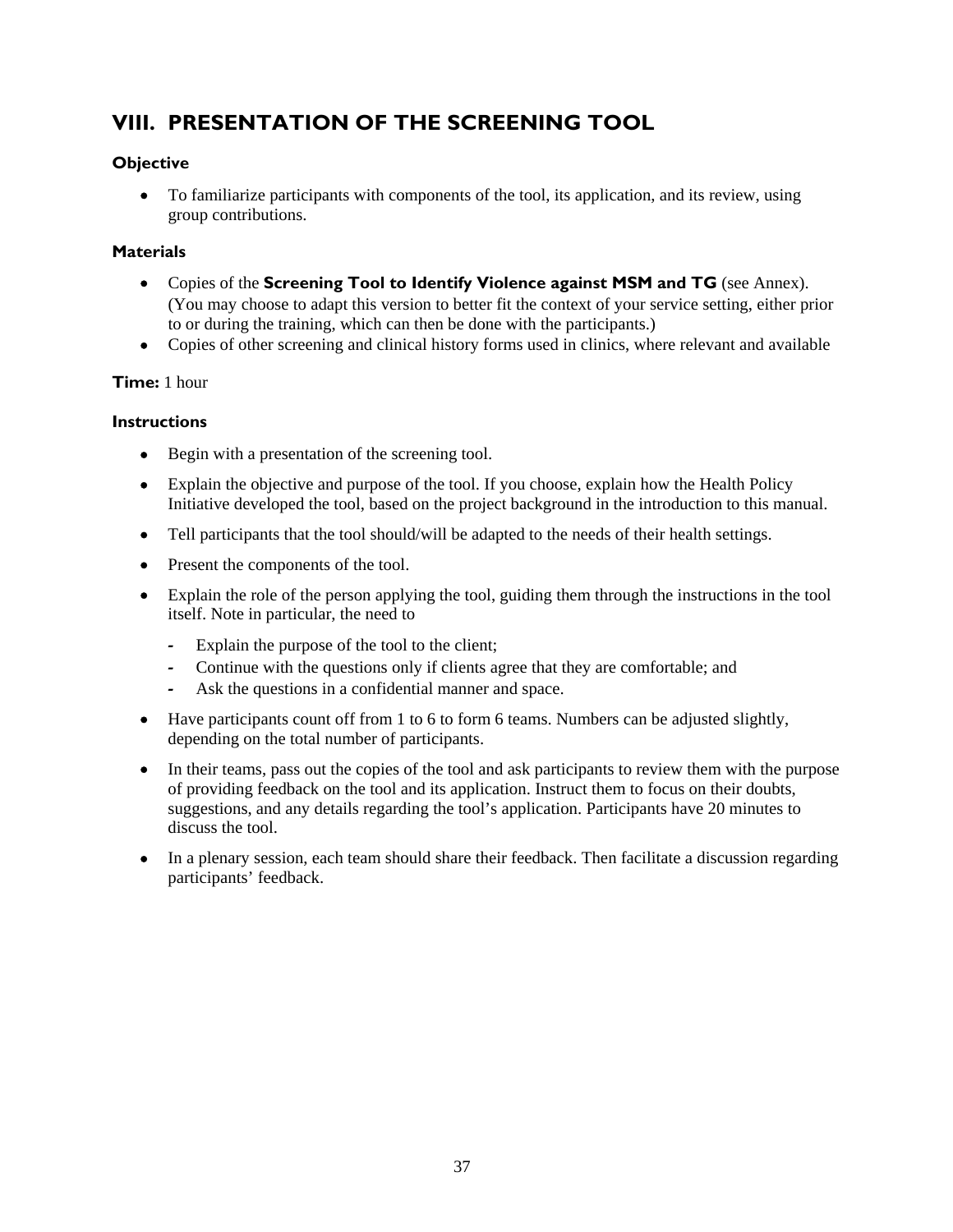## VIII. PRESENTATION OF THE SCREENING TOOL

### Objective

- To familiarize participants with components of the tool, its application, and its review, using group contributions.

### Materials

- Copies of the **Screening Tool to Identify Violence against MSM and TG** (see Annex). (You may choose to adapt this version to better fit the context of your service setting, either prior to or during the training, which can then be done with the participants.)
- Copies of other screening and clinical history forms used in clinics, where relevant and available

**Time:** 1 hour

### Instructions

- Begin with a presentation of the screening tool.
- Explain the objective and purpose of the tool. If you choose, explain how the Health Policy Initiative developed the tool, based on the project background in the introduction to this manual.
- Tell participants that the tool should/will be adapted to the needs of their health settings.
- Present the components of the tool.
- Explain the role of the person applying the tool, guiding them through the instructions in the tool itself. Note in particular, the need to
    - Explain the purpose of the tool to the client;
    - Continue with the questions only if clients agree that they are comfortable; and
    - Ask the questions in a confidential manner and space.
- Have participants count off from 1 to 6 to form 6 teams. Numbers can be adjusted slightly, depending on the total number of participants.
- In their teams, pass out the copies of the tool and ask participants to review them with the purpose of providing feedback on the tool and its application. Instruct them to focus on their doubts, suggestions, and any details regarding the tool's application. Participants have 20 minutes to discuss the tool.
- In a plenary session, each team should share their feedback. Then facilitate a discussion regarding participants' feedback.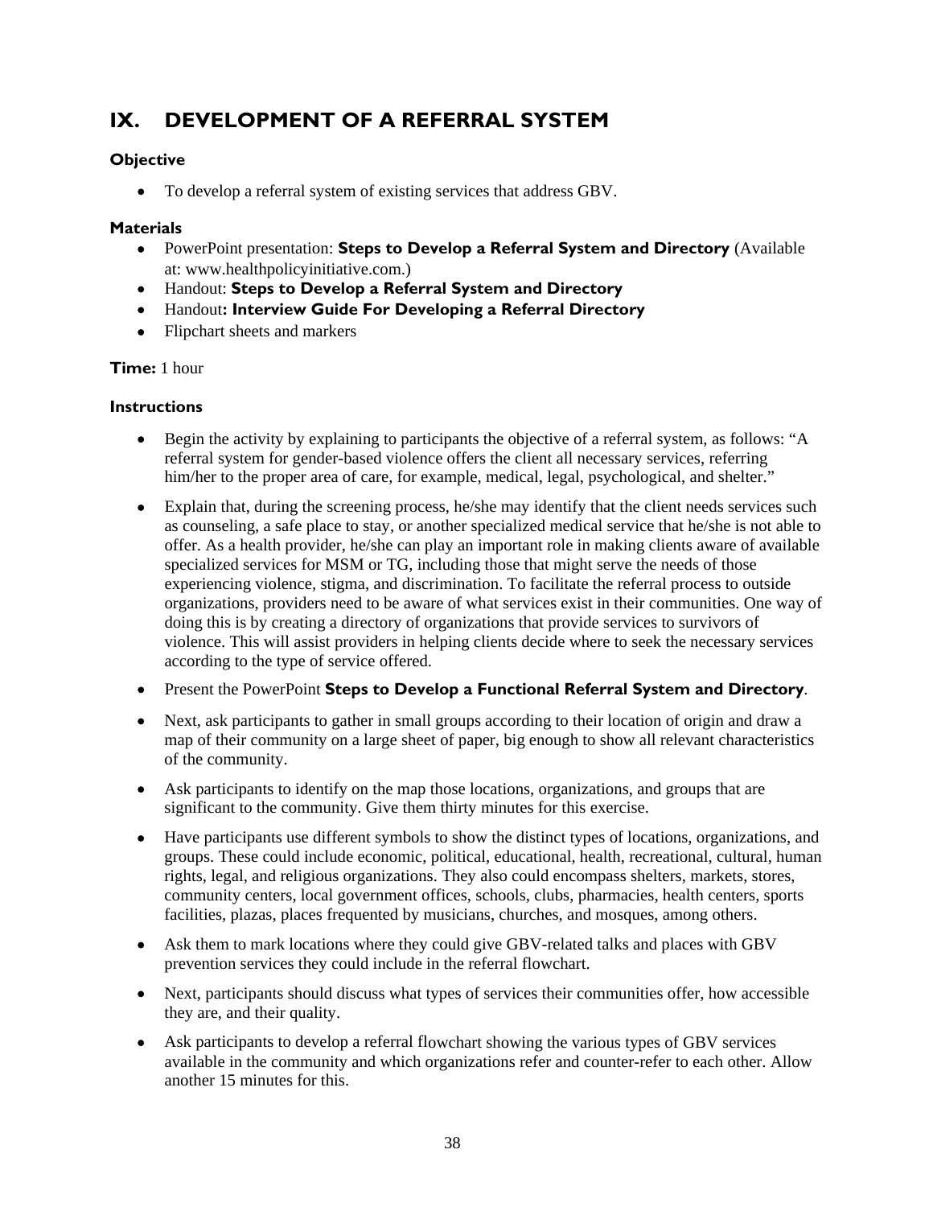## IX. DEVELOPMENT OF A REFERRAL SYSTEM

### Objective

- To develop a referral system of existing services that address GBV.

### Materials

- PowerPoint presentation: **Steps to Develop a Referral System and Directory** (Available at: www.healthpolicyinitiative.com.)
- Handout: **Steps to Develop a Referral System and Directory**
- Handout**: Interview Guide For Developing a Referral Directory**
- Flipchart sheets and markers

**Time:** 1 hour

### Instructions

- Begin the activity by explaining to participants the objective of a referral system, as follows: "A referral system for gender-based violence offers the client all necessary services, referring him/her to the proper area of care, for example, medical, legal, psychological, and shelter."
- Explain that, during the screening process, he/she may identify that the client needs services such as counseling, a safe place to stay, or another specialized medical service that he/she is not able to offer. As a health provider, he/she can play an important role in making clients aware of available specialized services for MSM or TG, including those that might serve the needs of those experiencing violence, stigma, and discrimination. To facilitate the referral process to outside organizations, providers need to be aware of what services exist in their communities. One way of doing this is by creating a directory of organizations that provide services to survivors of violence. This will assist providers in helping clients decide where to seek the necessary services according to the type of service offered.
- Present the PowerPoint **Steps to Develop a Functional Referral System and Directory**.
- Next, ask participants to gather in small groups according to their location of origin and draw a map of their community on a large sheet of paper, big enough to show all relevant characteristics of the community.
- Ask participants to identify on the map those locations, organizations, and groups that are significant to the community. Give them thirty minutes for this exercise.
- Have participants use different symbols to show the distinct types of locations, organizations, and groups. These could include economic, political, educational, health, recreational, cultural, human rights, legal, and religious organizations. They also could encompass shelters, markets, stores, community centers, local government offices, schools, clubs, pharmacies, health centers, sports facilities, plazas, places frequented by musicians, churches, and mosques, among others.
- Ask them to mark locations where they could give GBV-related talks and places with GBV prevention services they could include in the referral flowchart.
- Next, participants should discuss what types of services their communities offer, how accessible they are, and their quality.
- Ask participants to develop a referral flowchart showing the various types of GBV services available in the community and which organizations refer and counter-refer to each other. Allow another 15 minutes for this.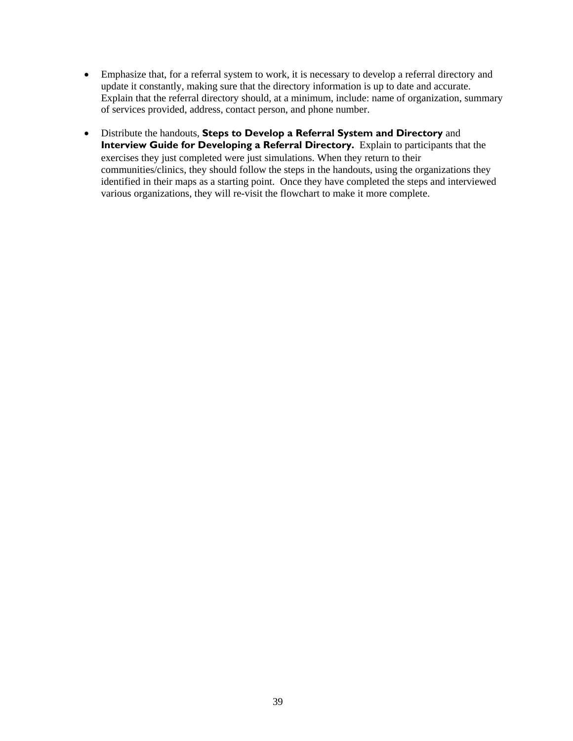- Emphasize that, for a referral system to work, it is necessary to develop a referral directory and update it constantly, making sure that the directory information is up to date and accurate. Explain that the referral directory should, at a minimum, include: name of organization, summary of services provided, address, contact person, and phone number.

- Distribute the handouts, **Steps to Develop a Referral System and Directory** and **Interview Guide for Developing a Referral Directory.** Explain to participants that the exercises they just completed were just simulations. When they return to their communities/clinics, they should follow the steps in the handouts, using the organizations they identified in their maps as a starting point. Once they have completed the steps and interviewed various organizations, they will re-visit the flowchart to make it more complete.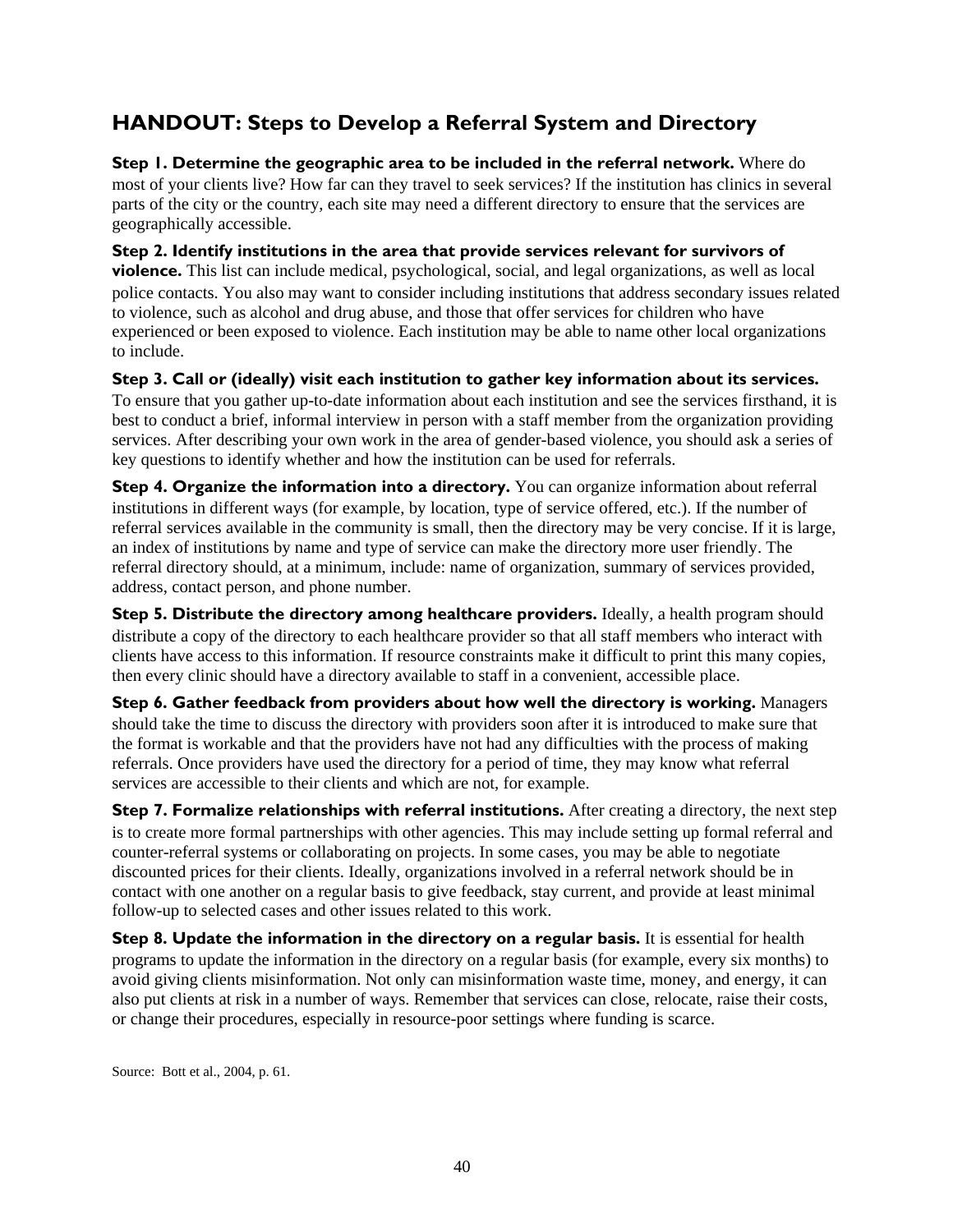## HANDOUT: Steps to Develop a Referral System and Directory

**Step 1. Determine the geographic area to be included in the referral network.** Where do most of your clients live? How far can they travel to seek services? If the institution has clinics in several parts of the city or the country, each site may need a different directory to ensure that the services are geographically accessible.

**Step 2. Identify institutions in the area that provide services relevant for survivors of violence.** This list can include medical, psychological, social, and legal organizations, as well as local police contacts. You also may want to consider including institutions that address secondary issues related to violence, such as alcohol and drug abuse, and those that offer services for children who have experienced or been exposed to violence. Each institution may be able to name other local organizations to include.

**Step 3. Call or (ideally) visit each institution to gather key information about its services.** To ensure that you gather up-to-date information about each institution and see the services firsthand, it is best to conduct a brief, informal interview in person with a staff member from the organization providing services. After describing your own work in the area of gender-based violence, you should ask a series of key questions to identify whether and how the institution can be used for referrals.

**Step 4. Organize the information into a directory.** You can organize information about referral institutions in different ways (for example, by location, type of service offered, etc.). If the number of referral services available in the community is small, then the directory may be very concise. If it is large, an index of institutions by name and type of service can make the directory more user friendly. The referral directory should, at a minimum, include: name of organization, summary of services provided, address, contact person, and phone number.

**Step 5. Distribute the directory among healthcare providers.** Ideally, a health program should distribute a copy of the directory to each healthcare provider so that all staff members who interact with clients have access to this information. If resource constraints make it difficult to print this many copies, then every clinic should have a directory available to staff in a convenient, accessible place.

**Step 6. Gather feedback from providers about how well the directory is working.** Managers should take the time to discuss the directory with providers soon after it is introduced to make sure that the format is workable and that the providers have not had any difficulties with the process of making referrals. Once providers have used the directory for a period of time, they may know what referral services are accessible to their clients and which are not, for example.

**Step 7. Formalize relationships with referral institutions.** After creating a directory, the next step is to create more formal partnerships with other agencies. This may include setting up formal referral and counter-referral systems or collaborating on projects. In some cases, you may be able to negotiate discounted prices for their clients. Ideally, organizations involved in a referral network should be in contact with one another on a regular basis to give feedback, stay current, and provide at least minimal follow-up to selected cases and other issues related to this work.

**Step 8. Update the information in the directory on a regular basis.** It is essential for health programs to update the information in the directory on a regular basis (for example, every six months) to avoid giving clients misinformation. Not only can misinformation waste time, money, and energy, it can also put clients at risk in a number of ways. Remember that services can close, relocate, raise their costs, or change their procedures, especially in resource-poor settings where funding is scarce.

Source: Bott et al., 2004, p. 61.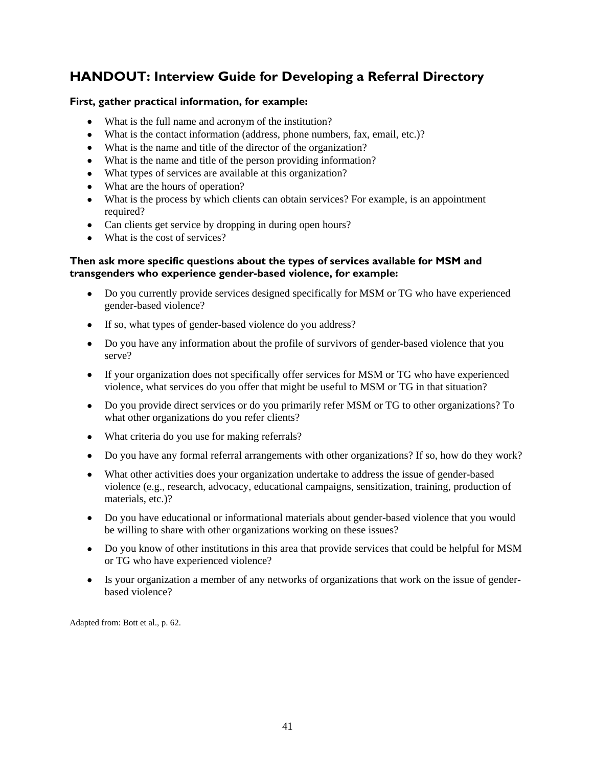## HANDOUT: Interview Guide for Developing a Referral Directory

**First, gather practical information, for example:**

- What is the full name and acronym of the institution?
- What is the contact information (address, phone numbers, fax, email, etc.)?
- What is the name and title of the director of the organization?
- What is the name and title of the person providing information?
- What types of services are available at this organization?
- What are the hours of operation?
- What is the process by which clients can obtain services? For example, is an appointment required?
- Can clients get service by dropping in during open hours?
- What is the cost of services?

**Then ask more specific questions about the types of services available for MSM and transgenders who experience gender-based violence, for example:**

- Do you currently provide services designed specifically for MSM or TG who have experienced gender-based violence?
- If so, what types of gender-based violence do you address?
- Do you have any information about the profile of survivors of gender-based violence that you serve?
- If your organization does not specifically offer services for MSM or TG who have experienced violence, what services do you offer that might be useful to MSM or TG in that situation?
- Do you provide direct services or do you primarily refer MSM or TG to other organizations? To what other organizations do you refer clients?
- What criteria do you use for making referrals?
- Do you have any formal referral arrangements with other organizations? If so, how do they work?
- What other activities does your organization undertake to address the issue of gender-based violence (e.g., research, advocacy, educational campaigns, sensitization, training, production of materials, etc.)?
- Do you have educational or informational materials about gender-based violence that you would be willing to share with other organizations working on these issues?
- Do you know of other institutions in this area that provide services that could be helpful for MSM or TG who have experienced violence?
- Is your organization a member of any networks of organizations that work on the issue of gender-based violence?

Adapted from: Bott et al., p. 62.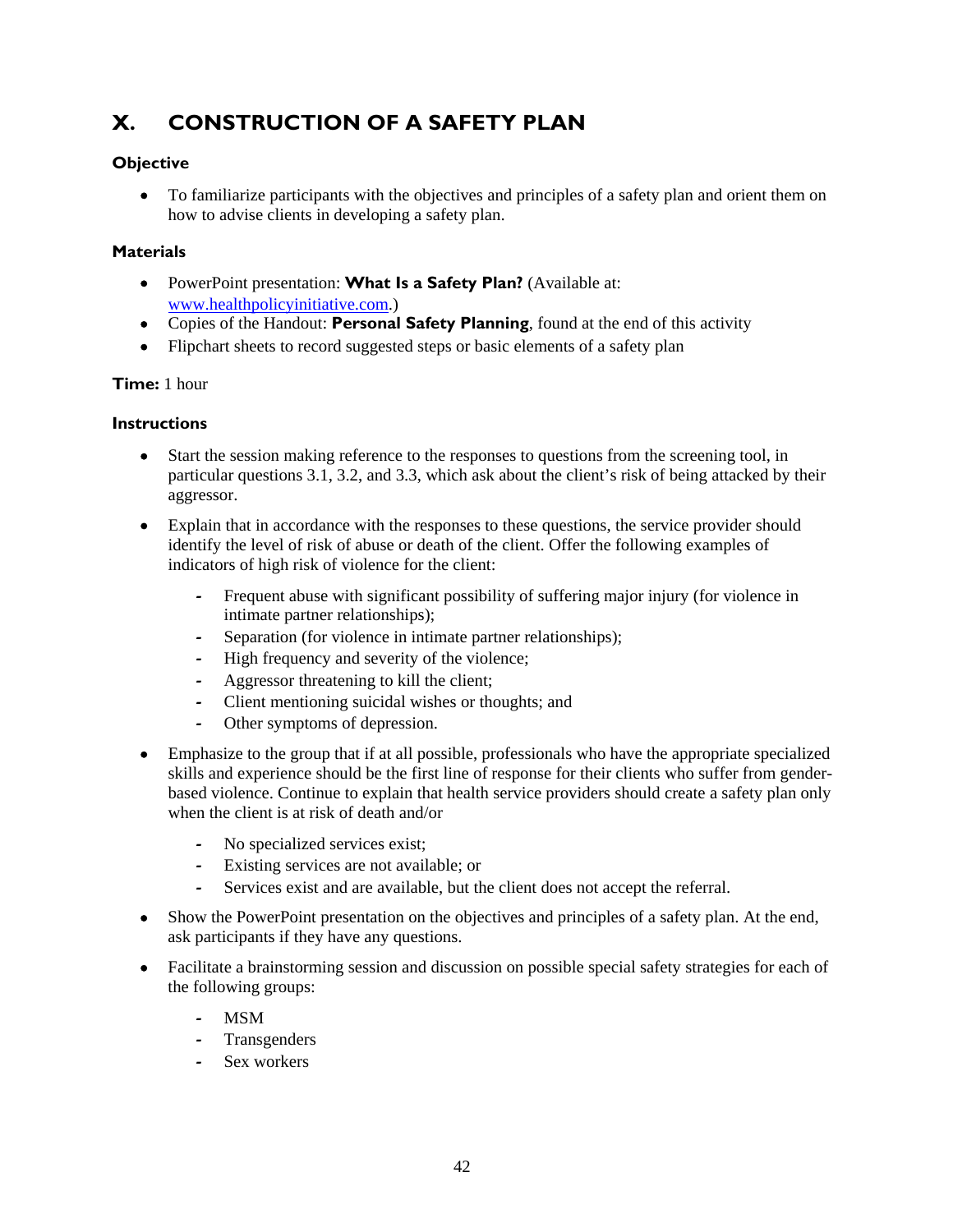# X. CONSTRUCTION OF A SAFETY PLAN

### Objective

- To familiarize participants with the objectives and principles of a safety plan and orient them on how to advise clients in developing a safety plan.

### Materials

- PowerPoint presentation: **What Is a Safety Plan?** (Available at: www.healthpolicyinitiative.com.)
- Copies of the Handout: **Personal Safety Planning**, found at the end of this activity
- Flipchart sheets to record suggested steps or basic elements of a safety plan

**Time:** 1 hour

### Instructions

- Start the session making reference to the responses to questions from the screening tool, in particular questions 3.1, 3.2, and 3.3, which ask about the client's risk of being attacked by their aggressor.

- Explain that in accordance with the responses to these questions, the service provider should identify the level of risk of abuse or death of the client. Offer the following examples of indicators of high risk of violence for the client:
    - Frequent abuse with significant possibility of suffering major injury (for violence in intimate partner relationships);
    - Separation (for violence in intimate partner relationships);
    - High frequency and severity of the violence;
    - Aggressor threatening to kill the client;
    - Client mentioning suicidal wishes or thoughts; and
    - Other symptoms of depression.

- Emphasize to the group that if at all possible, professionals who have the appropriate specialized skills and experience should be the first line of response for their clients who suffer from gender-based violence. Continue to explain that health service providers should create a safety plan only when the client is at risk of death and/or
    - No specialized services exist;
    - Existing services are not available; or
    - Services exist and are available, but the client does not accept the referral.

- Show the PowerPoint presentation on the objectives and principles of a safety plan. At the end, ask participants if they have any questions.

- Facilitate a brainstorming session and discussion on possible special safety strategies for each of the following groups:
    - MSM
    - Transgenders
    - Sex workers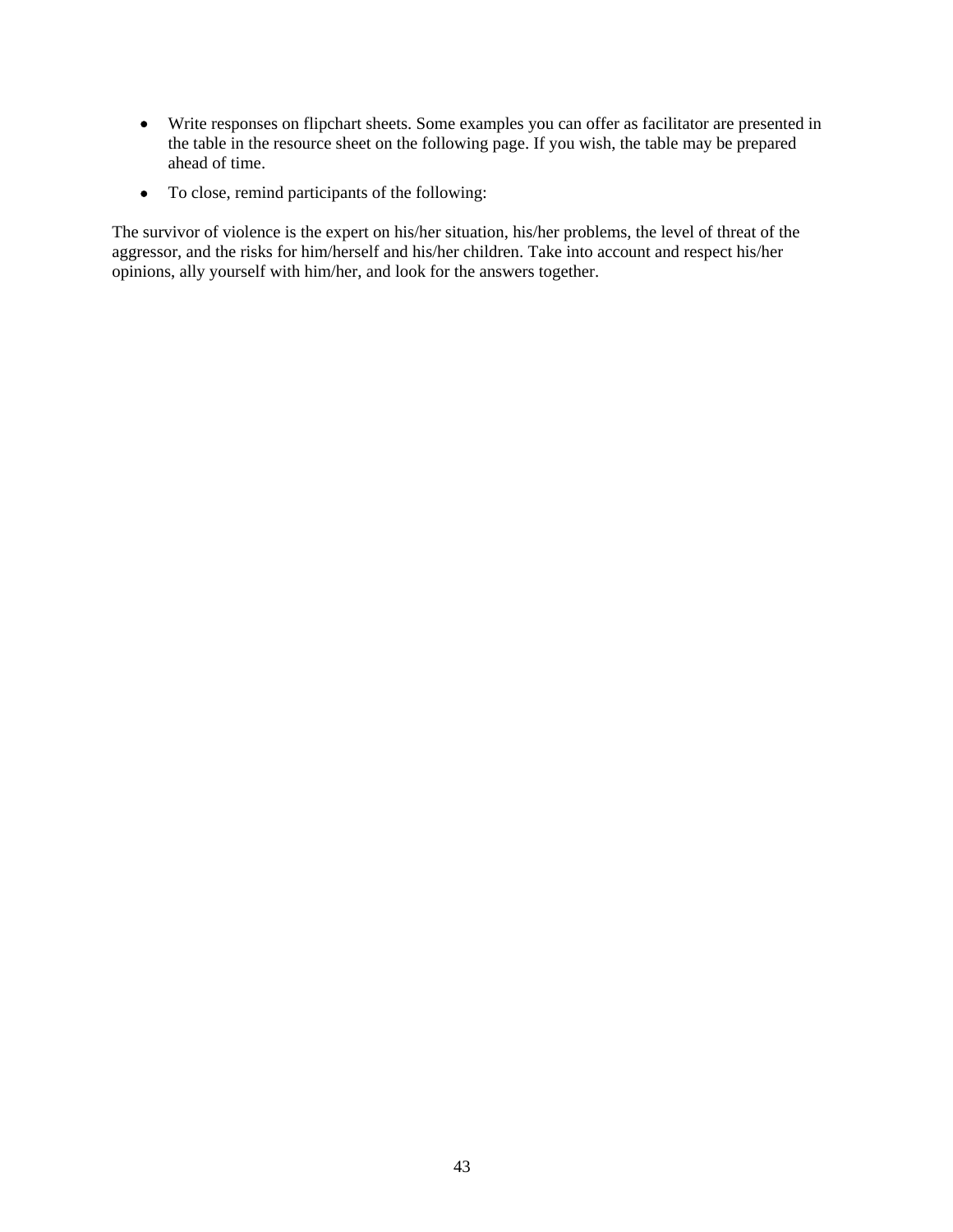- Write responses on flipchart sheets. Some examples you can offer as facilitator are presented in the table in the resource sheet on the following page. If you wish, the table may be prepared ahead of time.
- To close, remind participants of the following:

The survivor of violence is the expert on his/her situation, his/her problems, the level of threat of the aggressor, and the risks for him/herself and his/her children. Take into account and respect his/her opinions, ally yourself with him/her, and look for the answers together.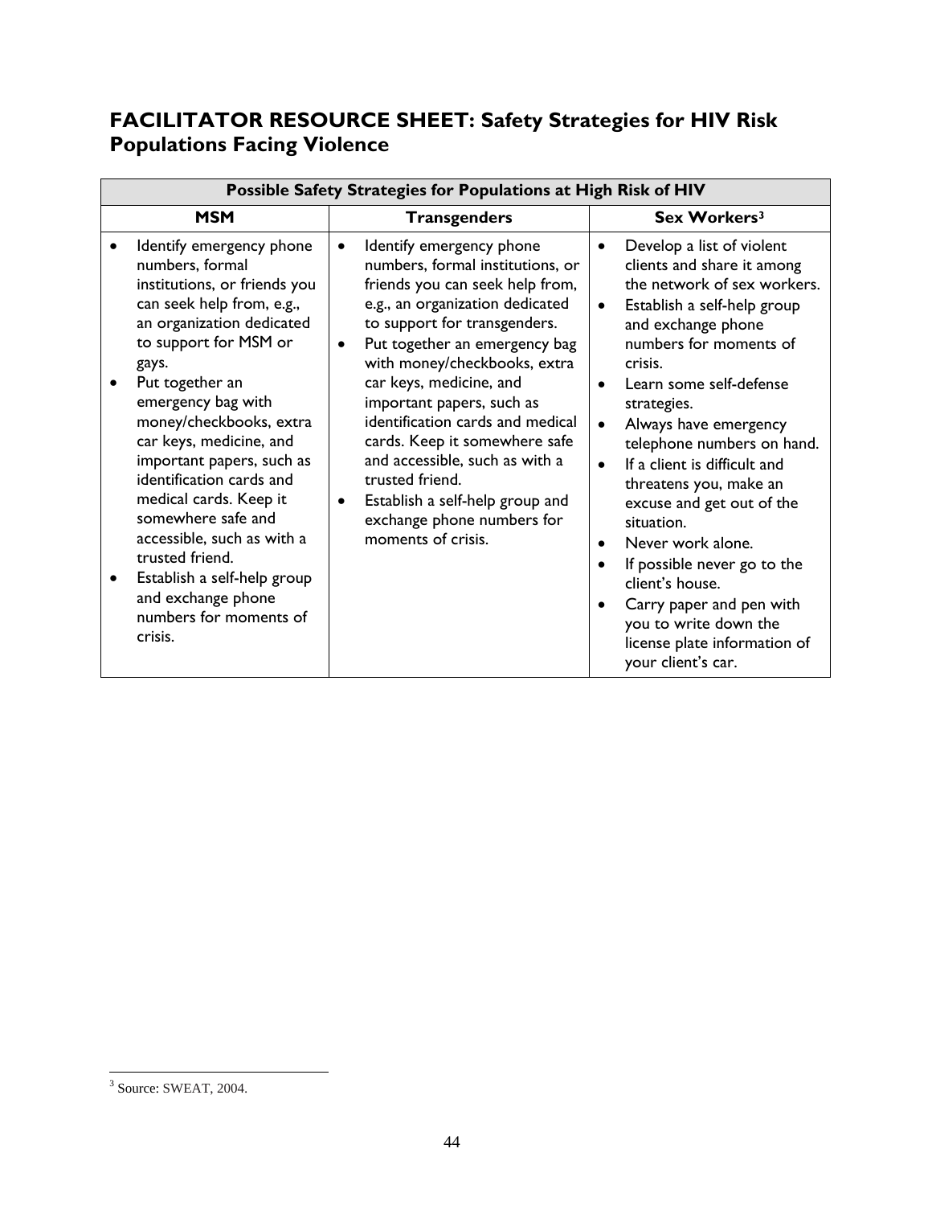## FACILITATOR RESOURCE SHEET: Safety Strategies for HIV Risk Populations Facing Violence

| Possible Safety Strategies for Populations at High Risk of HIV | | |
|---|---|---|
| **MSM** | **Transgenders** | **Sex Workers**[3] |
| • Identify emergency phone numbers, formal institutions, or friends you can seek help from, e.g., an organization dedicated to support for MSM or gays.<br>• Put together an emergency bag with money/checkbooks, extra car keys, medicine, and important papers, such as identification cards and medical cards. Keep it somewhere safe and accessible, such as with a trusted friend.<br>• Establish a self-help group and exchange phone numbers for moments of crisis. | • Identify emergency phone numbers, formal institutions, or friends you can seek help from, e.g., an organization dedicated to support for transgenders.<br>• Put together an emergency bag with money/checkbooks, extra car keys, medicine, and important papers, such as identification cards and medical cards. Keep it somewhere safe and accessible, such as with a trusted friend.<br>• Establish a self-help group and exchange phone numbers for moments of crisis. | • Develop a list of violent clients and share it among the network of sex workers.<br>• Establish a self-help group and exchange phone numbers for moments of crisis.<br>• Learn some self-defense strategies.<br>• Always have emergency telephone numbers on hand.<br>• If a client is difficult and threatens you, make an excuse and get out of the situation.<br>• Never work alone.<br>• If possible never go to the client's house.<br>• Carry paper and pen with you to write down the license plate information of your client's car. |

[3] Source: SWEAT, 2004.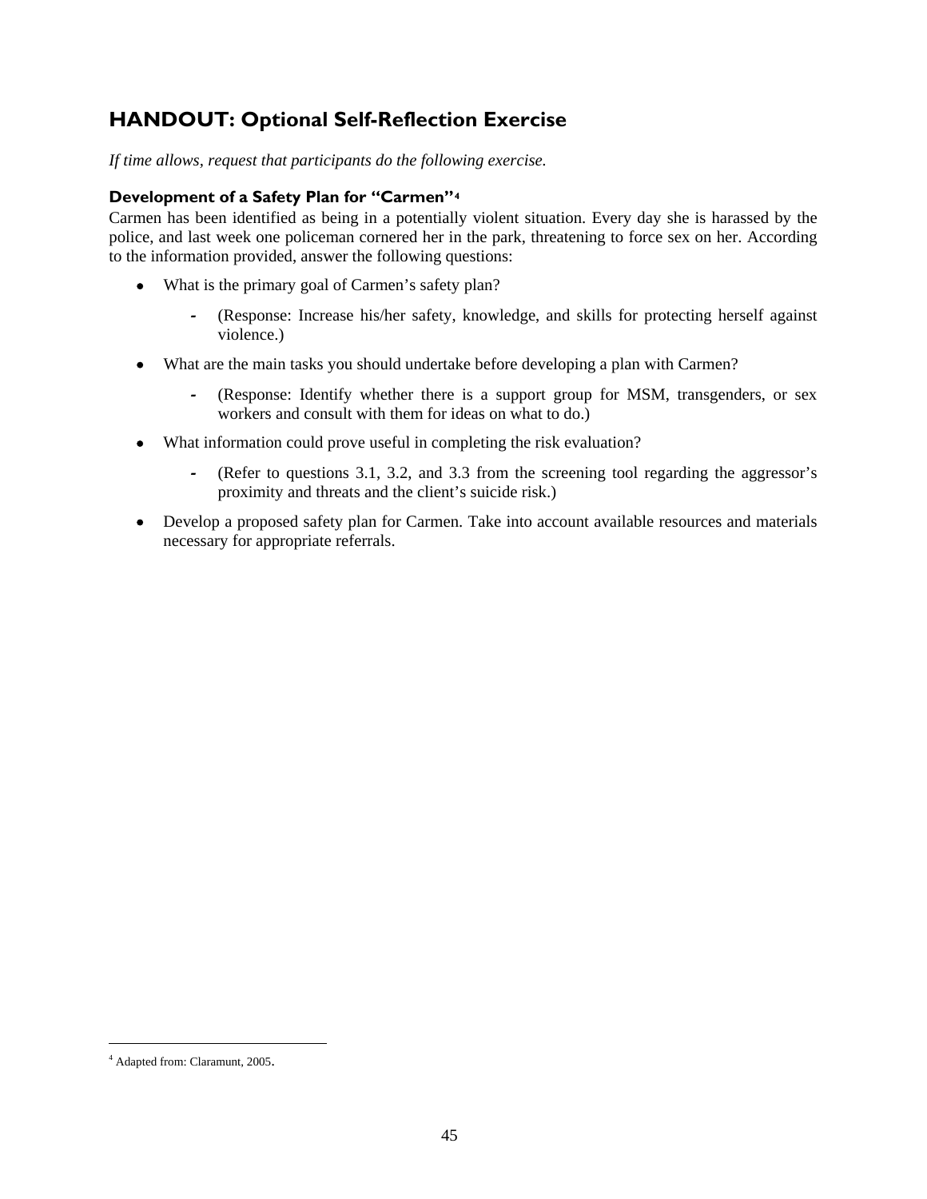## HANDOUT: Optional Self-Reflection Exercise

*If time allows, request that participants do the following exercise.*

### Development of a Safety Plan for "Carmen"[4]

Carmen has been identified as being in a potentially violent situation. Every day she is harassed by the police, and last week one policeman cornered her in the park, threatening to force sex on her. According to the information provided, answer the following questions:

- What is the primary goal of Carmen's safety plan?
  - (Response: Increase his/her safety, knowledge, and skills for protecting herself against violence.)
- What are the main tasks you should undertake before developing a plan with Carmen?
  - (Response: Identify whether there is a support group for MSM, transgenders, or sex workers and consult with them for ideas on what to do.)
- What information could prove useful in completing the risk evaluation?
  - (Refer to questions 3.1, 3.2, and 3.3 from the screening tool regarding the aggressor's proximity and threats and the client's suicide risk.)
- Develop a proposed safety plan for Carmen. Take into account available resources and materials necessary for appropriate referrals.

---

[4] Adapted from: Claramunt, 2005.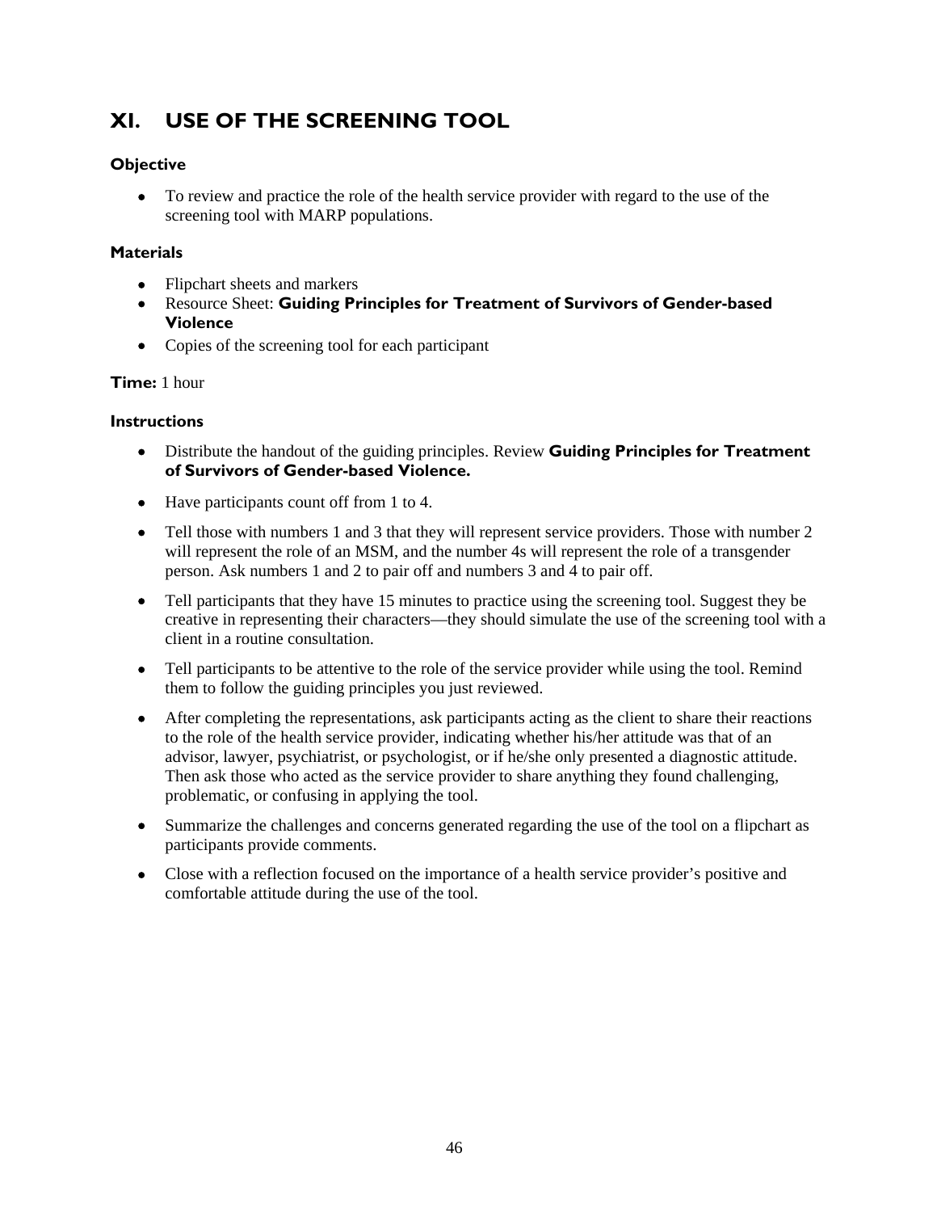## XI. USE OF THE SCREENING TOOL

### Objective

- To review and practice the role of the health service provider with regard to the use of the screening tool with MARP populations.

### Materials

- Flipchart sheets and markers
- Resource Sheet: **Guiding Principles for Treatment of Survivors of Gender-based Violence**
- Copies of the screening tool for each participant

**Time:** 1 hour

### Instructions

- Distribute the handout of the guiding principles. Review **Guiding Principles for Treatment of Survivors of Gender-based Violence.**
- Have participants count off from 1 to 4.
- Tell those with numbers 1 and 3 that they will represent service providers. Those with number 2 will represent the role of an MSM, and the number 4s will represent the role of a transgender person. Ask numbers 1 and 2 to pair off and numbers 3 and 4 to pair off.
- Tell participants that they have 15 minutes to practice using the screening tool. Suggest they be creative in representing their characters—they should simulate the use of the screening tool with a client in a routine consultation.
- Tell participants to be attentive to the role of the service provider while using the tool. Remind them to follow the guiding principles you just reviewed.
- After completing the representations, ask participants acting as the client to share their reactions to the role of the health service provider, indicating whether his/her attitude was that of an advisor, lawyer, psychiatrist, or psychologist, or if he/she only presented a diagnostic attitude. Then ask those who acted as the service provider to share anything they found challenging, problematic, or confusing in applying the tool.
- Summarize the challenges and concerns generated regarding the use of the tool on a flipchart as participants provide comments.
- Close with a reflection focused on the importance of a health service provider's positive and comfortable attitude during the use of the tool.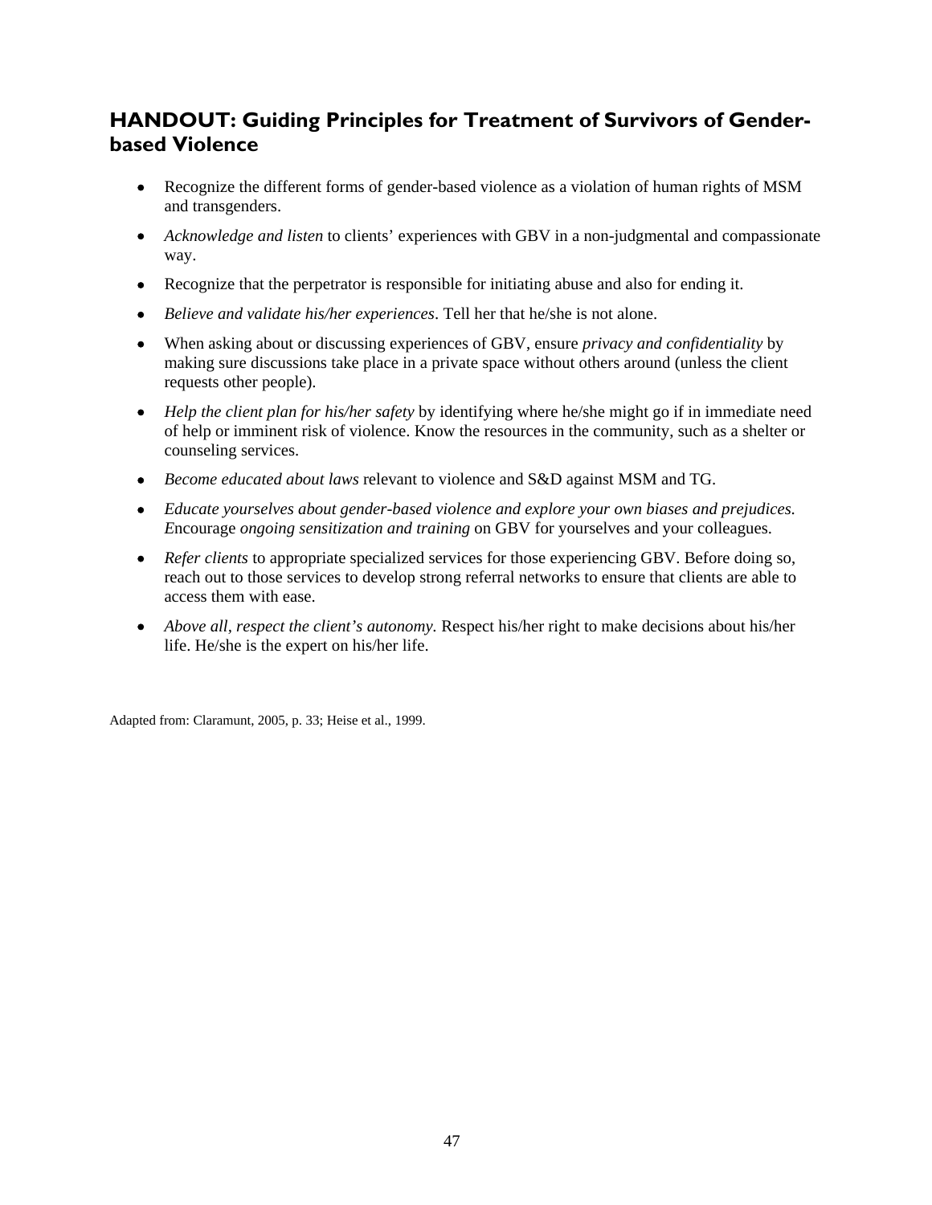## HANDOUT: Guiding Principles for Treatment of Survivors of Gender-based Violence

- Recognize the different forms of gender-based violence as a violation of human rights of MSM and transgenders.
- *Acknowledge and listen* to clients' experiences with GBV in a non-judgmental and compassionate way.
- Recognize that the perpetrator is responsible for initiating abuse and also for ending it.
- *Believe and validate his/her experiences*. Tell her that he/she is not alone.
- When asking about or discussing experiences of GBV, ensure *privacy and confidentiality* by making sure discussions take place in a private space without others around (unless the client requests other people).
- *Help the client plan for his/her safety* by identifying where he/she might go if in immediate need of help or imminent risk of violence. Know the resources in the community, such as a shelter or counseling services.
- *Become educated about laws* relevant to violence and S&D against MSM and TG.
- *Educate yourselves about gender-based violence and explore your own biases and prejudices. E*ncourage *ongoing sensitization and training* on GBV for yourselves and your colleagues.
- *Refer clients* to appropriate specialized services for those experiencing GBV. Before doing so, reach out to those services to develop strong referral networks to ensure that clients are able to access them with ease.
- *Above all, respect the client's autonomy.* Respect his/her right to make decisions about his/her life. He/she is the expert on his/her life.

Adapted from: Claramunt, 2005, p. 33; Heise et al., 1999.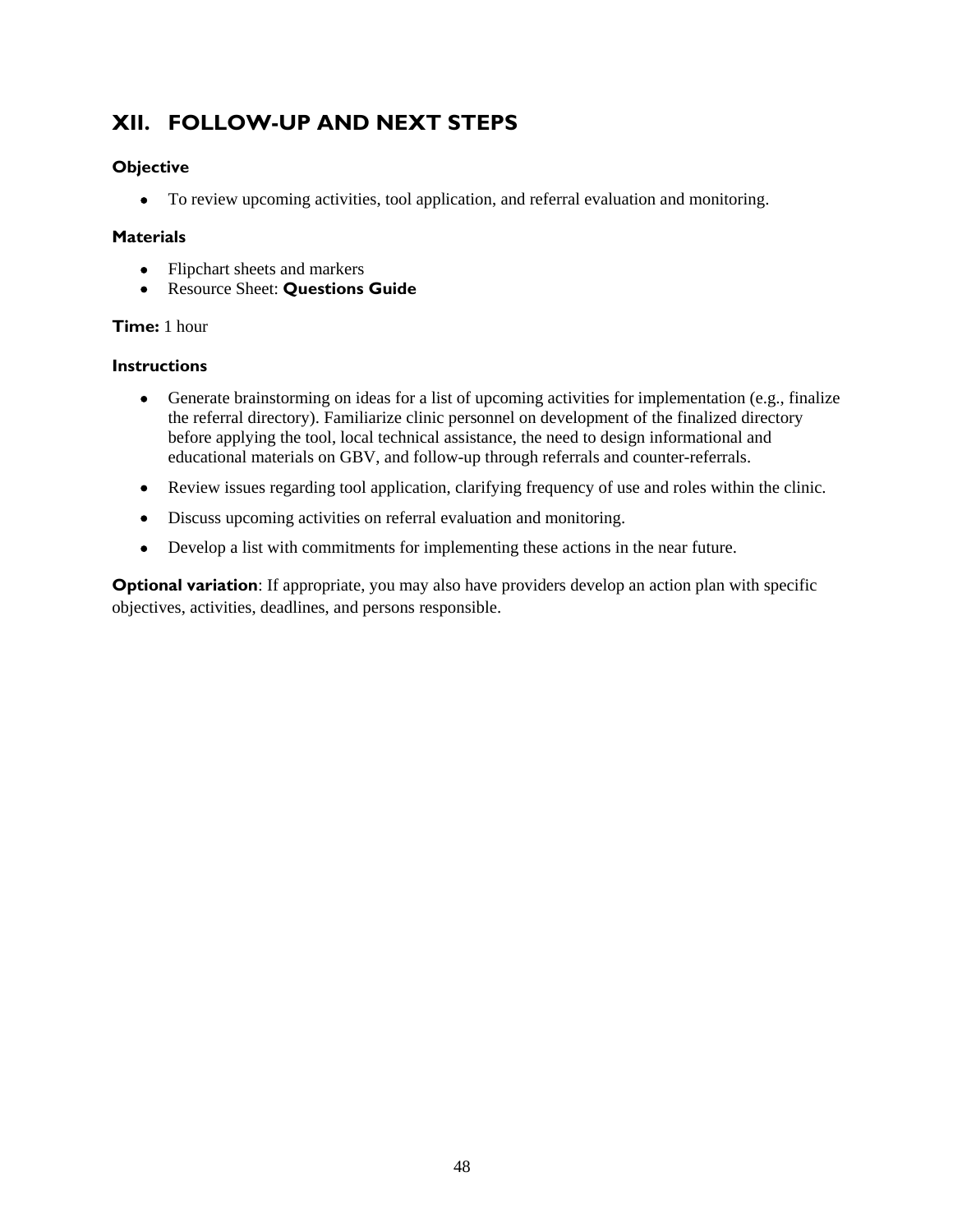## XII. FOLLOW-UP AND NEXT STEPS

### Objective

- To review upcoming activities, tool application, and referral evaluation and monitoring.

### Materials

- Flipchart sheets and markers
- Resource Sheet: **Questions Guide**

**Time:** 1 hour

### Instructions

- Generate brainstorming on ideas for a list of upcoming activities for implementation (e.g., finalize the referral directory). Familiarize clinic personnel on development of the finalized directory before applying the tool, local technical assistance, the need to design informational and educational materials on GBV, and follow-up through referrals and counter-referrals.
- Review issues regarding tool application, clarifying frequency of use and roles within the clinic.
- Discuss upcoming activities on referral evaluation and monitoring.
- Develop a list with commitments for implementing these actions in the near future.

**Optional variation**: If appropriate, you may also have providers develop an action plan with specific objectives, activities, deadlines, and persons responsible.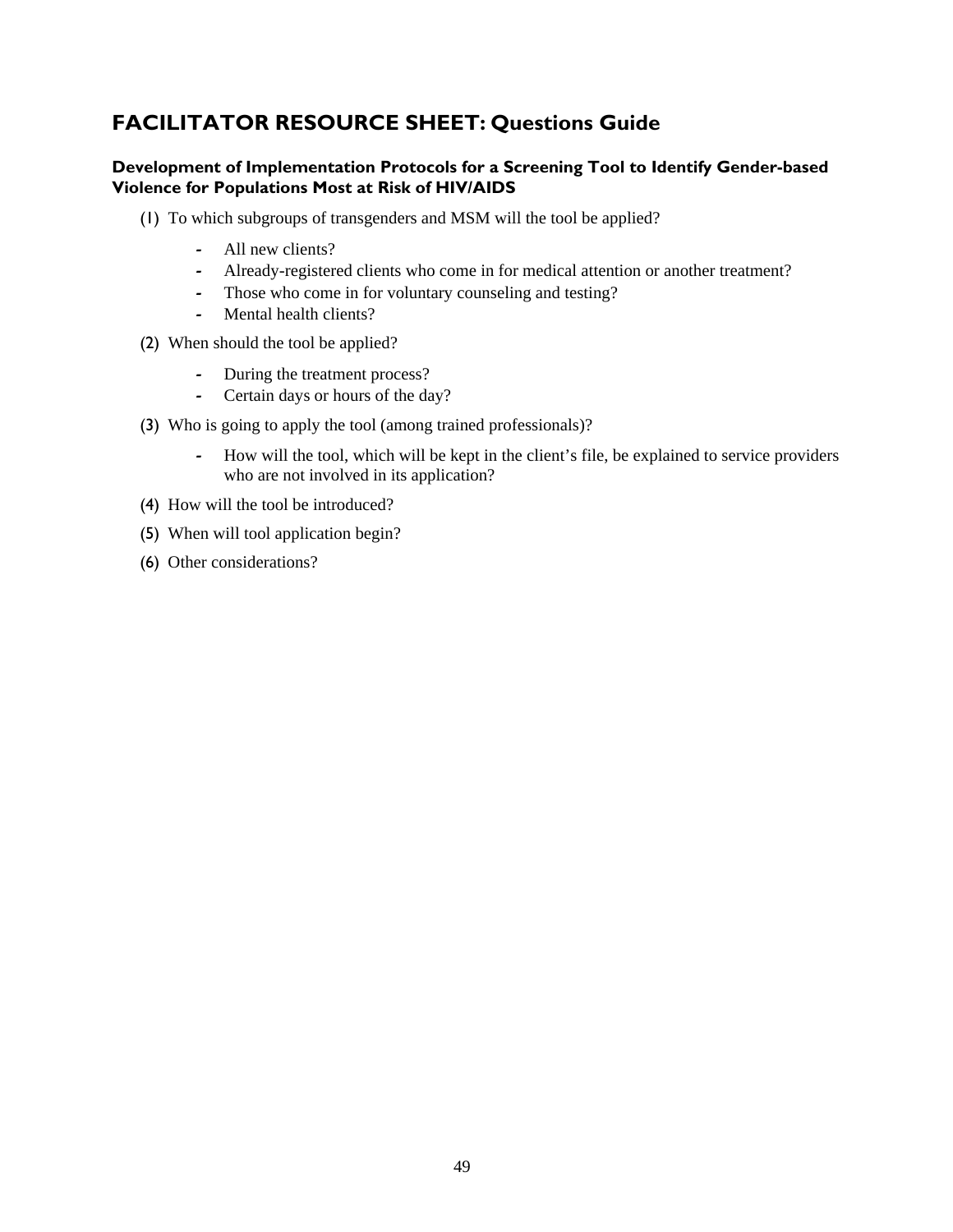## FACILITATOR RESOURCE SHEET: Questions Guide

### Development of Implementation Protocols for a Screening Tool to Identify Gender-based Violence for Populations Most at Risk of HIV/AIDS

(1) To which subgroups of transgenders and MSM will the tool be applied?

- All new clients?
- Already-registered clients who come in for medical attention or another treatment?
- Those who come in for voluntary counseling and testing?
- Mental health clients?

(2) When should the tool be applied?

- During the treatment process?
- Certain days or hours of the day?

(3) Who is going to apply the tool (among trained professionals)?

- How will the tool, which will be kept in the client's file, be explained to service providers who are not involved in its application?

(4) How will the tool be introduced?

(5) When will tool application begin?

(6) Other considerations?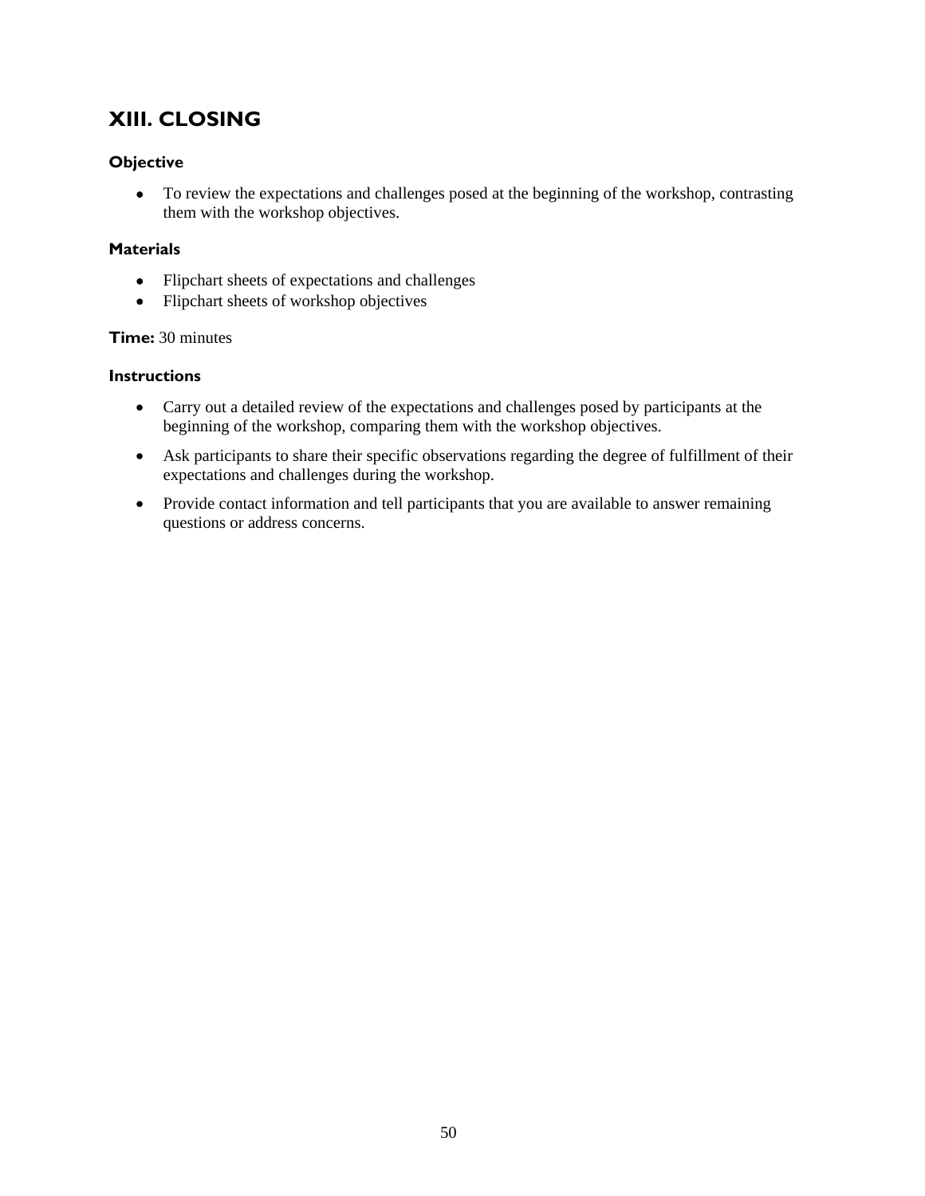## XIII. CLOSING

### Objective

- To review the expectations and challenges posed at the beginning of the workshop, contrasting them with the workshop objectives.

### Materials

- Flipchart sheets of expectations and challenges
- Flipchart sheets of workshop objectives

**Time:** 30 minutes

### Instructions

- Carry out a detailed review of the expectations and challenges posed by participants at the beginning of the workshop, comparing them with the workshop objectives.
- Ask participants to share their specific observations regarding the degree of fulfillment of their expectations and challenges during the workshop.
- Provide contact information and tell participants that you are available to answer remaining questions or address concerns.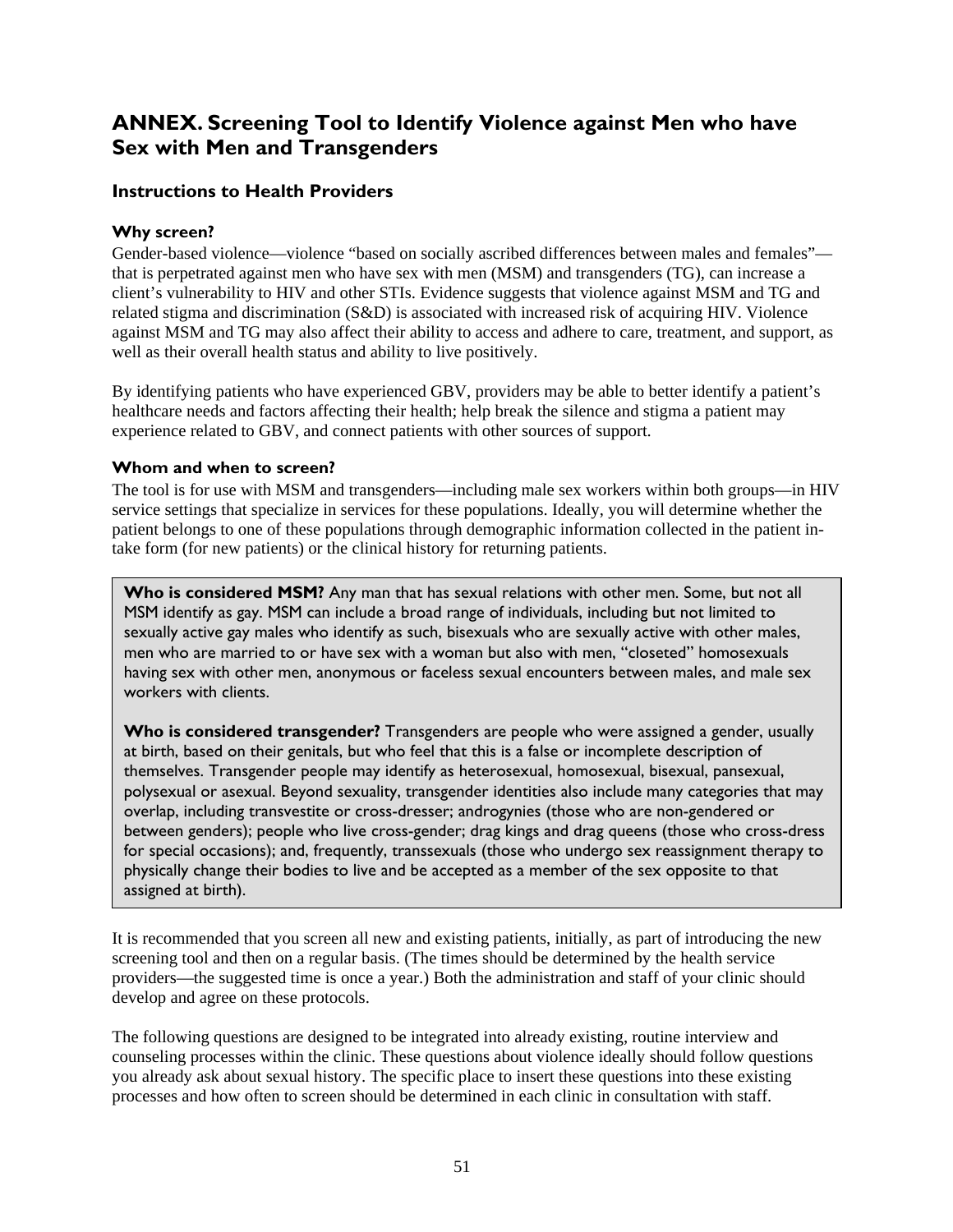# ANNEX. Screening Tool to Identify Violence against Men who have Sex with Men and Transgenders

## Instructions to Health Providers

### Why screen?

Gender-based violence—violence "based on socially ascribed differences between males and females"—that is perpetrated against men who have sex with men (MSM) and transgenders (TG), can increase a client's vulnerability to HIV and other STIs. Evidence suggests that violence against MSM and TG and related stigma and discrimination (S&D) is associated with increased risk of acquiring HIV. Violence against MSM and TG may also affect their ability to access and adhere to care, treatment, and support, as well as their overall health status and ability to live positively.

By identifying patients who have experienced GBV, providers may be able to better identify a patient's healthcare needs and factors affecting their health; help break the silence and stigma a patient may experience related to GBV, and connect patients with other sources of support.

### Whom and when to screen?

The tool is for use with MSM and transgenders—including male sex workers within both groups—in HIV service settings that specialize in services for these populations. Ideally, you will determine whether the patient belongs to one of these populations through demographic information collected in the patient in-take form (for new patients) or the clinical history for returning patients.

> **Who is considered MSM?** Any man that has sexual relations with other men. Some, but not all MSM identify as gay. MSM can include a broad range of individuals, including but not limited to sexually active gay males who identify as such, bisexuals who are sexually active with other males, men who are married to or have sex with a woman but also with men, "closeted" homosexuals having sex with other men, anonymous or faceless sexual encounters between males, and male sex workers with clients.
>
> **Who is considered transgender?** Transgenders are people who were assigned a gender, usually at birth, based on their genitals, but who feel that this is a false or incomplete description of themselves. Transgender people may identify as heterosexual, homosexual, bisexual, pansexual, polysexual or asexual. Beyond sexuality, transgender identities also include many categories that may overlap, including transvestite or cross-dresser; androgynies (those who are non-gendered or between genders); people who live cross-gender; drag kings and drag queens (those who cross-dress for special occasions); and, frequently, transsexuals (those who undergo sex reassignment therapy to physically change their bodies to live and be accepted as a member of the sex opposite to that assigned at birth).

It is recommended that you screen all new and existing patients, initially, as part of introducing the new screening tool and then on a regular basis. (The times should be determined by the health service providers—the suggested time is once a year.) Both the administration and staff of your clinic should develop and agree on these protocols.

The following questions are designed to be integrated into already existing, routine interview and counseling processes within the clinic. These questions about violence ideally should follow questions you already ask about sexual history. The specific place to insert these questions into these existing processes and how often to screen should be determined in each clinic in consultation with staff.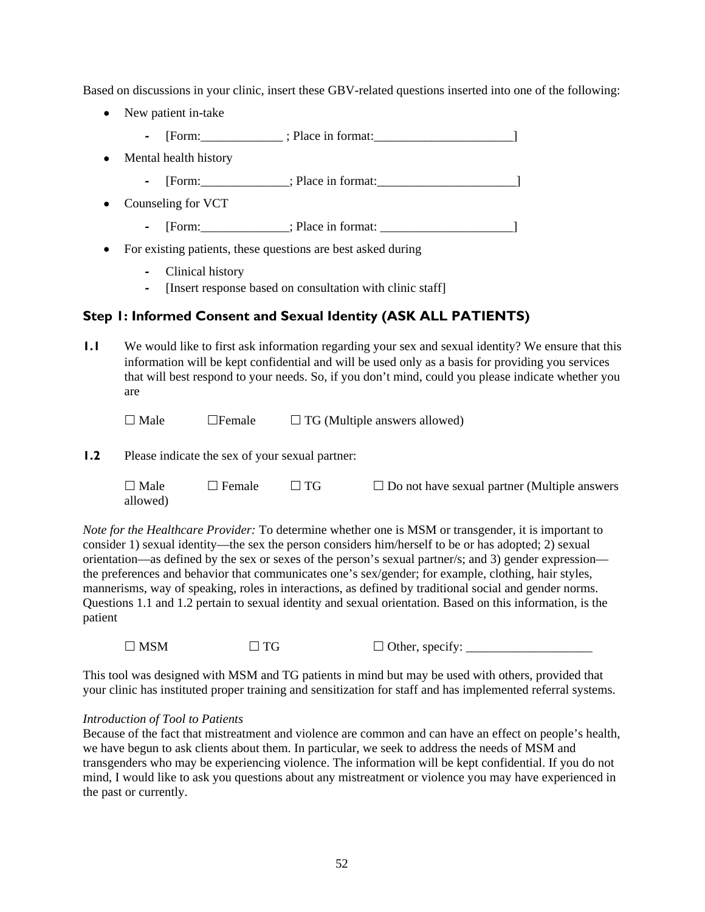Based on discussions in your clinic, insert these GBV-related questions inserted into one of the following:

- New patient in-take
  - [Form:_____________ ; Place in format:______________________]
- Mental health history
  - [Form:______________; Place in format:______________________]
- Counseling for VCT
  - [Form:______________; Place in format: _____________________]
- For existing patients, these questions are best asked during
  - Clinical history
  - [Insert response based on consultation with clinic staff]

## Step 1: Informed Consent and Sexual Identity (ASK ALL PATIENTS)

**1.1** We would like to first ask information regarding your sex and sexual identity? We ensure that this information will be kept confidential and will be used only as a basis for providing you services that will best respond to your needs. So, if you don't mind, could you please indicate whether you are

☐ Male ☐Female ☐ TG (Multiple answers allowed)

**1.2** Please indicate the sex of your sexual partner:

☐ Male ☐ Female ☐ TG ☐ Do not have sexual partner (Multiple answers allowed)

*Note for the Healthcare Provider:* To determine whether one is MSM or transgender, it is important to consider 1) sexual identity—the sex the person considers him/herself to be or has adopted; 2) sexual orientation—as defined by the sex or sexes of the person's sexual partner/s; and 3) gender expression—the preferences and behavior that communicates one's sex/gender; for example, clothing, hair styles, mannerisms, way of speaking, roles in interactions, as defined by traditional social and gender norms. Questions 1.1 and 1.2 pertain to sexual identity and sexual orientation. Based on this information, is the patient

☐ MSM ☐ TG ☐ Other, specify: ____________________

This tool was designed with MSM and TG patients in mind but may be used with others, provided that your clinic has instituted proper training and sensitization for staff and has implemented referral systems.

*Introduction of Tool to Patients*
Because of the fact that mistreatment and violence are common and can have an effect on people's health, we have begun to ask clients about them. In particular, we seek to address the needs of MSM and transgenders who may be experiencing violence. The information will be kept confidential. If you do not mind, I would like to ask you questions about any mistreatment or violence you may have experienced in the past or currently.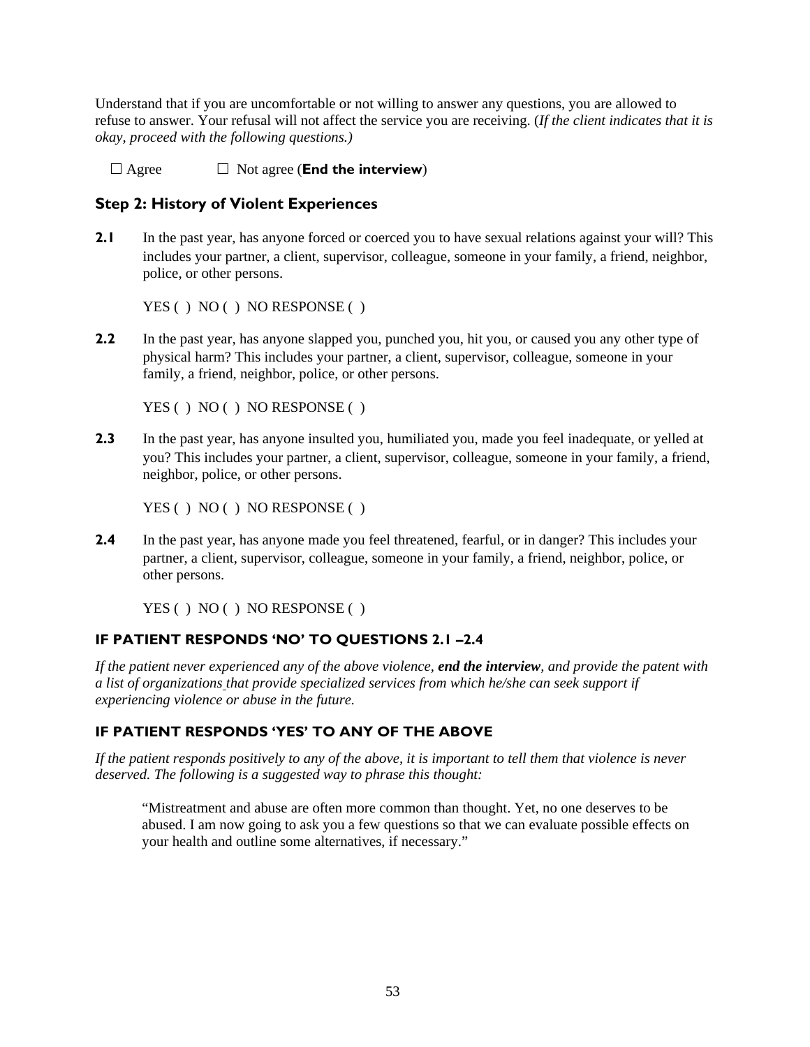Understand that if you are uncomfortable or not willing to answer any questions, you are allowed to refuse to answer. Your refusal will not affect the service you are receiving. (*If the client indicates that it is okay, proceed with the following questions.)*

☐ Agree ☐ Not agree (**End the interview**)

## Step 2: History of Violent Experiences

**2.1** In the past year, has anyone forced or coerced you to have sexual relations against your will? This includes your partner, a client, supervisor, colleague, someone in your family, a friend, neighbor, police, or other persons.

YES ( ) NO ( ) NO RESPONSE ( )

**2.2** In the past year, has anyone slapped you, punched you, hit you, or caused you any other type of physical harm? This includes your partner, a client, supervisor, colleague, someone in your family, a friend, neighbor, police, or other persons.

YES ( ) NO ( ) NO RESPONSE ( )

**2.3** In the past year, has anyone insulted you, humiliated you, made you feel inadequate, or yelled at you? This includes your partner, a client, supervisor, colleague, someone in your family, a friend, neighbor, police, or other persons.

YES ( ) NO ( ) NO RESPONSE ( )

**2.4** In the past year, has anyone made you feel threatened, fearful, or in danger? This includes your partner, a client, supervisor, colleague, someone in your family, a friend, neighbor, police, or other persons.

YES ( ) NO ( ) NO RESPONSE ( )

### IF PATIENT RESPONDS 'NO' TO QUESTIONS 2.1 –2.4

*If the patient never experienced any of the above violence, **end the interview**, and provide the patent with a list of organizations that provide specialized services from which he/she can seek support if experiencing violence or abuse in the future.*

### IF PATIENT RESPONDS 'YES' TO ANY OF THE ABOVE

*If the patient responds positively to any of the above, it is important to tell them that violence is never deserved. The following is a suggested way to phrase this thought:*

> "Mistreatment and abuse are often more common than thought. Yet, no one deserves to be abused. I am now going to ask you a few questions so that we can evaluate possible effects on your health and outline some alternatives, if necessary."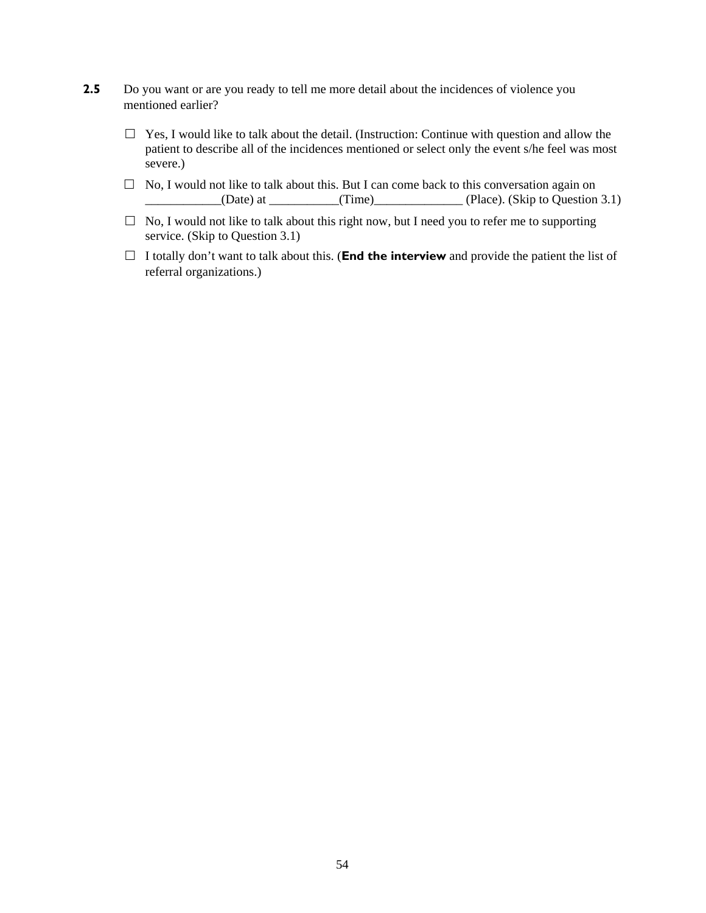**2.5** Do you want or are you ready to tell me more detail about the incidences of violence you mentioned earlier?

- ☐ Yes, I would like to talk about the detail. (Instruction: Continue with question and allow the patient to describe all of the incidences mentioned or select only the event s/he feel was most severe.)
- ☐ No, I would not like to talk about this. But I can come back to this conversation again on ____________(Date) at ___________(Time)______________ (Place). (Skip to Question 3.1)
- ☐ No, I would not like to talk about this right now, but I need you to refer me to supporting service. (Skip to Question 3.1)
- ☐ I totally don't want to talk about this. (**End the interview** and provide the patient the list of referral organizations.)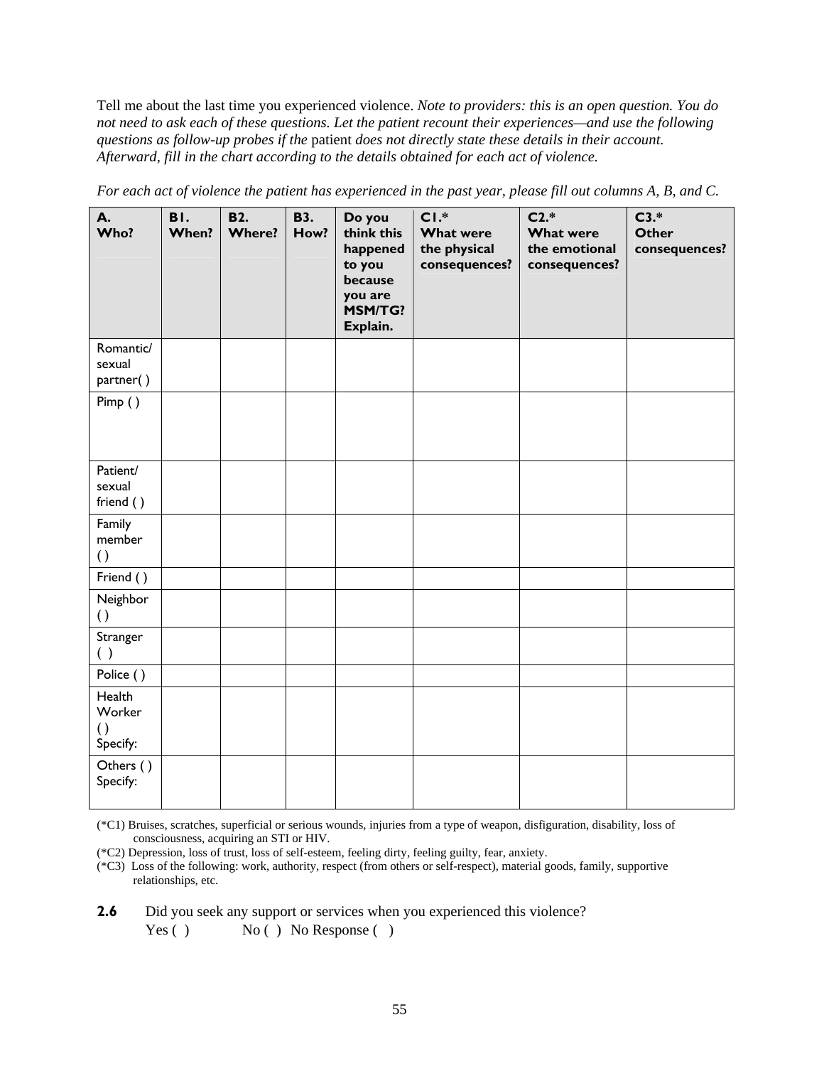Tell me about the last time you experienced violence. *Note to providers: this is an open question. You do not need to ask each of these questions. Let the patient recount their experiences—and use the following questions as follow-up probes if the* patient *does not directly state these details in their account. Afterward, fill in the chart according to the details obtained for each act of violence.*

*For each act of violence the patient has experienced in the past year, please fill out columns A, B, and C.*

| **A. Who?** | **B1. When?** | **B2. Where?** | **B3. How?** | **Do you think this happened to you because you are MSM/TG? Explain.** | **C1.* What were the physical consequences?** | **C2.* What were the emotional consequences?** | **C3.* Other consequences?** |
|---|---|---|---|---|---|---|---|
| Romantic/ sexual partner( ) | | | | | | | |
| Pimp ( ) | | | | | | | |
| Patient/ sexual friend ( ) | | | | | | | |
| Family member ( ) | | | | | | | |
| Friend ( ) | | | | | | | |
| Neighbor ( ) | | | | | | | |
| Stranger ( ) | | | | | | | |
| Police ( ) | | | | | | | |
| Health Worker ( ) Specify: | | | | | | | |
| Others ( ) Specify: | | | | | | | |

(*C1) Bruises, scratches, superficial or serious wounds, injuries from a type of weapon, disfiguration, disability, loss of consciousness, acquiring an STI or HIV.

(*C2) Depression, loss of trust, loss of self-esteem, feeling dirty, feeling guilty, fear, anxiety.

(*C3) Loss of the following: work, authority, respect (from others or self-respect), material goods, family, supportive relationships, etc.

**2.6** Did you seek any support or services when you experienced this violence?
Yes ( ) No ( ) No Response ( )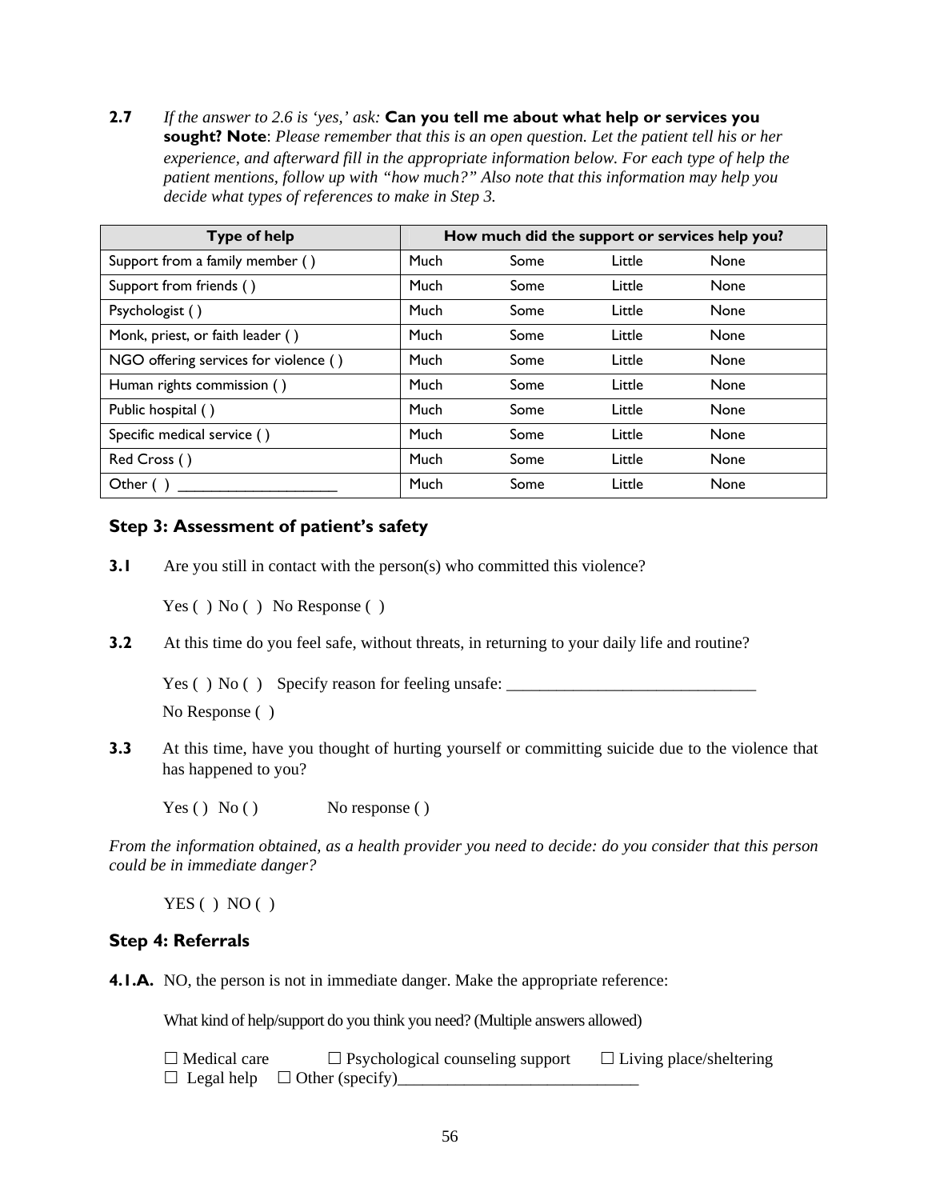**2.7** *If the answer to 2.6 is 'yes,' ask:* **Can you tell me about what help or services you sought? Note**: *Please remember that this is an open question. Let the patient tell his or her experience, and afterward fill in the appropriate information below. For each type of help the patient mentions, follow up with "how much?" Also note that this information may help you decide what types of references to make in Step 3.*

| Type of help | How much did the support or services help you? | | | |
|---|---|---|---|---|
| Support from a family member ( ) | Much | Some | Little | None |
| Support from friends ( ) | Much | Some | Little | None |
| Psychologist ( ) | Much | Some | Little | None |
| Monk, priest, or faith leader ( ) | Much | Some | Little | None |
| NGO offering services for violence ( ) | Much | Some | Little | None |
| Human rights commission ( ) | Much | Some | Little | None |
| Public hospital ( ) | Much | Some | Little | None |
| Specific medical service ( ) | Much | Some | Little | None |
| Red Cross ( ) | Much | Some | Little | None |
| Other ( ) ____________________ | Much | Some | Little | None |

### Step 3: Assessment of patient's safety

**3.1** Are you still in contact with the person(s) who committed this violence?

Yes ( ) No ( ) No Response ( )

**3.2** At this time do you feel safe, without threats, in returning to your daily life and routine?

Yes ( ) No ( ) Specify reason for feeling unsafe: ______________________________

No Response ( )

**3.3** At this time, have you thought of hurting yourself or committing suicide due to the violence that has happened to you?

Yes ( ) No ( ) No response ( )

*From the information obtained, as a health provider you need to decide: do you consider that this person could be in immediate danger?*

YES ( ) NO ( )

### Step 4: Referrals

**4.1.A.** NO, the person is not in immediate danger. Make the appropriate reference:

What kind of help/support do you think you need? (Multiple answers allowed)

☐ Medical care ☐ Psychological counseling support ☐ Living place/sheltering
☐ Legal help ☐ Other (specify)____________________________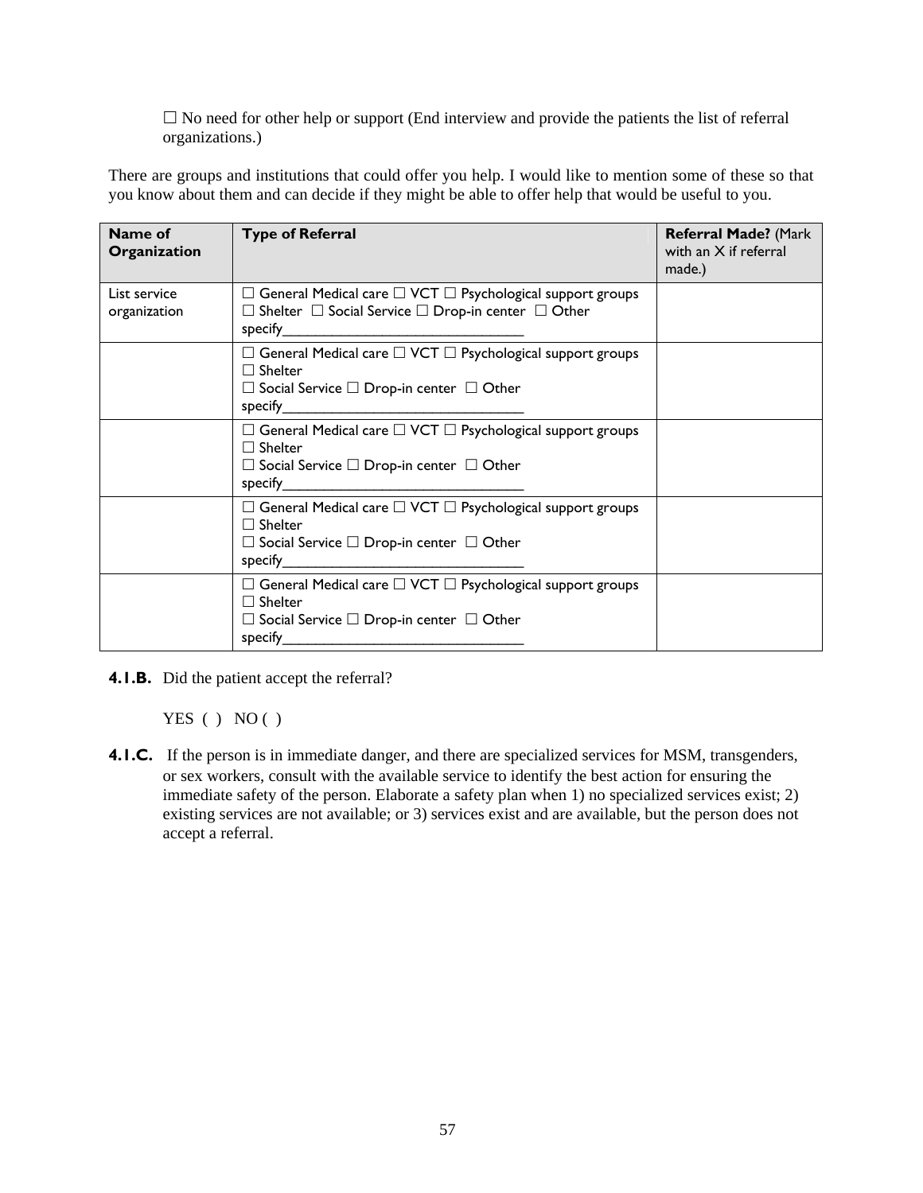☐ No need for other help or support (End interview and provide the patients the list of referral organizations.)

There are groups and institutions that could offer you help. I would like to mention some of these so that you know about them and can decide if they might be able to offer help that would be useful to you.

| **Name of Organization** | **Type of Referral** | **Referral Made?** (Mark with an X if referral made.) |
|---|---|---|
| List service organization | ☐ General Medical care ☐ VCT ☐ Psychological support groups ☐ Shelter ☐ Social Service ☐ Drop-in center ☐ Other specify_______________________________ | |
| | ☐ General Medical care ☐ VCT ☐ Psychological support groups ☐ Shelter ☐ Social Service ☐ Drop-in center ☐ Other specify_______________________________ | |
| | ☐ General Medical care ☐ VCT ☐ Psychological support groups ☐ Shelter ☐ Social Service ☐ Drop-in center ☐ Other specify_______________________________ | |
| | ☐ General Medical care ☐ VCT ☐ Psychological support groups ☐ Shelter ☐ Social Service ☐ Drop-in center ☐ Other specify_______________________________ | |
| | ☐ General Medical care ☐ VCT ☐ Psychological support groups ☐ Shelter ☐ Social Service ☐ Drop-in center ☐ Other specify_______________________________ | |

**4.1.B.** Did the patient accept the referral?

YES ( ) NO ( )

**4.1.C.** If the person is in immediate danger, and there are specialized services for MSM, transgenders, or sex workers, consult with the available service to identify the best action for ensuring the immediate safety of the person. Elaborate a safety plan when 1) no specialized services exist; 2) existing services are not available; or 3) services exist and are available, but the person does not accept a referral.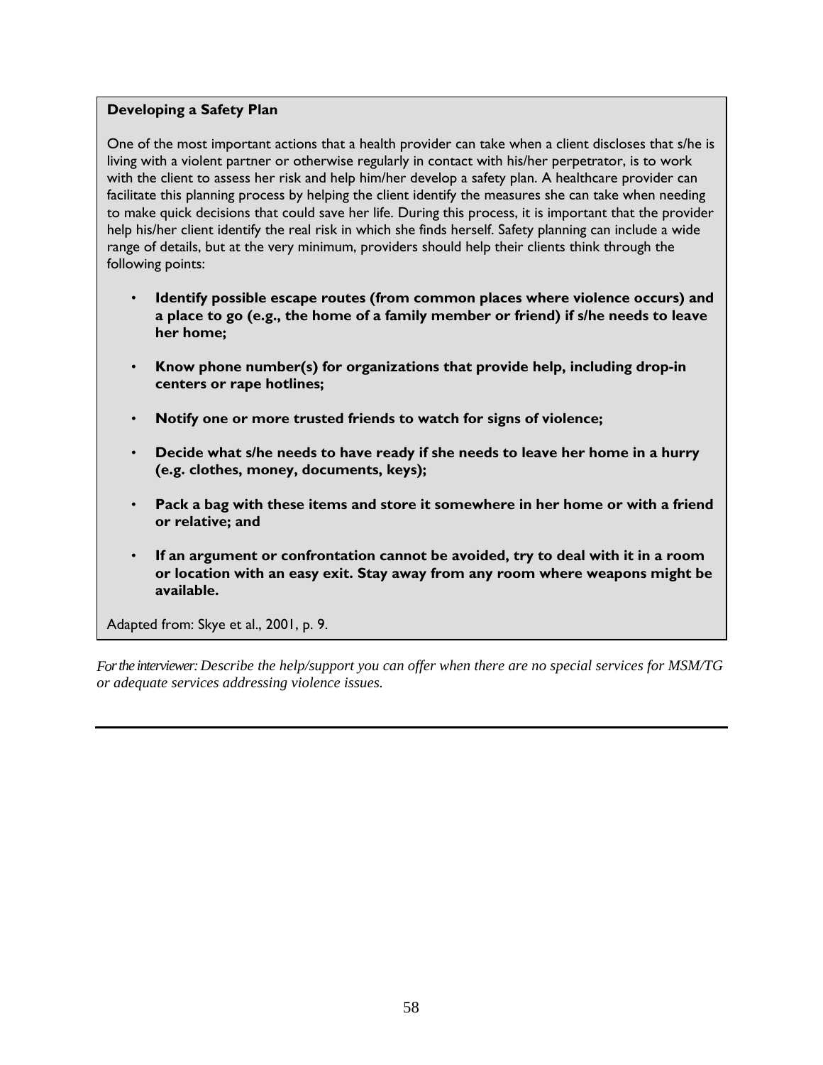**Developing a Safety Plan**

One of the most important actions that a health provider can take when a client discloses that s/he is living with a violent partner or otherwise regularly in contact with his/her perpetrator, is to work with the client to assess her risk and help him/her develop a safety plan. A healthcare provider can facilitate this planning process by helping the client identify the measures she can take when needing to make quick decisions that could save her life. During this process, it is important that the provider help his/her client identify the real risk in which she finds herself. Safety planning can include a wide range of details, but at the very minimum, providers should help their clients think through the following points:

- **Identify possible escape routes (from common places where violence occurs) and a place to go (e.g., the home of a family member or friend) if s/he needs to leave her home;**
- **Know phone number(s) for organizations that provide help, including drop-in centers or rape hotlines;**
- **Notify one or more trusted friends to watch for signs of violence;**
- **Decide what s/he needs to have ready if she needs to leave her home in a hurry (e.g. clothes, money, documents, keys);**
- **Pack a bag with these items and store it somewhere in her home or with a friend or relative; and**
- **If an argument or confrontation cannot be avoided, try to deal with it in a room or location with an easy exit. Stay away from any room where weapons might be available.**

Adapted from: Skye et al., 2001, p. 9.

*For the interviewer: Describe the help/support you can offer when there are no special services for MSM/TG or adequate services addressing violence issues.*

---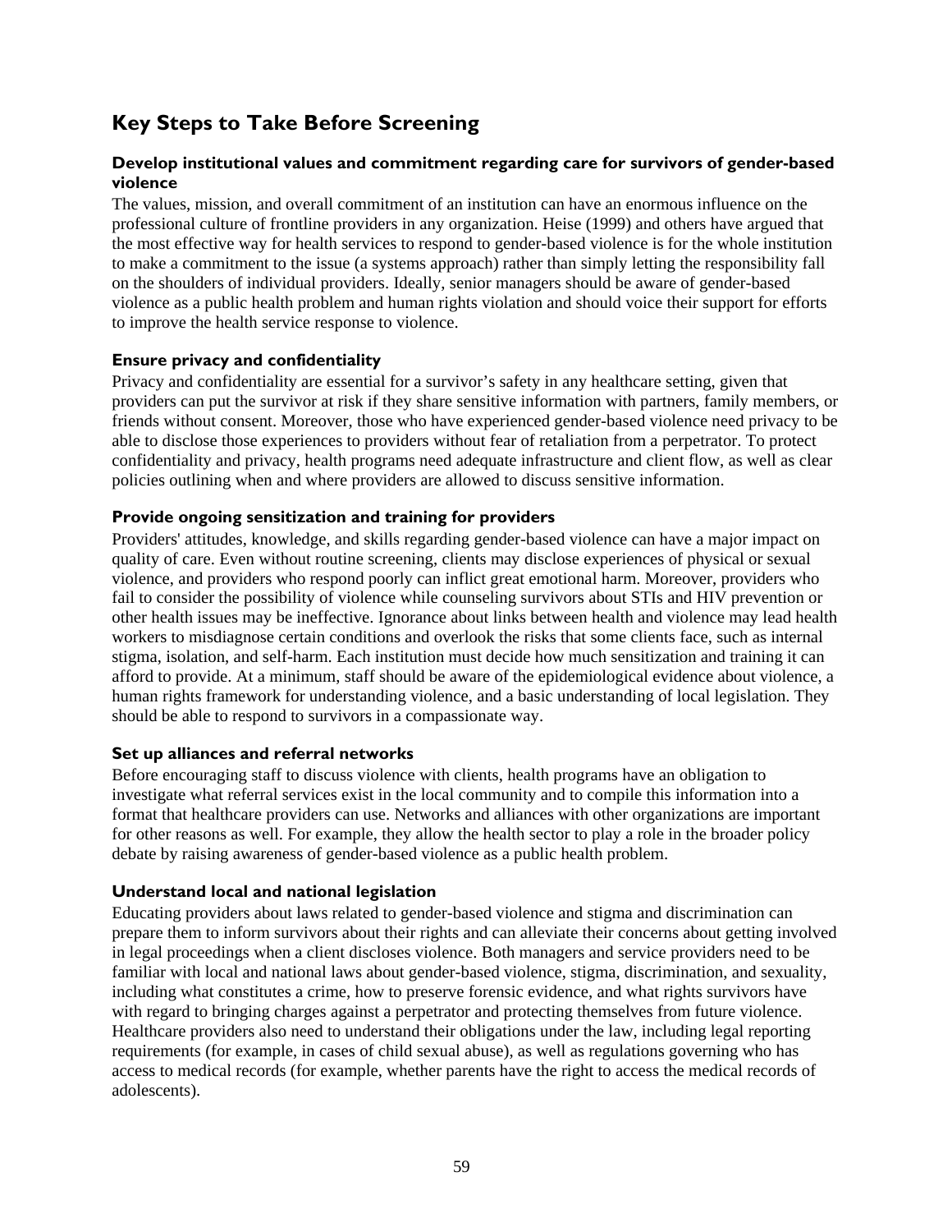## Key Steps to Take Before Screening

### Develop institutional values and commitment regarding care for survivors of gender-based violence

The values, mission, and overall commitment of an institution can have an enormous influence on the professional culture of frontline providers in any organization. Heise (1999) and others have argued that the most effective way for health services to respond to gender-based violence is for the whole institution to make a commitment to the issue (a systems approach) rather than simply letting the responsibility fall on the shoulders of individual providers. Ideally, senior managers should be aware of gender-based violence as a public health problem and human rights violation and should voice their support for efforts to improve the health service response to violence.

### Ensure privacy and confidentiality

Privacy and confidentiality are essential for a survivor's safety in any healthcare setting, given that providers can put the survivor at risk if they share sensitive information with partners, family members, or friends without consent. Moreover, those who have experienced gender-based violence need privacy to be able to disclose those experiences to providers without fear of retaliation from a perpetrator. To protect confidentiality and privacy, health programs need adequate infrastructure and client flow, as well as clear policies outlining when and where providers are allowed to discuss sensitive information.

### Provide ongoing sensitization and training for providers

Providers' attitudes, knowledge, and skills regarding gender-based violence can have a major impact on quality of care. Even without routine screening, clients may disclose experiences of physical or sexual violence, and providers who respond poorly can inflict great emotional harm. Moreover, providers who fail to consider the possibility of violence while counseling survivors about STIs and HIV prevention or other health issues may be ineffective. Ignorance about links between health and violence may lead health workers to misdiagnose certain conditions and overlook the risks that some clients face, such as internal stigma, isolation, and self-harm. Each institution must decide how much sensitization and training it can afford to provide. At a minimum, staff should be aware of the epidemiological evidence about violence, a human rights framework for understanding violence, and a basic understanding of local legislation. They should be able to respond to survivors in a compassionate way.

### Set up alliances and referral networks

Before encouraging staff to discuss violence with clients, health programs have an obligation to investigate what referral services exist in the local community and to compile this information into a format that healthcare providers can use. Networks and alliances with other organizations are important for other reasons as well. For example, they allow the health sector to play a role in the broader policy debate by raising awareness of gender-based violence as a public health problem.

### Understand local and national legislation

Educating providers about laws related to gender-based violence and stigma and discrimination can prepare them to inform survivors about their rights and can alleviate their concerns about getting involved in legal proceedings when a client discloses violence. Both managers and service providers need to be familiar with local and national laws about gender-based violence, stigma, discrimination, and sexuality, including what constitutes a crime, how to preserve forensic evidence, and what rights survivors have with regard to bringing charges against a perpetrator and protecting themselves from future violence. Healthcare providers also need to understand their obligations under the law, including legal reporting requirements (for example, in cases of child sexual abuse), as well as regulations governing who has access to medical records (for example, whether parents have the right to access the medical records of adolescents).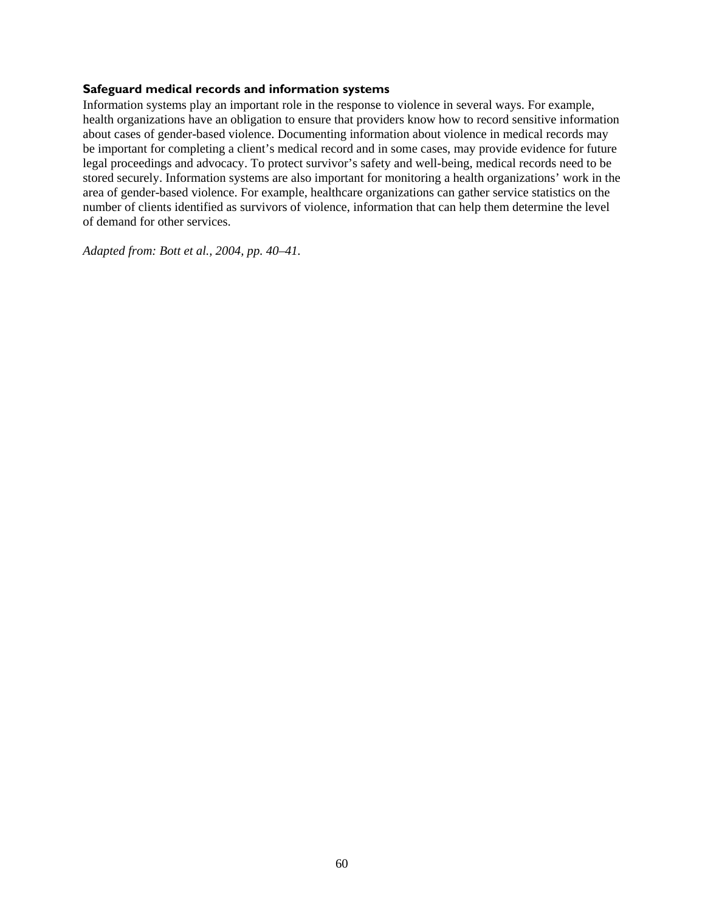**Safeguard medical records and information systems**

Information systems play an important role in the response to violence in several ways. For example, health organizations have an obligation to ensure that providers know how to record sensitive information about cases of gender-based violence. Documenting information about violence in medical records may be important for completing a client's medical record and in some cases, may provide evidence for future legal proceedings and advocacy. To protect survivor's safety and well-being, medical records need to be stored securely. Information systems are also important for monitoring a health organizations' work in the area of gender-based violence. For example, healthcare organizations can gather service statistics on the number of clients identified as survivors of violence, information that can help them determine the level of demand for other services.

*Adapted from: Bott et al., 2004, pp. 40–41.*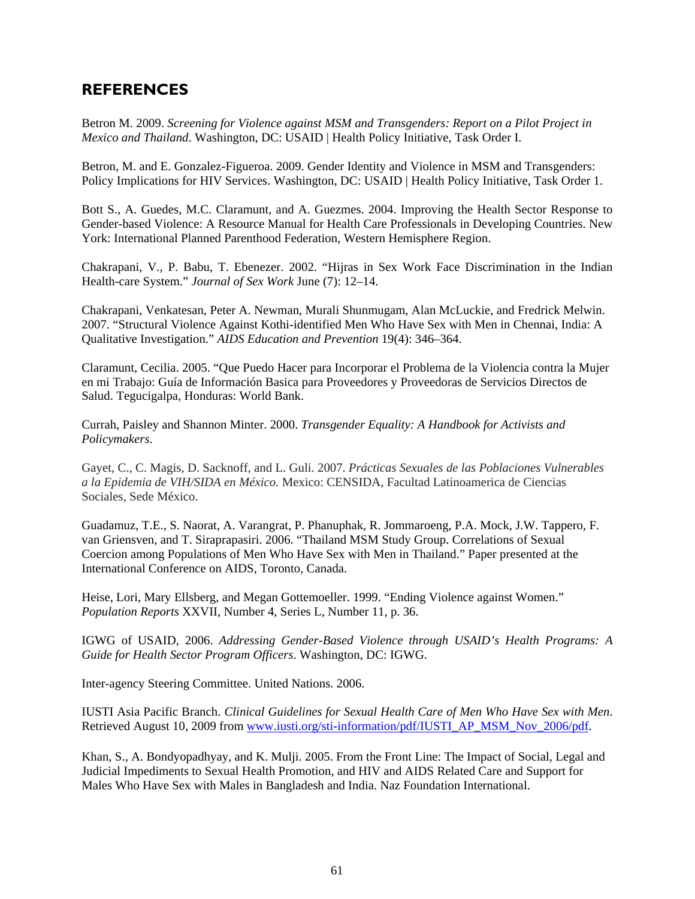# REFERENCES

Betron M. 2009. *Screening for Violence against MSM and Transgenders: Report on a Pilot Project in Mexico and Thailand*. Washington, DC: USAID | Health Policy Initiative, Task Order I.

Betron, M. and E. Gonzalez-Figueroa. 2009. Gender Identity and Violence in MSM and Transgenders: Policy Implications for HIV Services. Washington, DC: USAID | Health Policy Initiative, Task Order 1.

Bott S., A. Guedes, M.C. Claramunt, and A. Guezmes. 2004. Improving the Health Sector Response to Gender-based Violence: A Resource Manual for Health Care Professionals in Developing Countries. New York: International Planned Parenthood Federation, Western Hemisphere Region.

Chakrapani, V., P. Babu, T. Ebenezer. 2002. "Hijras in Sex Work Face Discrimination in the Indian Health-care System." *Journal of Sex Work* June (7): 12–14.

Chakrapani, Venkatesan, Peter A. Newman, Murali Shunmugam, Alan McLuckie, and Fredrick Melwin. 2007. "Structural Violence Against Kothi-identified Men Who Have Sex with Men in Chennai, India: A Qualitative Investigation." *AIDS Education and Prevention* 19(4): 346–364.

Claramunt, Cecilia. 2005. "Que Puedo Hacer para Incorporar el Problema de la Violencia contra la Mujer en mi Trabajo: Guía de Información Basica para Proveedores y Proveedoras de Servicios Directos de Salud. Tegucigalpa, Honduras: World Bank.

Currah, Paisley and Shannon Minter. 2000. *Transgender Equality: A Handbook for Activists and Policymakers*.

Gayet, C., C. Magis, D. Sacknoff, and L. Guli. 2007. *Prácticas Sexuales de las Poblaciones Vulnerables a la Epidemia de VIH/SIDA en México.* Mexico: CENSIDA, Facultad Latinoamerica de Ciencias Sociales, Sede México.

Guadamuz, T.E., S. Naorat, A. Varangrat, P. Phanuphak, R. Jommaroeng, P.A. Mock, J.W. Tappero, F. van Griensven, and T. Siraprapasiri. 2006. "Thailand MSM Study Group. Correlations of Sexual Coercion among Populations of Men Who Have Sex with Men in Thailand." Paper presented at the International Conference on AIDS, Toronto, Canada.

Heise, Lori, Mary Ellsberg, and Megan Gottemoeller. 1999. "Ending Violence against Women." *Population Reports* XXVII, Number 4, Series L, Number 11, p. 36.

IGWG of USAID, 2006. *Addressing Gender-Based Violence through USAID's Health Programs: A Guide for Health Sector Program Officers*. Washington, DC: IGWG.

Inter-agency Steering Committee. United Nations. 2006.

IUSTI Asia Pacific Branch. *Clinical Guidelines for Sexual Health Care of Men Who Have Sex with Men*. Retrieved August 10, 2009 from www.iusti.org/sti-information/pdf/IUSTI_AP_MSM_Nov_2006/pdf.

Khan, S., A. Bondyopadhyay, and K. Mulji. 2005. From the Front Line: The Impact of Social, Legal and Judicial Impediments to Sexual Health Promotion, and HIV and AIDS Related Care and Support for Males Who Have Sex with Males in Bangladesh and India. Naz Foundation International.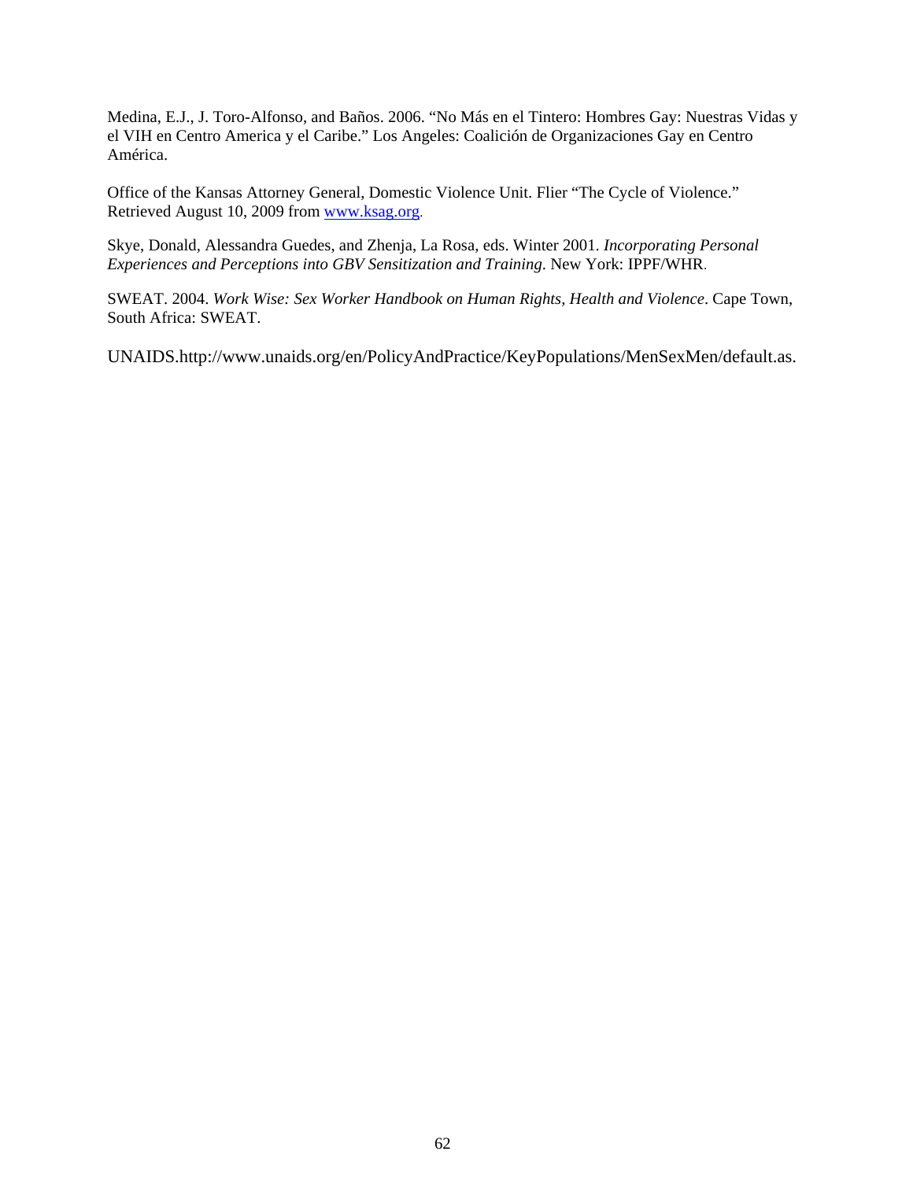Medina, E.J., J. Toro-Alfonso, and Baños. 2006. "No Más en el Tintero: Hombres Gay: Nuestras Vidas y el VIH en Centro America y el Caribe." Los Angeles: Coalición de Organizaciones Gay en Centro América.

Office of the Kansas Attorney General, Domestic Violence Unit. Flier "The Cycle of Violence." Retrieved August 10, 2009 from [www.ksag.org](http://www.ksag.org).

Skye, Donald, Alessandra Guedes, and Zhenja, La Rosa, eds. Winter 2001. *Incorporating Personal Experiences and Perceptions into GBV Sensitization and Training.* New York: IPPF/WHR.

SWEAT. 2004. *Work Wise: Sex Worker Handbook on Human Rights, Health and Violence*. Cape Town, South Africa: SWEAT.

UNAIDS.http://www.unaids.org/en/PolicyAndPractice/KeyPopulations/MenSexMen/default.as.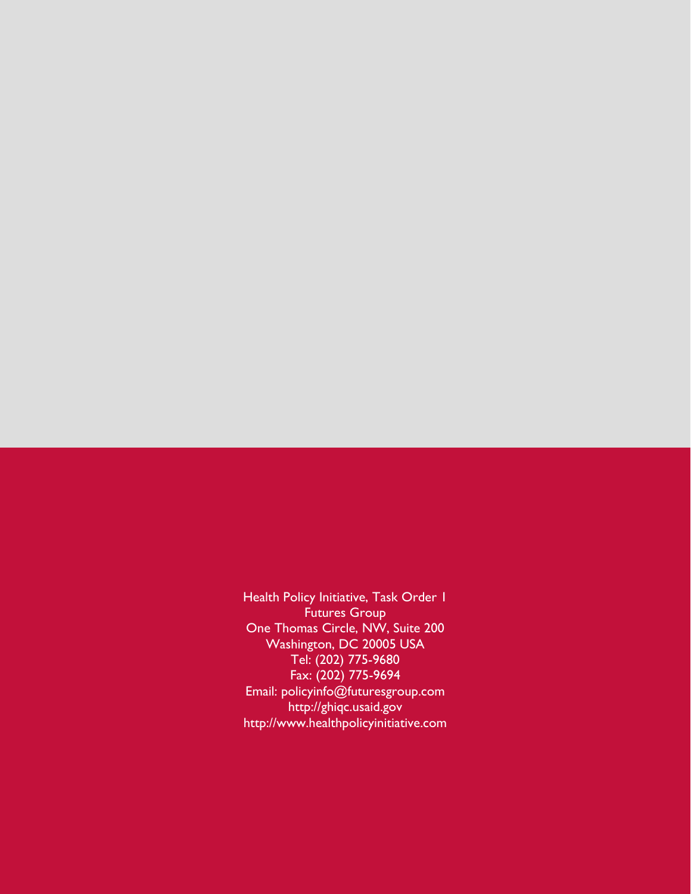Health Policy Initiative, Task Order 1
Futures Group
One Thomas Circle, NW, Suite 200
Washington, DC 20005 USA
Tel: (202) 775-9680
Fax: (202) 775-9694
Email: policyinfo@futuresgroup.com
http://ghiqc.usaid.gov
http://www.healthpolicyinitiative.com